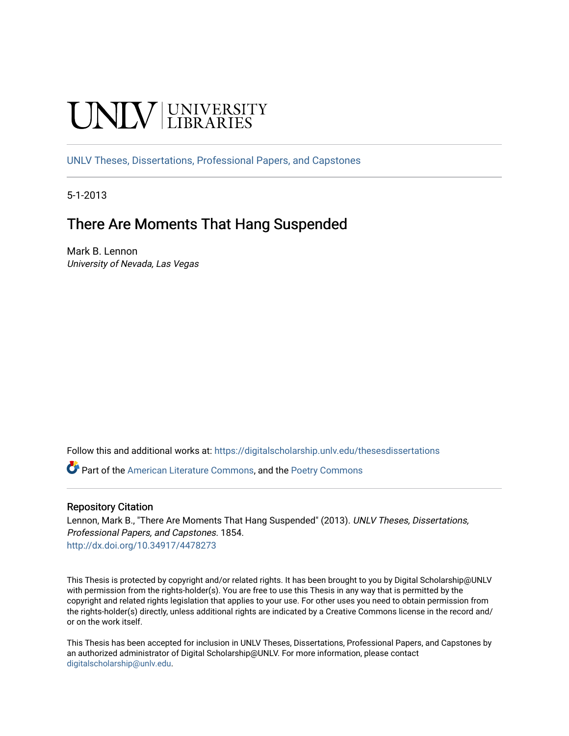UNLV | UNIVERSITY LIBRARIES

UNLV Theses, Dissertations, Professional Papers, and Capstones

5-1-2013

# There Are Moments That Hang Suspended

Mark B. Lennon
*University of Nevada, Las Vegas*

Follow this and additional works at: https://digitalscholarship.unlv.edu/thesesdissertations

Part of the American Literature Commons, and the Poetry Commons

## Repository Citation

Lennon, Mark B., "There Are Moments That Hang Suspended" (2013). *UNLV Theses, Dissertations, Professional Papers, and Capstones*. 1854.
http://dx.doi.org/10.34917/4478273

This Thesis is protected by copyright and/or related rights. It has been brought to you by Digital Scholarship@UNLV with permission from the rights-holder(s). You are free to use this Thesis in any way that is permitted by the copyright and related rights legislation that applies to your use. For other uses you need to obtain permission from the rights-holder(s) directly, unless additional rights are indicated by a Creative Commons license in the record and/or on the work itself.

This Thesis has been accepted for inclusion in UNLV Theses, Dissertations, Professional Papers, and Capstones by an authorized administrator of Digital Scholarship@UNLV. For more information, please contact digitalscholarship@unlv.edu.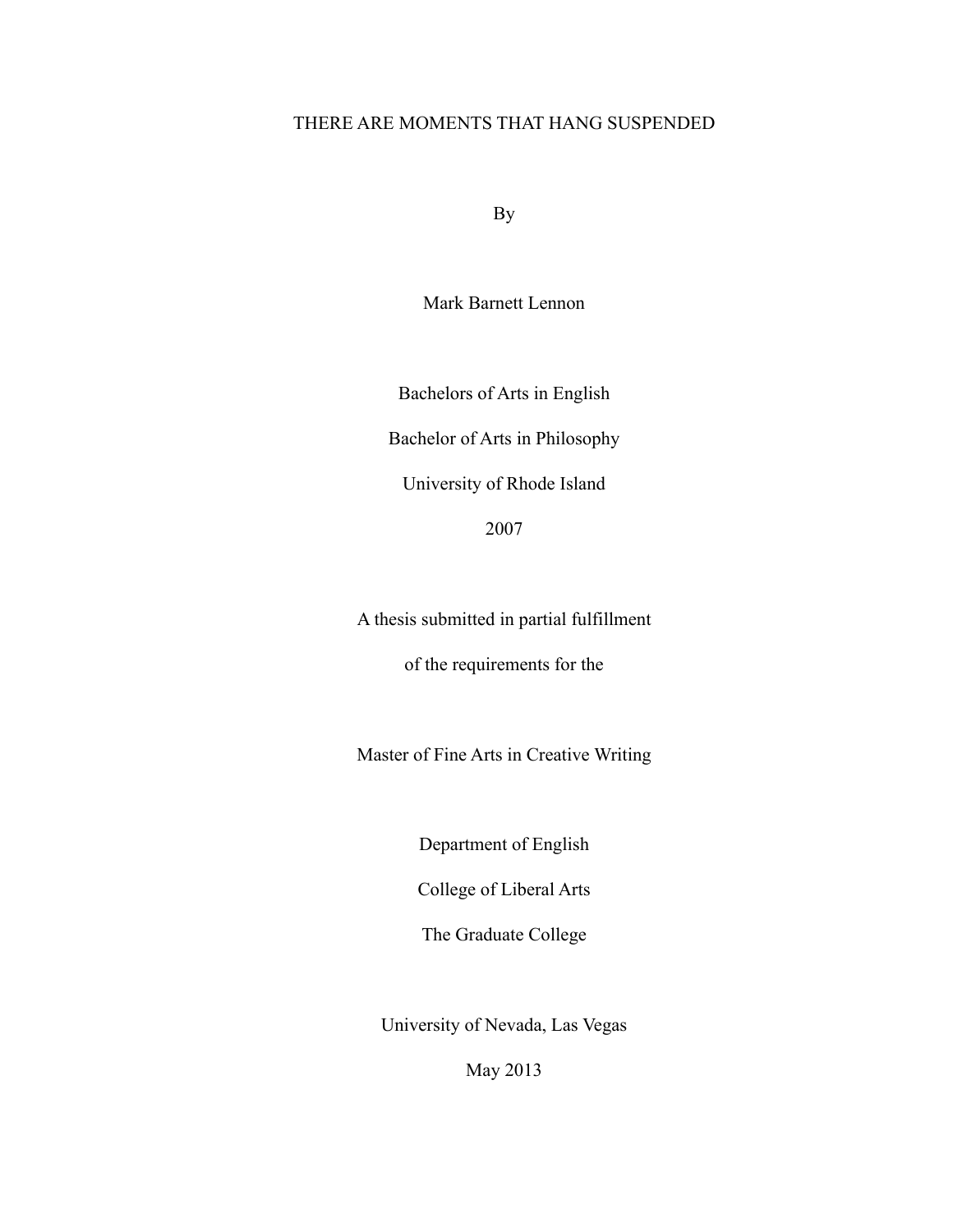# THERE ARE MOMENTS THAT HANG SUSPENDED

By

Mark Barnett Lennon

Bachelors of Arts in English

Bachelor of Arts in Philosophy

University of Rhode Island

2007

A thesis submitted in partial fulfillment

of the requirements for the

Master of Fine Arts in Creative Writing

Department of English

College of Liberal Arts

The Graduate College

University of Nevada, Las Vegas

May 2013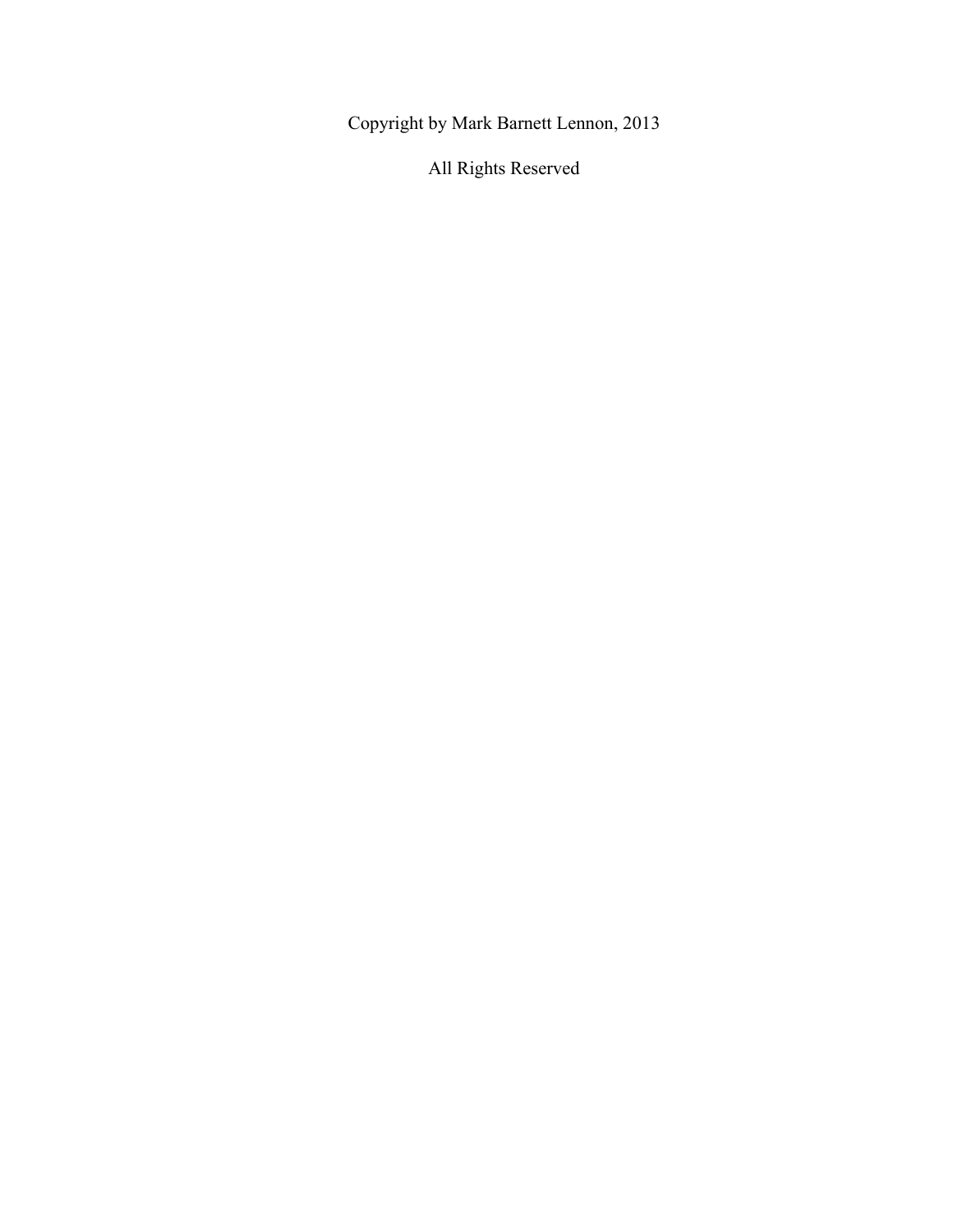Copyright by Mark Barnett Lennon, 2013

All Rights Reserved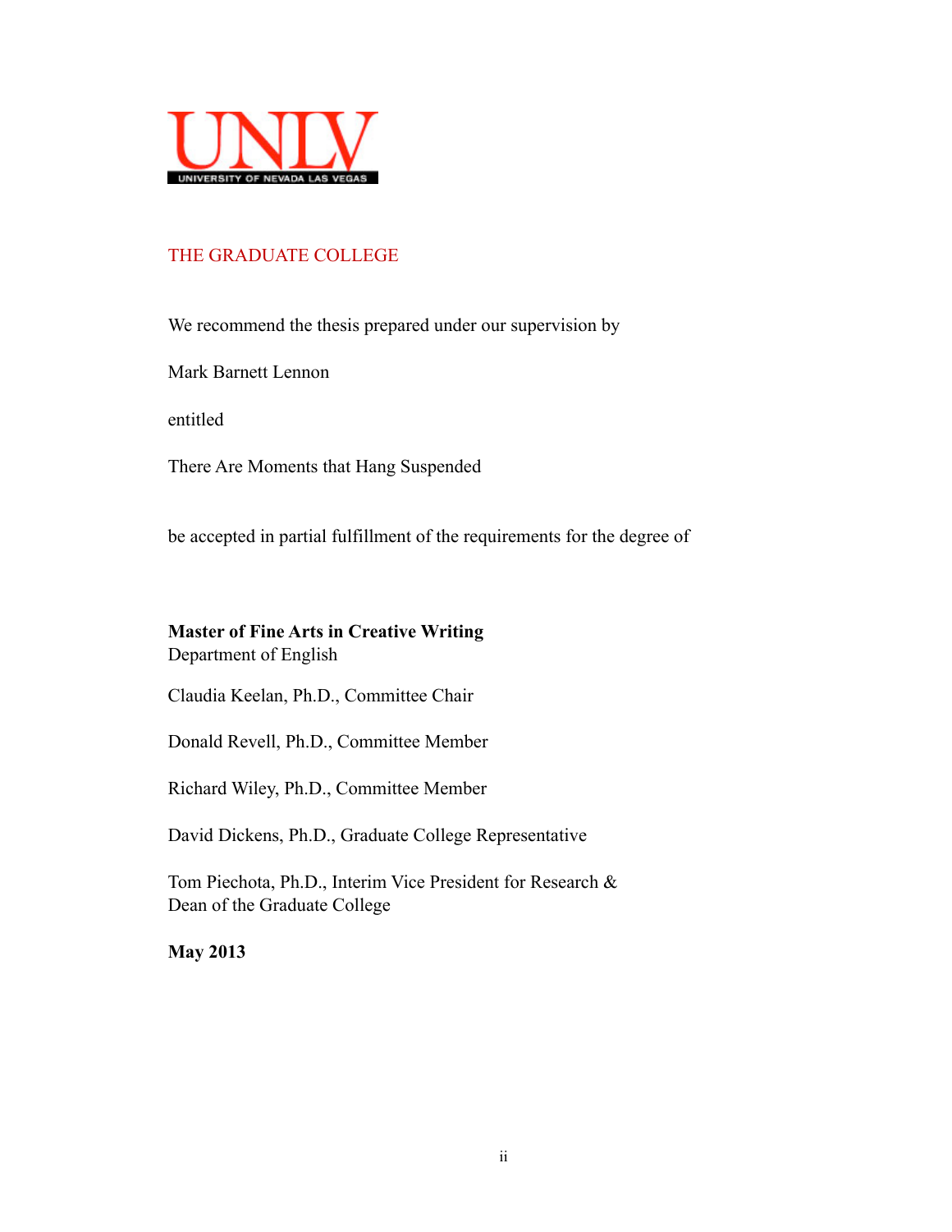UNLV

UNIVERSITY OF NEVADA LAS VEGAS

THE GRADUATE COLLEGE

We recommend the thesis prepared under our supervision by

Mark Barnett Lennon

entitled

There Are Moments that Hang Suspended

be accepted in partial fulfillment of the requirements for the degree of

**Master of Fine Arts in Creative Writing**
Department of English

Claudia Keelan, Ph.D., Committee Chair

Donald Revell, Ph.D., Committee Member

Richard Wiley, Ph.D., Committee Member

David Dickens, Ph.D., Graduate College Representative

Tom Piechota, Ph.D., Interim Vice President for Research &
Dean of the Graduate College

**May 2013**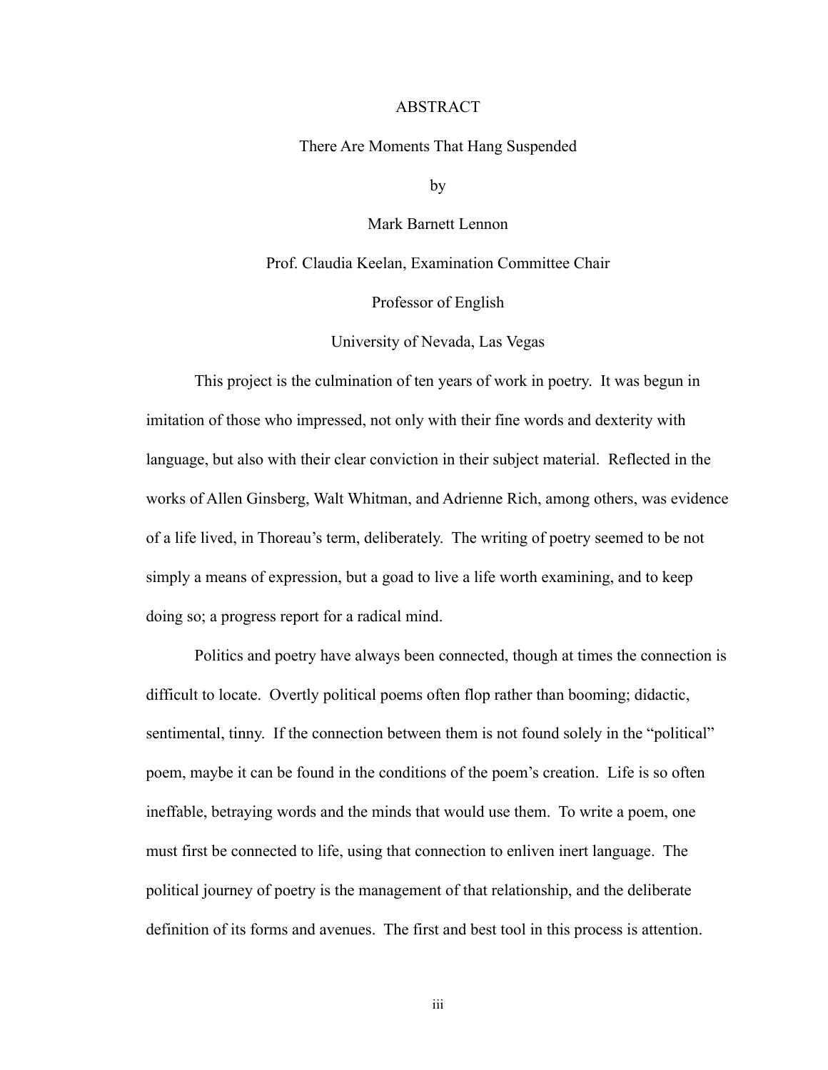# ABSTRACT

There Are Moments That Hang Suspended

by

Mark Barnett Lennon

Prof. Claudia Keelan, Examination Committee Chair

Professor of English

University of Nevada, Las Vegas

This project is the culmination of ten years of work in poetry. It was begun in imitation of those who impressed, not only with their fine words and dexterity with language, but also with their clear conviction in their subject material. Reflected in the works of Allen Ginsberg, Walt Whitman, and Adrienne Rich, among others, was evidence of a life lived, in Thoreau's term, deliberately. The writing of poetry seemed to be not simply a means of expression, but a goad to live a life worth examining, and to keep doing so; a progress report for a radical mind.

Politics and poetry have always been connected, though at times the connection is difficult to locate. Overtly political poems often flop rather than booming; didactic, sentimental, tinny. If the connection between them is not found solely in the "political" poem, maybe it can be found in the conditions of the poem's creation. Life is so often ineffable, betraying words and the minds that would use them. To write a poem, one must first be connected to life, using that connection to enliven inert language. The political journey of poetry is the management of that relationship, and the deliberate definition of its forms and avenues. The first and best tool in this process is attention.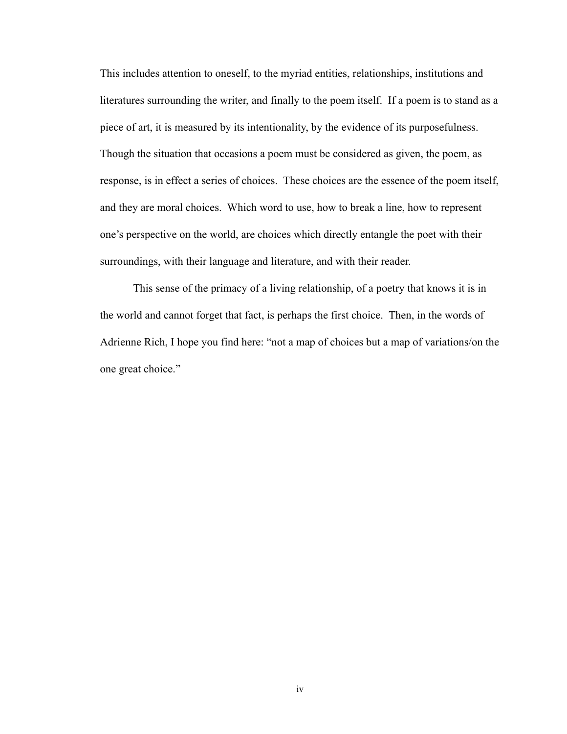This includes attention to oneself, to the myriad entities, relationships, institutions and literatures surrounding the writer, and finally to the poem itself. If a poem is to stand as a piece of art, it is measured by its intentionality, by the evidence of its purposefulness. Though the situation that occasions a poem must be considered as given, the poem, as response, is in effect a series of choices. These choices are the essence of the poem itself, and they are moral choices. Which word to use, how to break a line, how to represent one's perspective on the world, are choices which directly entangle the poet with their surroundings, with their language and literature, and with their reader.

This sense of the primacy of a living relationship, of a poetry that knows it is in the world and cannot forget that fact, is perhaps the first choice. Then, in the words of Adrienne Rich, I hope you find here: "not a map of choices but a map of variations/on the one great choice."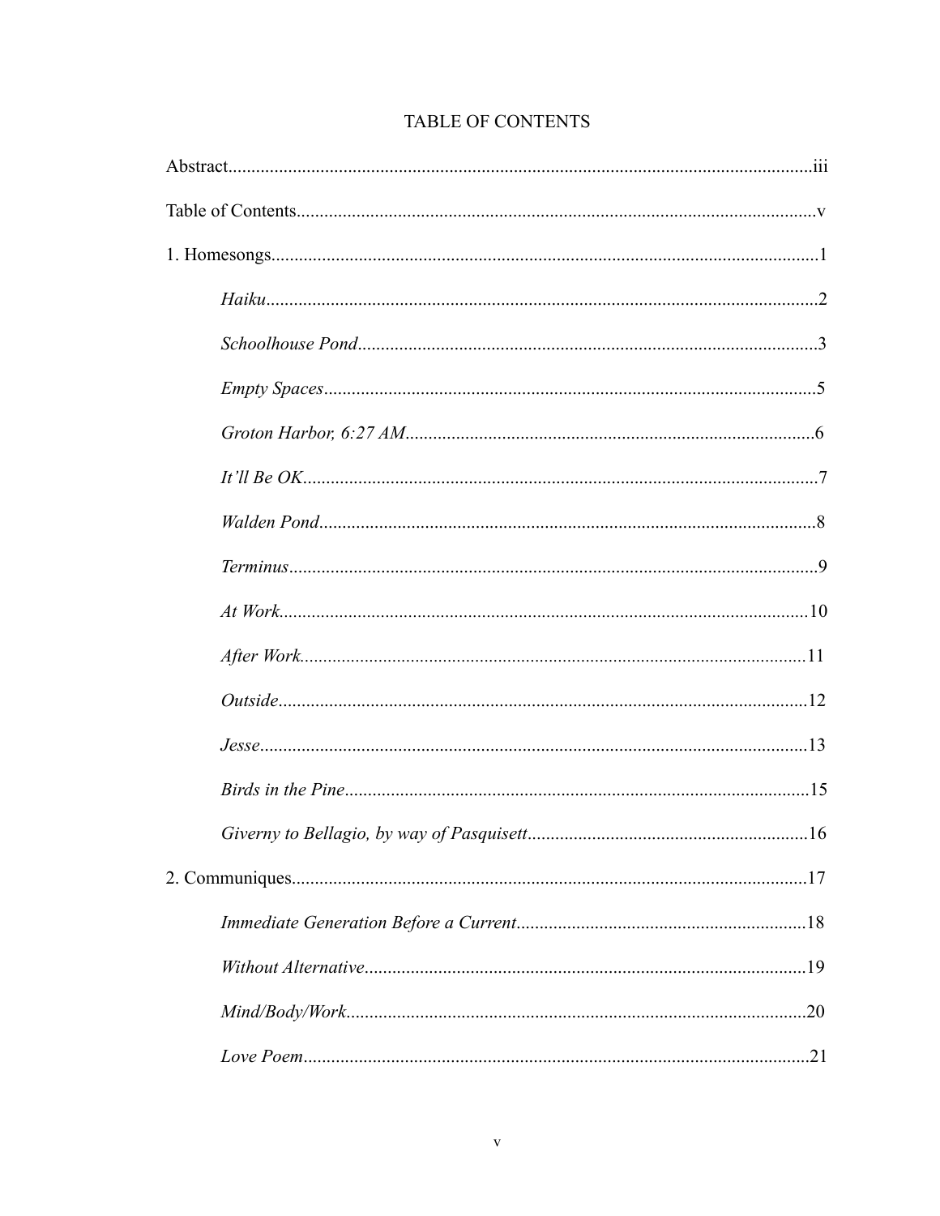# TABLE OF CONTENTS

Abstract...iii

Table of Contents...v

1. Homesongs...1

    *Haiku*...2

    *Schoolhouse Pond*...3

    *Empty Spaces*...5

    *Groton Harbor, 6:27 AM*...6

    *It'll Be OK*...7

    *Walden Pond*...8

    *Terminus*...9

    *At Work*...10

    *After Work*...11

    *Outside*...12

    *Jesse*...13

    *Birds in the Pine*...15

    *Giverny to Bellagio, by way of Pasquisett*...16

2. Communiques...17

    *Immediate Generation Before a Current*...18

    *Without Alternative*...19

    *Mind/Body/Work*...20

    *Love Poem*...21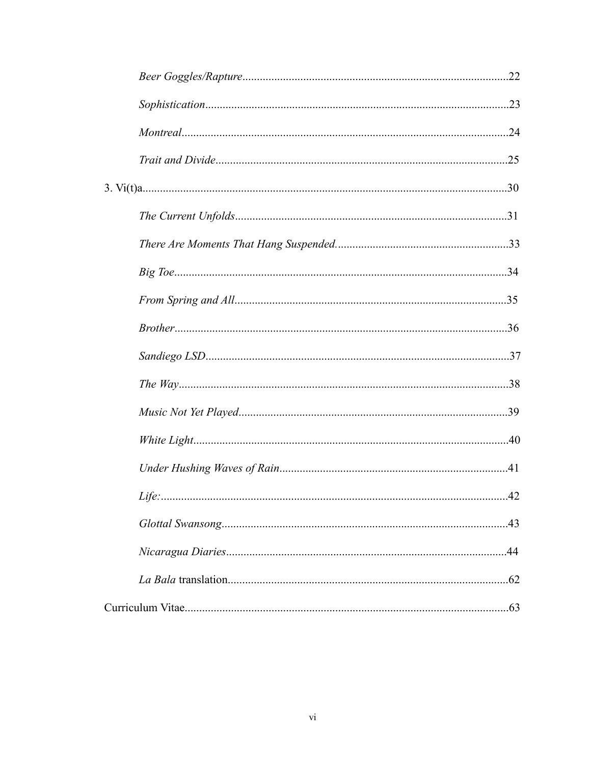*Beer Goggles/Rapture*...........................................................................................22

*Sophistication*........................................................................................................23

*Montreal*................................................................................................................24

*Trait and Divide*....................................................................................................25

3. Vi(t)a............................................................................................................................30

*The Current Unfolds*.............................................................................................31

*There Are Moments That Hang Suspended.*...........................................................33

*Big Toe*..................................................................................................................34

*From Spring and All*.............................................................................................35

*Brother*..................................................................................................................36

*Sandiego LSD*........................................................................................................37

*The Way*.................................................................................................................38

*Music Not Yet Played*............................................................................................39

*White Light*............................................................................................................40

*Under Hushing Waves of Rain*..............................................................................41

*Life:*.......................................................................................................................42

*Glottal Swansong*..................................................................................................43

*Nicaragua Diaries*................................................................................................44

*La Bala* translation................................................................................................62

Curriculum Vitae...............................................................................................................63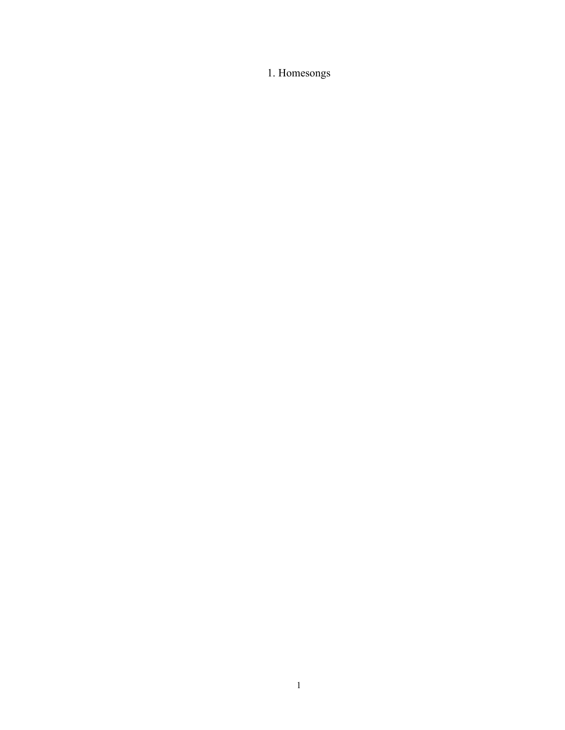# 1. Homesongs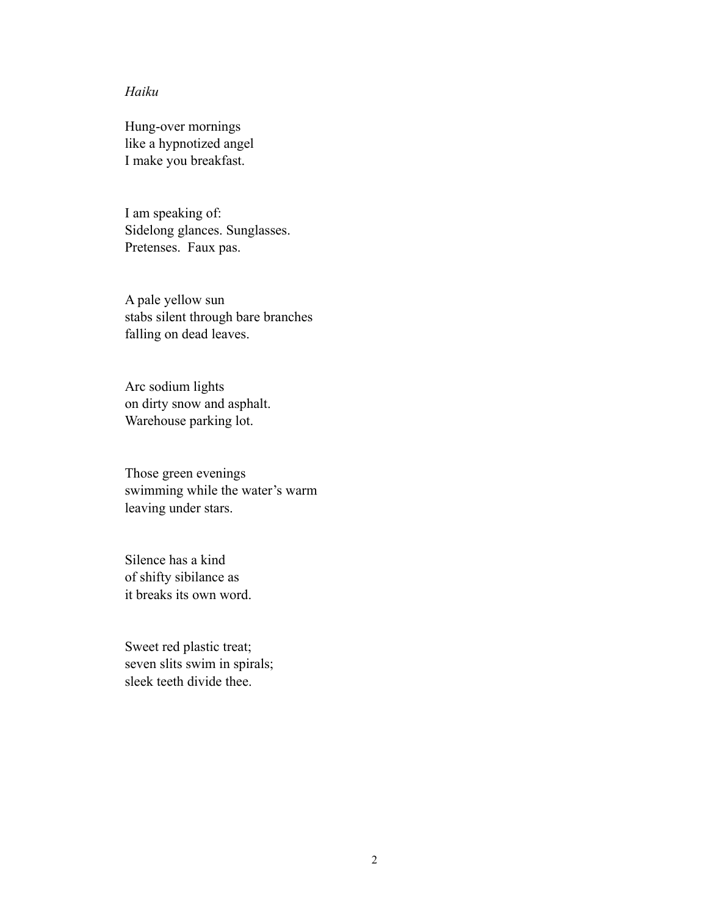*Haiku*

Hung-over mornings  
like a hypnotized angel  
I make you breakfast.

I am speaking of:  
Sidelong glances. Sunglasses.  
Pretenses. Faux pas.

A pale yellow sun  
stabs silent through bare branches  
falling on dead leaves.

Arc sodium lights  
on dirty snow and asphalt.  
Warehouse parking lot.

Those green evenings  
swimming while the water's warm  
leaving under stars.

Silence has a kind  
of shifty sibilance as  
it breaks its own word.

Sweet red plastic treat;  
seven slits swim in spirals;  
sleek teeth divide thee.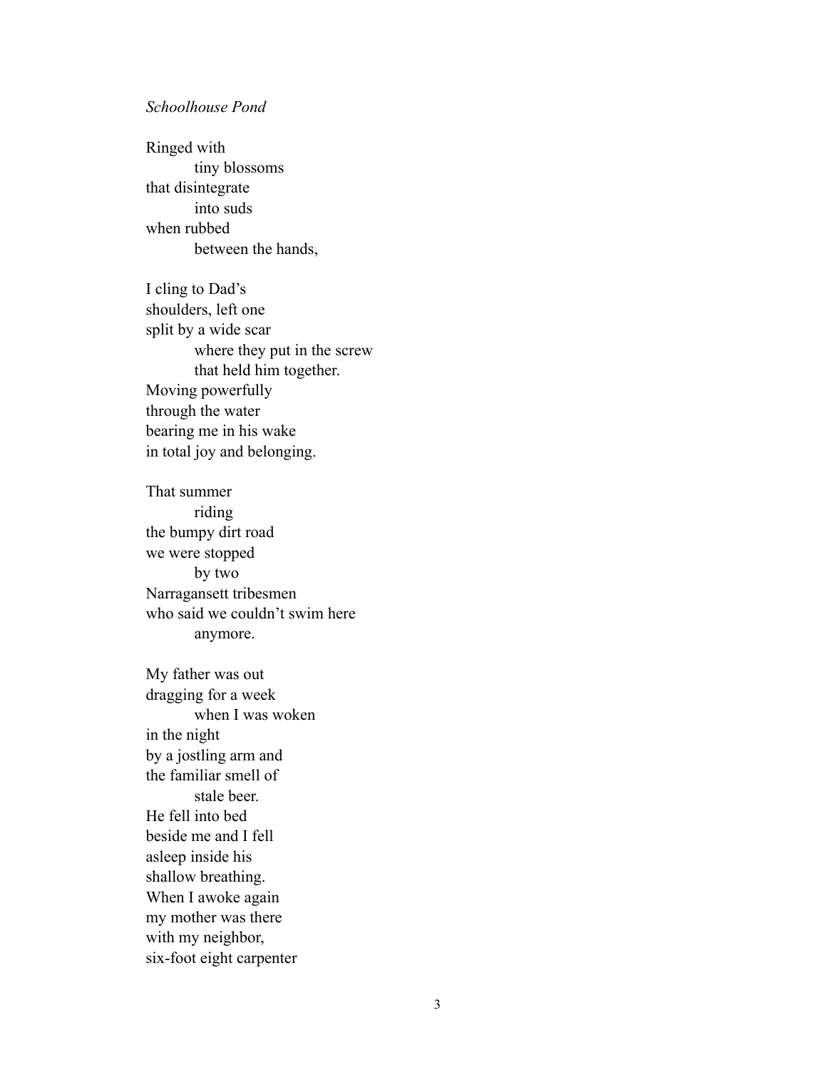*Schoolhouse Pond*

Ringed with
&nbsp;&nbsp;&nbsp;&nbsp;&nbsp;&nbsp;&nbsp;&nbsp;tiny blossoms
that disintegrate
&nbsp;&nbsp;&nbsp;&nbsp;&nbsp;&nbsp;&nbsp;&nbsp;into suds
when rubbed
&nbsp;&nbsp;&nbsp;&nbsp;&nbsp;&nbsp;&nbsp;&nbsp;between the hands,

I cling to Dad's
shoulders, left one
split by a wide scar
&nbsp;&nbsp;&nbsp;&nbsp;&nbsp;&nbsp;&nbsp;&nbsp;where they put in the screw
&nbsp;&nbsp;&nbsp;&nbsp;&nbsp;&nbsp;&nbsp;&nbsp;that held him together.
Moving powerfully
through the water
bearing me in his wake
in total joy and belonging.

That summer
&nbsp;&nbsp;&nbsp;&nbsp;&nbsp;&nbsp;&nbsp;&nbsp;riding
the bumpy dirt road
we were stopped
&nbsp;&nbsp;&nbsp;&nbsp;&nbsp;&nbsp;&nbsp;&nbsp;by two
Narragansett tribesmen
who said we couldn't swim here
&nbsp;&nbsp;&nbsp;&nbsp;&nbsp;&nbsp;&nbsp;&nbsp;anymore.

My father was out
dragging for a week
&nbsp;&nbsp;&nbsp;&nbsp;&nbsp;&nbsp;&nbsp;&nbsp;when I was woken
in the night
by a jostling arm and
the familiar smell of
&nbsp;&nbsp;&nbsp;&nbsp;&nbsp;&nbsp;&nbsp;&nbsp;stale beer.
He fell into bed
beside me and I fell
asleep inside his
shallow breathing.
When I awoke again
my mother was there
with my neighbor,
six-foot eight carpenter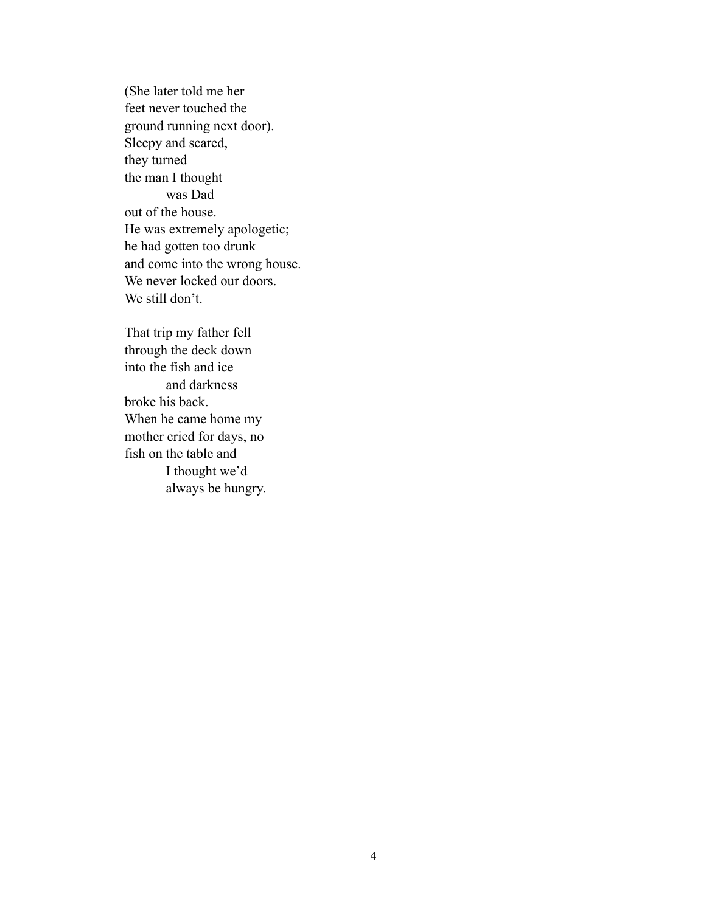(She later told me her
feet never touched the
ground running next door).
Sleepy and scared,
they turned
the man I thought
&emsp;&emsp;&emsp;was Dad
out of the house.
He was extremely apologetic;
he had gotten too drunk
and come into the wrong house.
We never locked our doors.
We still don't.

That trip my father fell
through the deck down
into the fish and ice
&emsp;&emsp;&emsp;and darkness
broke his back.
When he came home my
mother cried for days, no
fish on the table and
&emsp;&emsp;&emsp;I thought we'd
&emsp;&emsp;&emsp;always be hungry.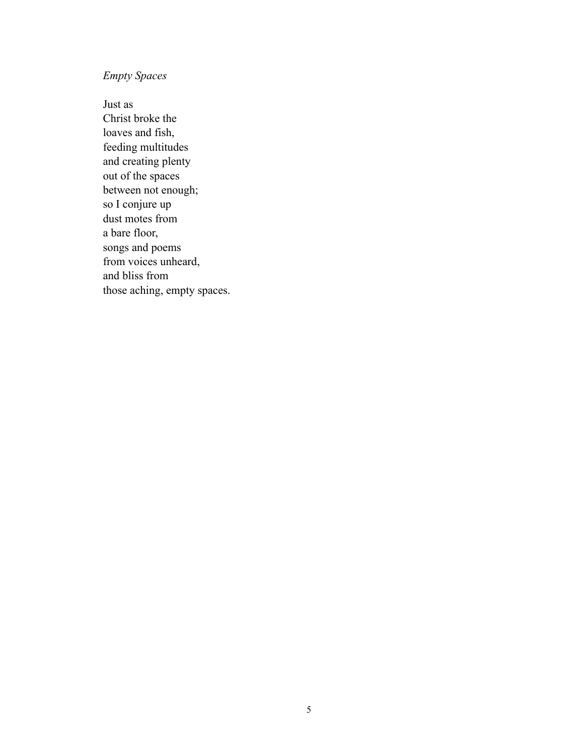*Empty Spaces*

Just as  
Christ broke the  
loaves and fish,  
feeding multitudes  
and creating plenty  
out of the spaces  
between not enough;  
so I conjure up  
dust motes from  
a bare floor,  
songs and poems  
from voices unheard,  
and bliss from  
those aching, empty spaces.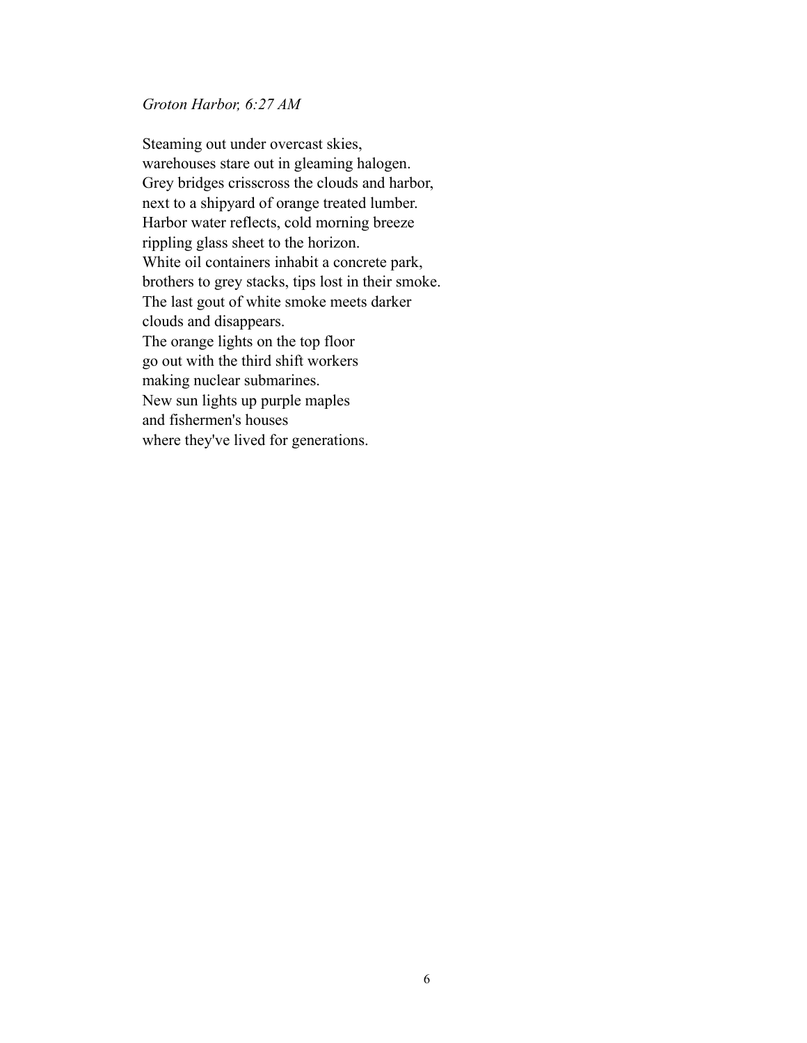*Groton Harbor, 6:27 AM*

Steaming out under overcast skies,  
warehouses stare out in gleaming halogen.  
Grey bridges crisscross the clouds and harbor,  
next to a shipyard of orange treated lumber.  
Harbor water reflects, cold morning breeze  
rippling glass sheet to the horizon.  
White oil containers inhabit a concrete park,  
brothers to grey stacks, tips lost in their smoke.  
The last gout of white smoke meets darker  
clouds and disappears.  
The orange lights on the top floor  
go out with the third shift workers  
making nuclear submarines.  
New sun lights up purple maples  
and fishermen's houses  
where they've lived for generations.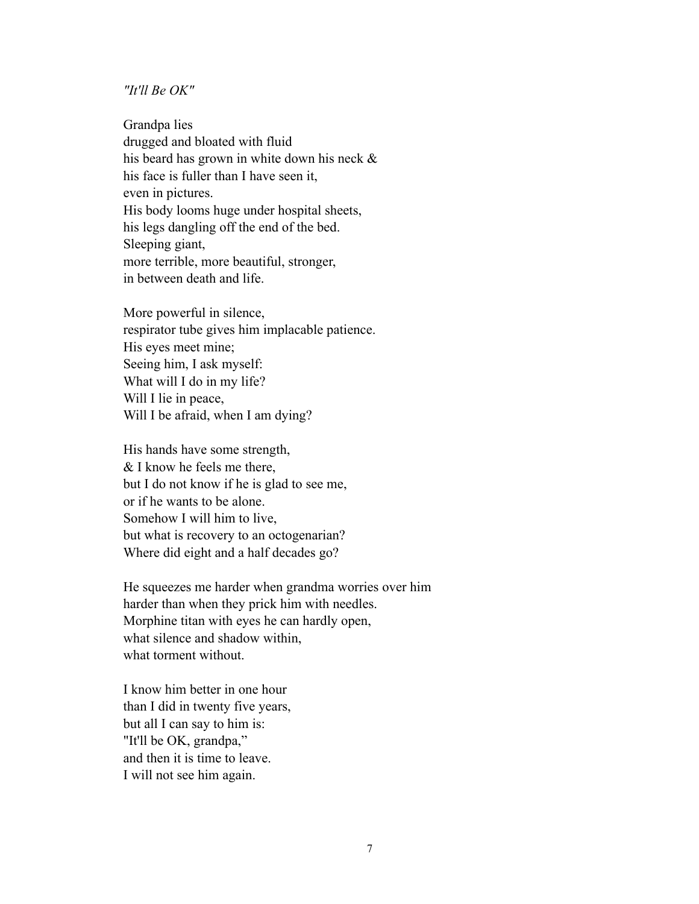*"It'll Be OK"*

Grandpa lies  
drugged and bloated with fluid  
his beard has grown in white down his neck &  
his face is fuller than I have seen it,  
even in pictures.  
His body looms huge under hospital sheets,  
his legs dangling off the end of the bed.  
Sleeping giant,  
more terrible, more beautiful, stronger,  
in between death and life.

More powerful in silence,  
respirator tube gives him implacable patience.  
His eyes meet mine;  
Seeing him, I ask myself:  
What will I do in my life?  
Will I lie in peace,  
Will I be afraid, when I am dying?

His hands have some strength,  
& I know he feels me there,  
but I do not know if he is glad to see me,  
or if he wants to be alone.  
Somehow I will him to live,  
but what is recovery to an octogenarian?  
Where did eight and a half decades go?

He squeezes me harder when grandma worries over him  
harder than when they prick him with needles.  
Morphine titan with eyes he can hardly open,  
what silence and shadow within,  
what torment without.

I know him better in one hour  
than I did in twenty five years,  
but all I can say to him is:  
"It'll be OK, grandpa,"  
and then it is time to leave.  
I will not see him again.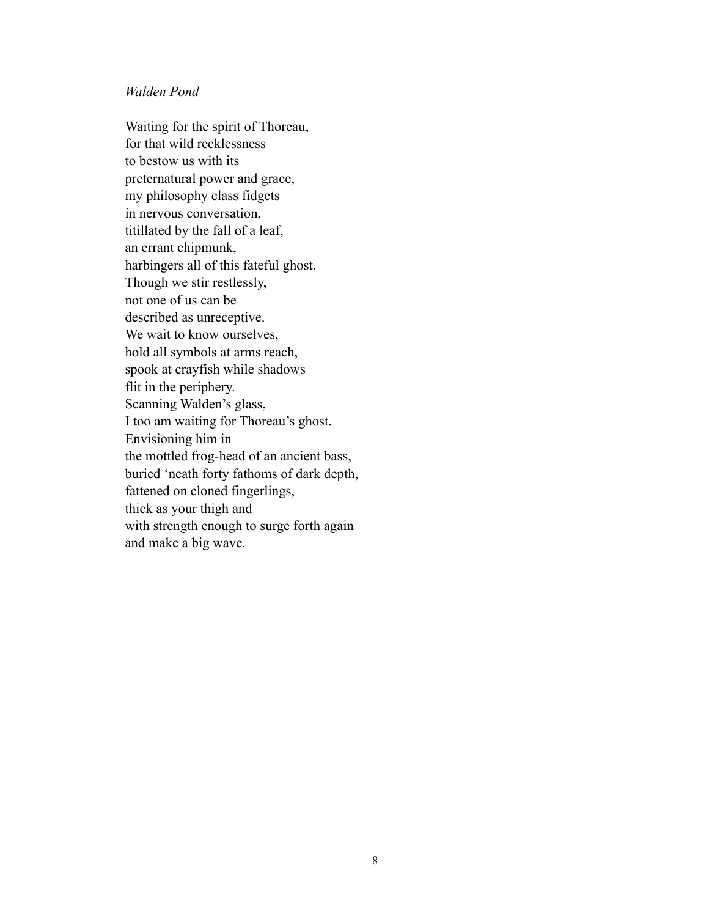*Walden Pond*

Waiting for the spirit of Thoreau,  
for that wild recklessness  
to bestow us with its  
preternatural power and grace,  
my philosophy class fidgets  
in nervous conversation,  
titillated by the fall of a leaf,  
an errant chipmunk,  
harbingers all of this fateful ghost.  
Though we stir restlessly,  
not one of us can be  
described as unreceptive.  
We wait to know ourselves,  
hold all symbols at arms reach,  
spook at crayfish while shadows  
flit in the periphery.  
Scanning Walden's glass,  
I too am waiting for Thoreau's ghost.  
Envisioning him in  
the mottled frog-head of an ancient bass,  
buried 'neath forty fathoms of dark depth,  
fattened on cloned fingerlings,  
thick as your thigh and  
with strength enough to surge forth again  
and make a big wave.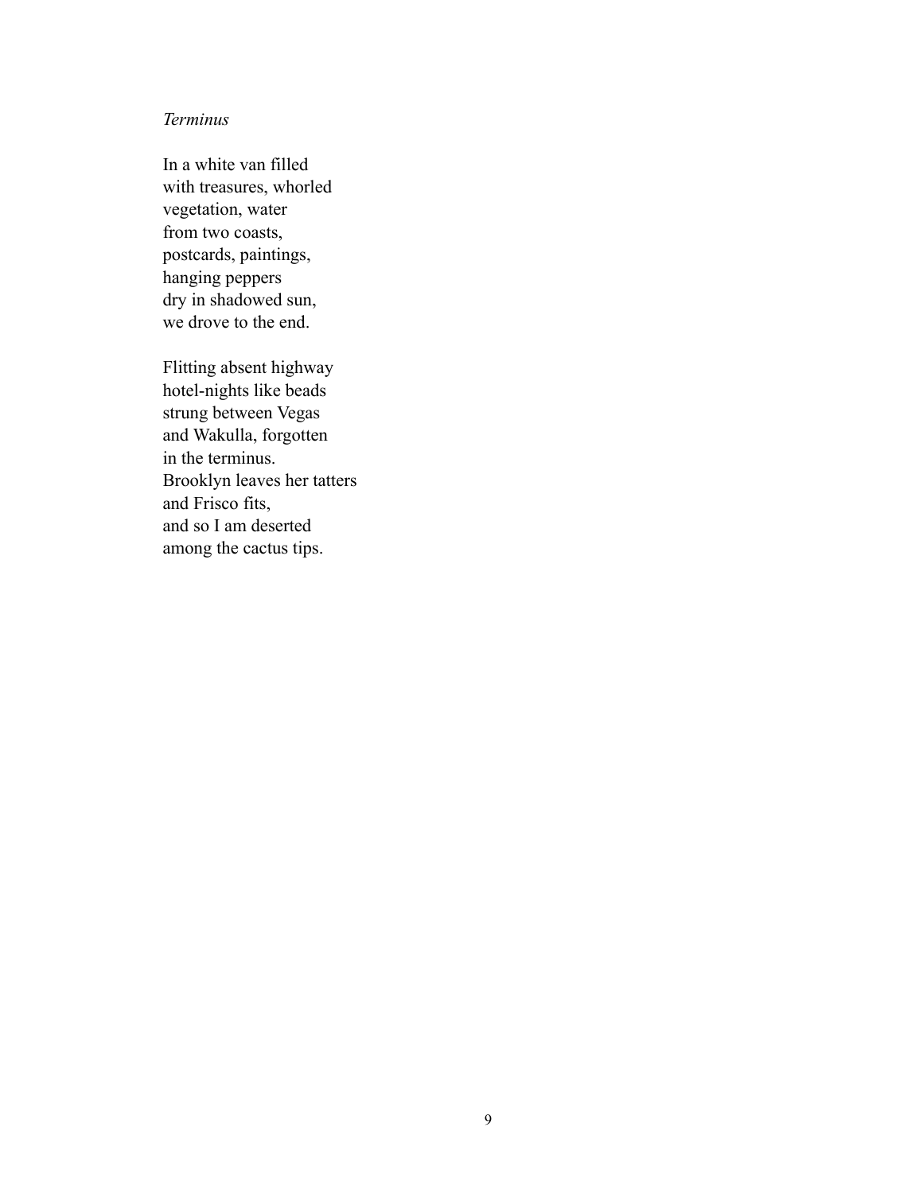*Terminus*

In a white van filled  
with treasures, whorled  
vegetation, water  
from two coasts,  
postcards, paintings,  
hanging peppers  
dry in shadowed sun,  
we drove to the end.

Flitting absent highway  
hotel-nights like beads  
strung between Vegas  
and Wakulla, forgotten  
in the terminus.  
Brooklyn leaves her tatters  
and Frisco fits,  
and so I am deserted  
among the cactus tips.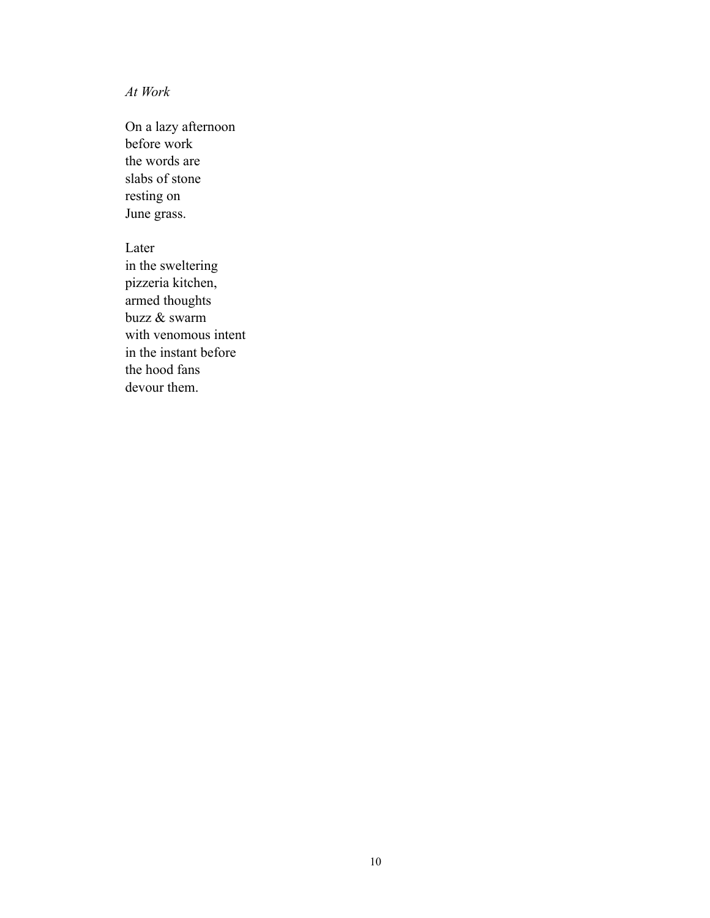*At Work*

On a lazy afternoon  
before work  
the words are  
slabs of stone  
resting on  
June grass.

Later  
in the sweltering  
pizzeria kitchen,  
armed thoughts  
buzz & swarm  
with venomous intent  
in the instant before  
the hood fans  
devour them.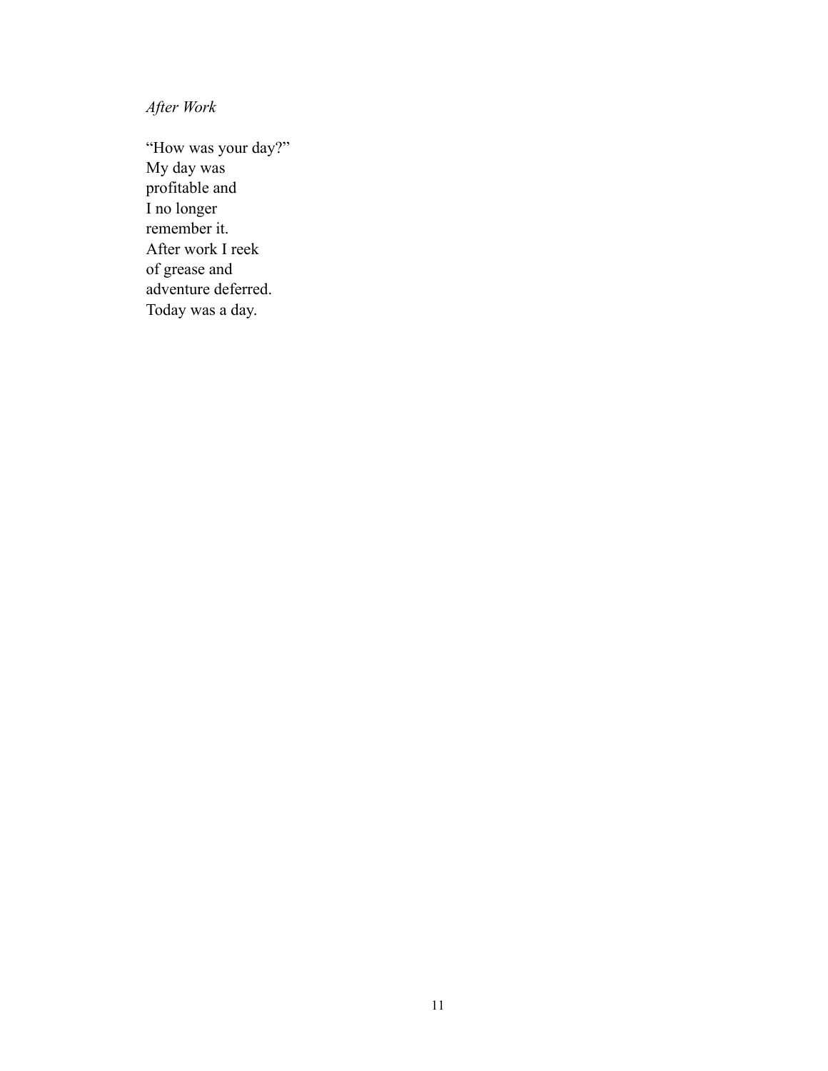*After Work*

"How was your day?"  
My day was  
profitable and  
I no longer  
remember it.  
After work I reek  
of grease and  
adventure deferred.  
Today was a day.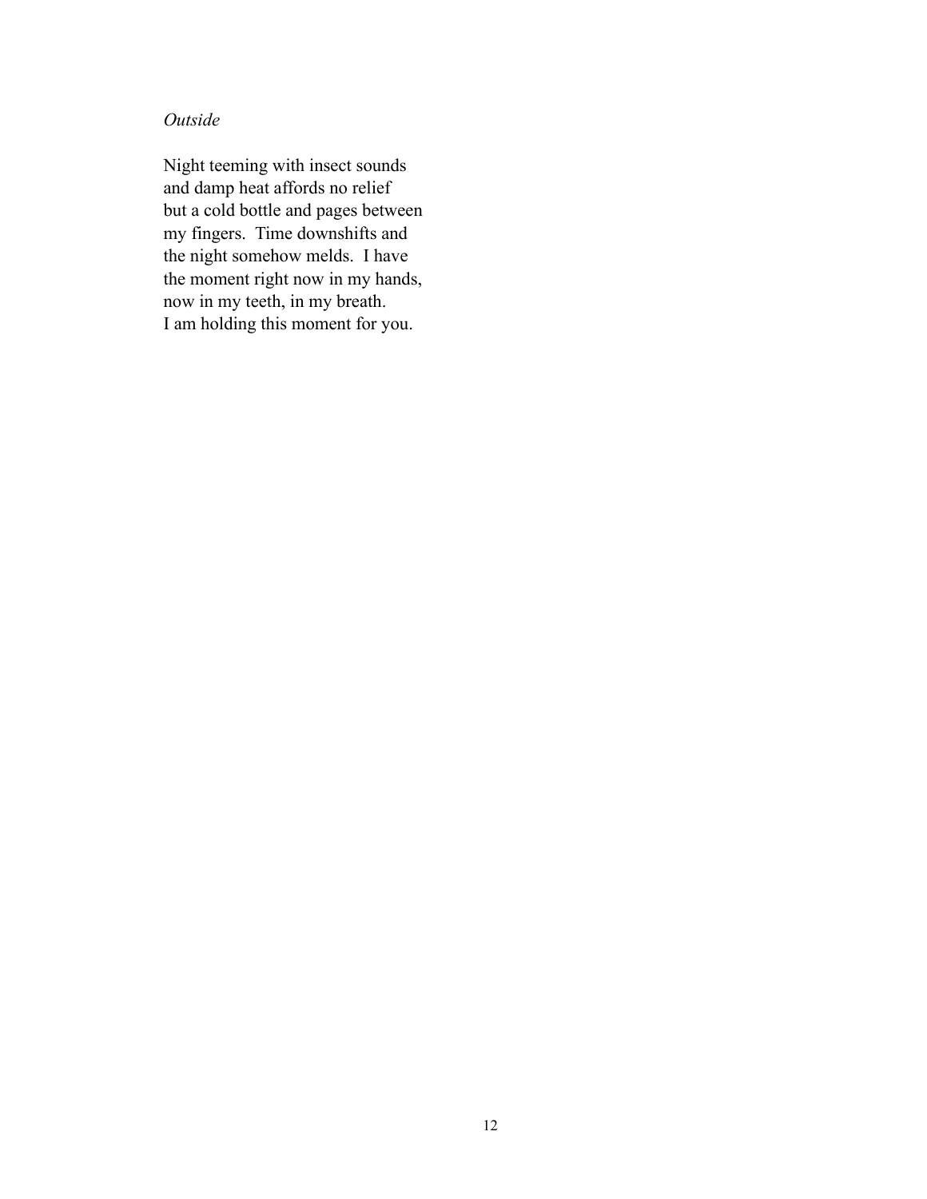*Outside*

Night teeming with insect sounds
and damp heat affords no relief
but a cold bottle and pages between
my fingers.  Time downshifts and
the night somehow melds.  I have
the moment right now in my hands,
now in my teeth, in my breath.
I am holding this moment for you.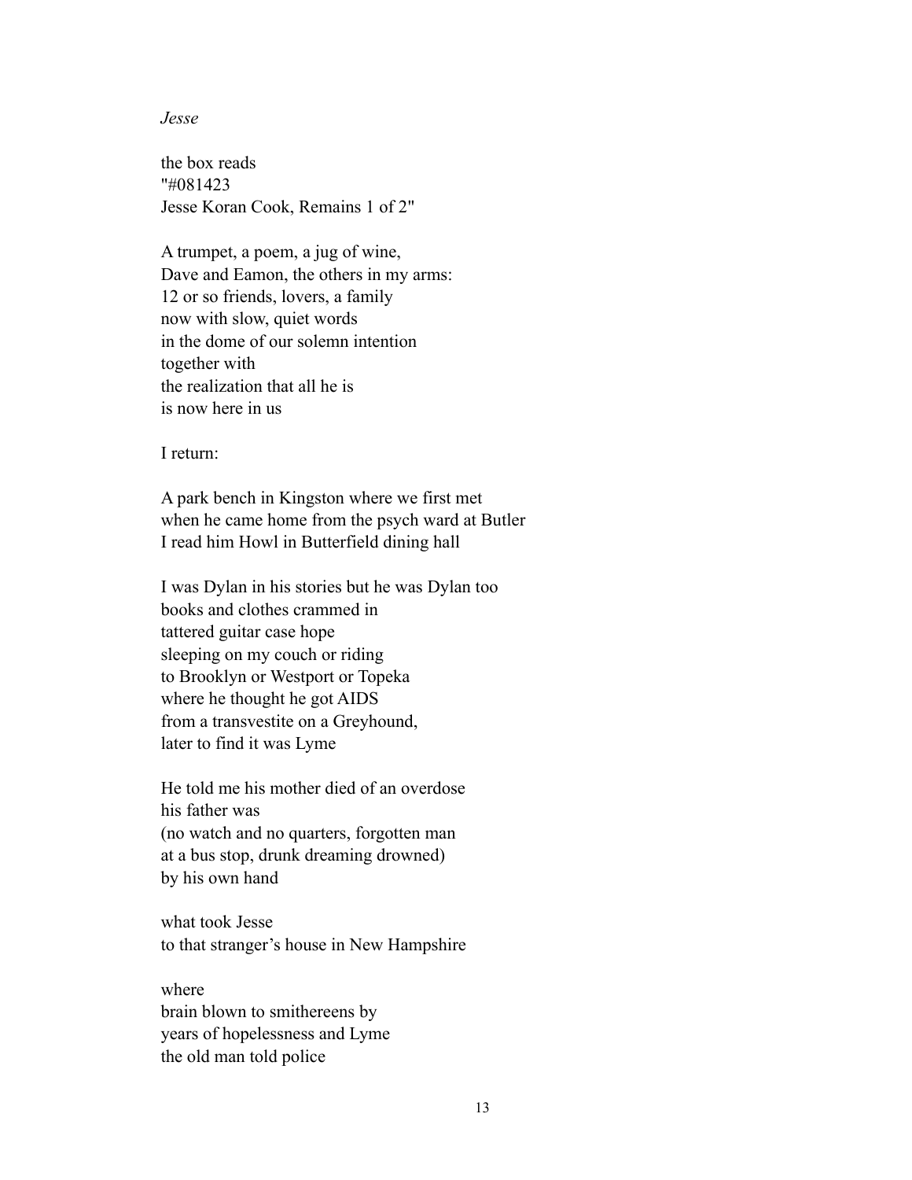*Jesse*

the box reads  
"#081423  
Jesse Koran Cook, Remains 1 of 2"

A trumpet, a poem, a jug of wine,  
Dave and Eamon, the others in my arms:  
12 or so friends, lovers, a family  
now with slow, quiet words  
in the dome of our solemn intention  
together with  
the realization that all he is  
is now here in us

I return:

A park bench in Kingston where we first met  
when he came home from the psych ward at Butler  
I read him Howl in Butterfield dining hall

I was Dylan in his stories but he was Dylan too  
books and clothes crammed in  
tattered guitar case hope  
sleeping on my couch or riding  
to Brooklyn or Westport or Topeka  
where he thought he got AIDS  
from a transvestite on a Greyhound,  
later to find it was Lyme

He told me his mother died of an overdose  
his father was  
(no watch and no quarters, forgotten man  
at a bus stop, drunk dreaming drowned)  
by his own hand

what took Jesse  
to that stranger's house in New Hampshire

where  
brain blown to smithereens by  
years of hopelessness and Lyme  
the old man told police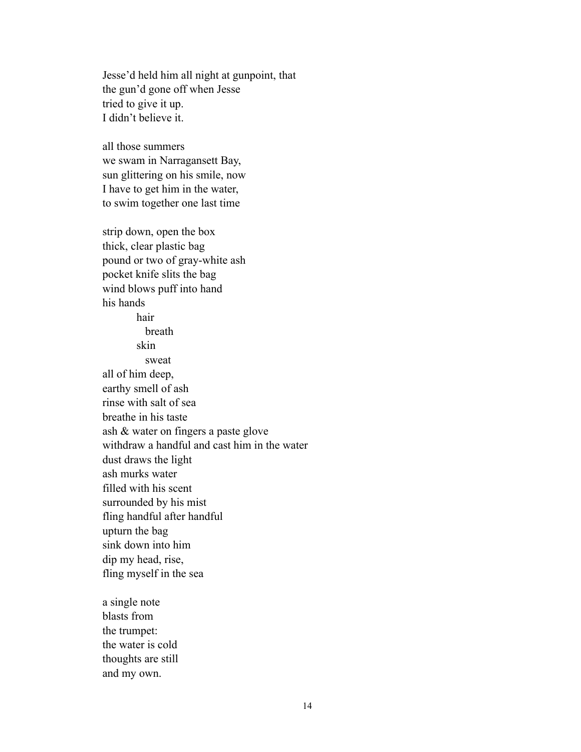Jesse'd held him all night at gunpoint, that  
the gun'd gone off when Jesse  
tried to give it up.  
I didn't believe it.

all those summers  
we swam in Narragansett Bay,  
sun glittering on his smile, now  
I have to get him in the water,  
to swim together one last time

strip down, open the box  
thick, clear plastic bag  
pound or two of gray-white ash  
pocket knife slits the bag  
wind blows puff into hand  
his hands  
&nbsp;&nbsp;&nbsp;&nbsp;&nbsp;&nbsp;&nbsp;&nbsp;&nbsp;&nbsp;hair  
&nbsp;&nbsp;&nbsp;&nbsp;&nbsp;&nbsp;&nbsp;&nbsp;&nbsp;&nbsp;&nbsp;&nbsp;breath  
&nbsp;&nbsp;&nbsp;&nbsp;&nbsp;&nbsp;&nbsp;&nbsp;&nbsp;&nbsp;skin  
&nbsp;&nbsp;&nbsp;&nbsp;&nbsp;&nbsp;&nbsp;&nbsp;&nbsp;&nbsp;&nbsp;&nbsp;sweat  
all of him deep,  
earthy smell of ash  
rinse with salt of sea  
breathe in his taste  
ash & water on fingers a paste glove  
withdraw a handful and cast him in the water  
dust draws the light  
ash murks water  
filled with his scent  
surrounded by his mist  
fling handful after handful  
upturn the bag  
sink down into him  
dip my head, rise,  
fling myself in the sea

a single note  
blasts from  
the trumpet:  
the water is cold  
thoughts are still  
and my own.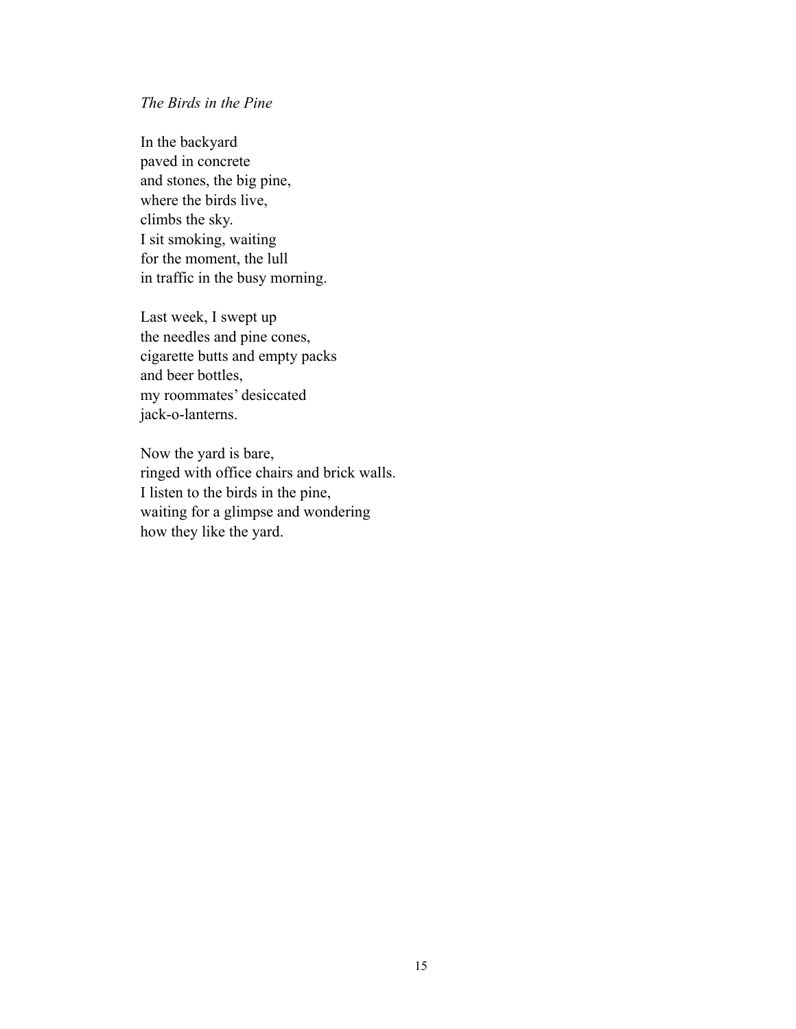*The Birds in the Pine*

In the backyard  
paved in concrete  
and stones, the big pine,  
where the birds live,  
climbs the sky.  
I sit smoking, waiting  
for the moment, the lull  
in traffic in the busy morning.

Last week, I swept up  
the needles and pine cones,  
cigarette butts and empty packs  
and beer bottles,  
my roommates' desiccated  
jack-o-lanterns.

Now the yard is bare,  
ringed with office chairs and brick walls.  
I listen to the birds in the pine,  
waiting for a glimpse and wondering  
how they like the yard.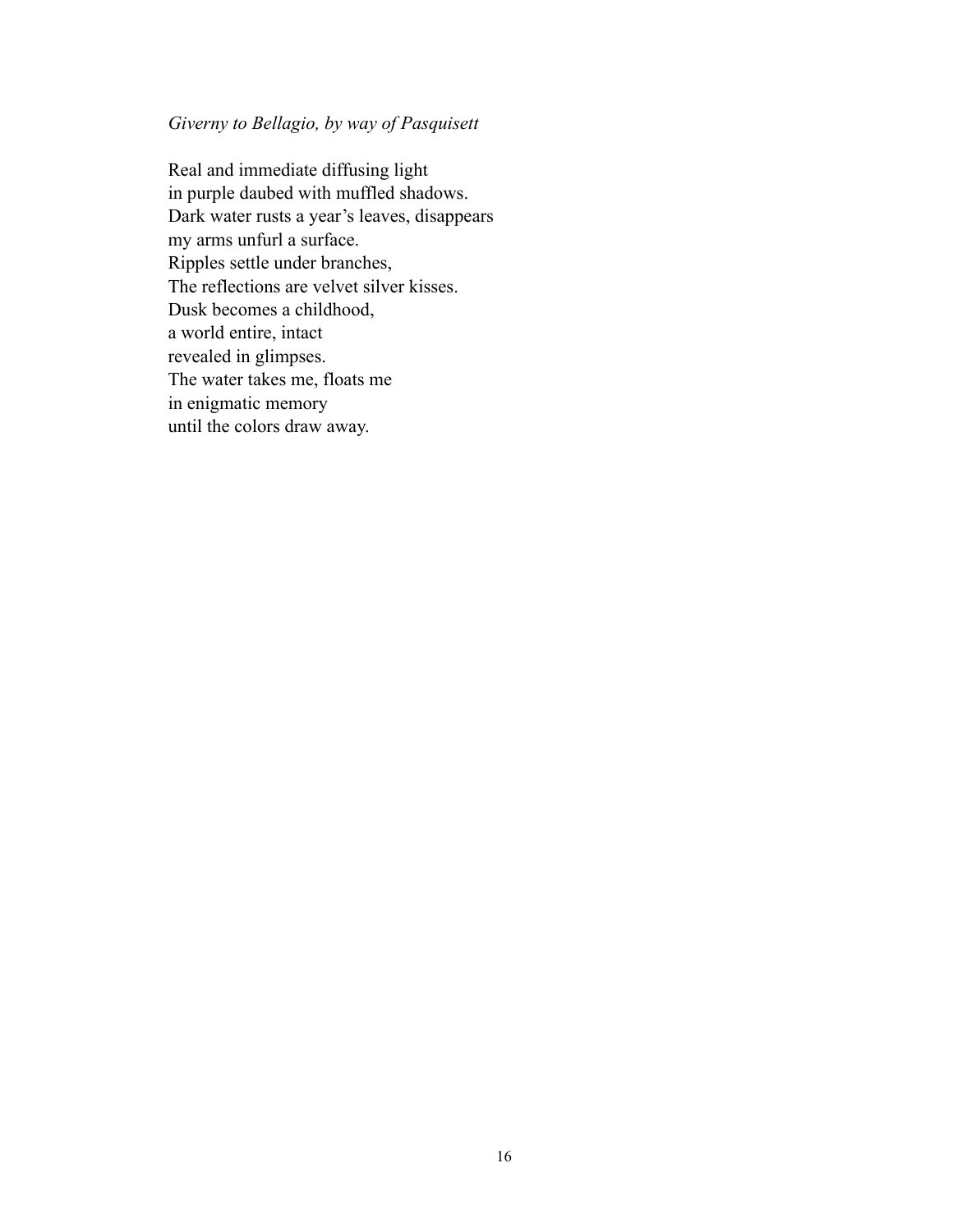*Giverny to Bellagio, by way of Pasquisett*

Real and immediate diffusing light  
in purple daubed with muffled shadows.  
Dark water rusts a year's leaves, disappears  
my arms unfurl a surface.  
Ripples settle under branches,  
The reflections are velvet silver kisses.  
Dusk becomes a childhood,  
a world entire, intact  
revealed in glimpses.  
The water takes me, floats me  
in enigmatic memory  
until the colors draw away.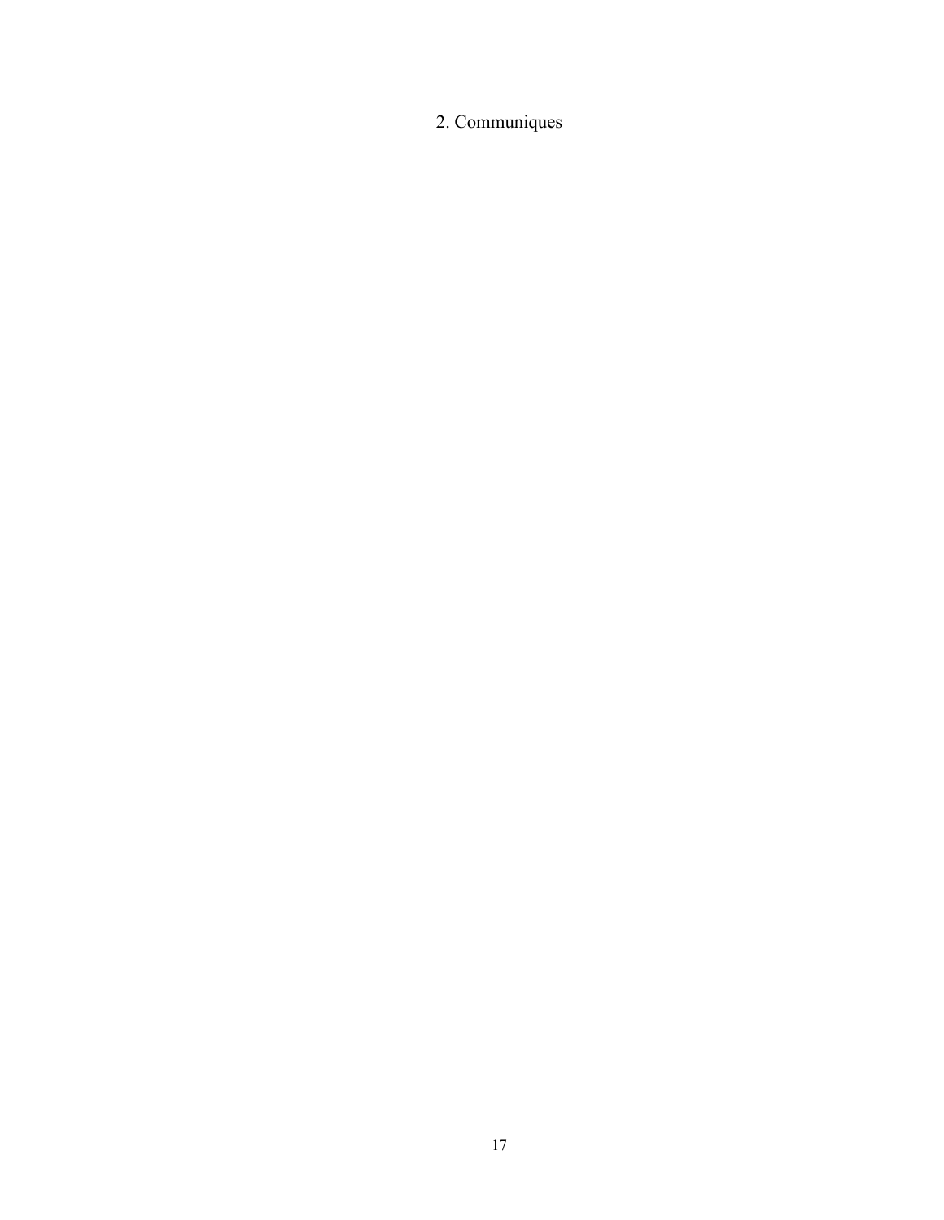# 2. Communiques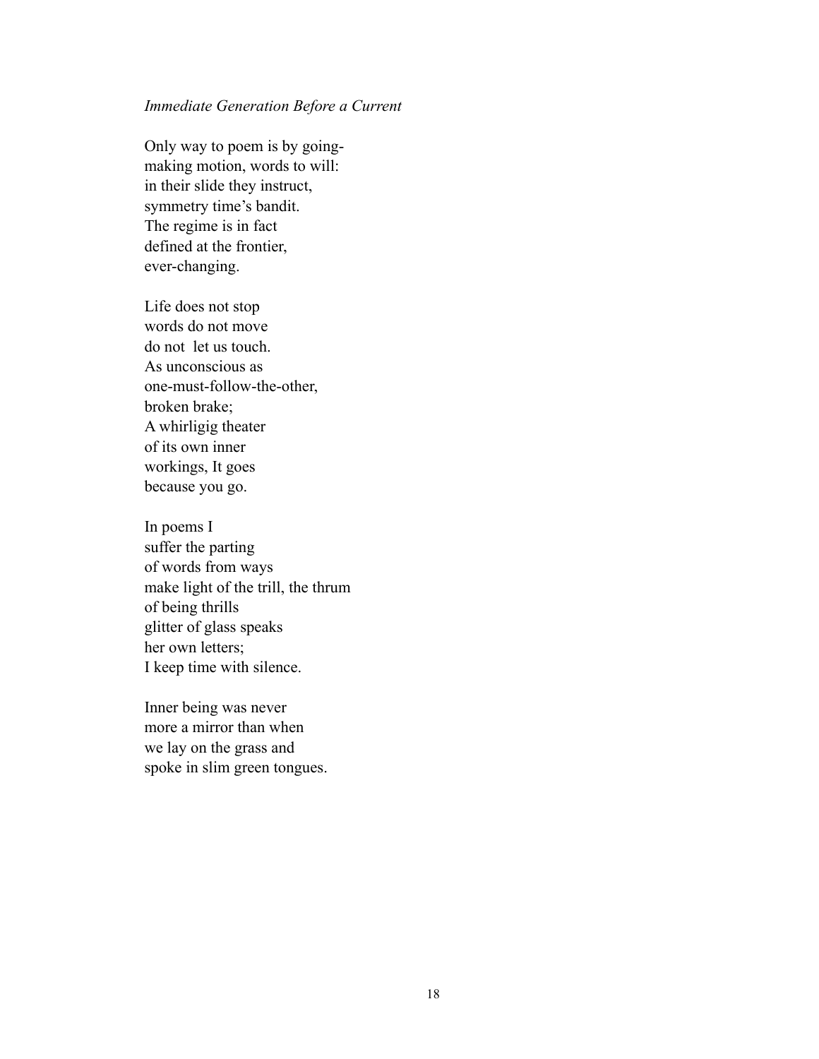*Immediate Generation Before a Current*

Only way to poem is by going-  
making motion, words to will:  
in their slide they instruct,  
symmetry time's bandit.  
The regime is in fact  
defined at the frontier,  
ever-changing.

Life does not stop  
words do not move  
do not  let us touch.  
As unconscious as  
one-must-follow-the-other,  
broken brake;  
A whirligig theater  
of its own inner  
workings, It goes  
because you go.

In poems I  
suffer the parting  
of words from ways  
make light of the trill, the thrum  
of being thrills  
glitter of glass speaks  
her own letters;  
I keep time with silence.

Inner being was never  
more a mirror than when  
we lay on the grass and  
spoke in slim green tongues.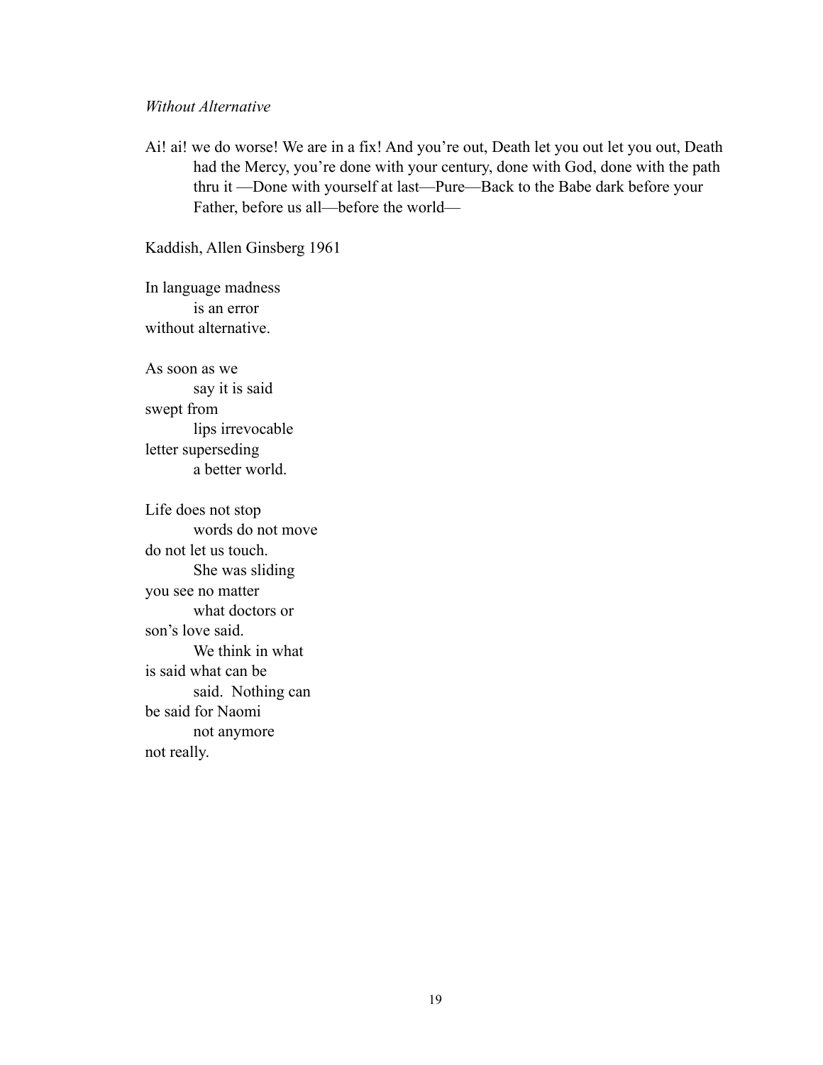*Without Alternative*

Ai! ai! we do worse! We are in a fix! And you're out, Death let you out let you out, Death had the Mercy, you're done with your century, done with God, done with the path thru it —Done with yourself at last—Pure—Back to the Babe dark before your Father, before us all—before the world—

Kaddish, Allen Ginsberg 1961

In language madness  
&emsp;&emsp;is an error  
without alternative.

As soon as we  
&emsp;&emsp;say it is said  
swept from  
&emsp;&emsp;lips irrevocable  
letter superseding  
&emsp;&emsp;a better world.

Life does not stop  
&emsp;&emsp;words do not move  
do not let us touch.  
&emsp;&emsp;She was sliding  
you see no matter  
&emsp;&emsp;what doctors or  
son's love said.  
&emsp;&emsp;We think in what  
is said what can be  
&emsp;&emsp;said.  Nothing can  
be said for Naomi  
&emsp;&emsp;not anymore  
not really.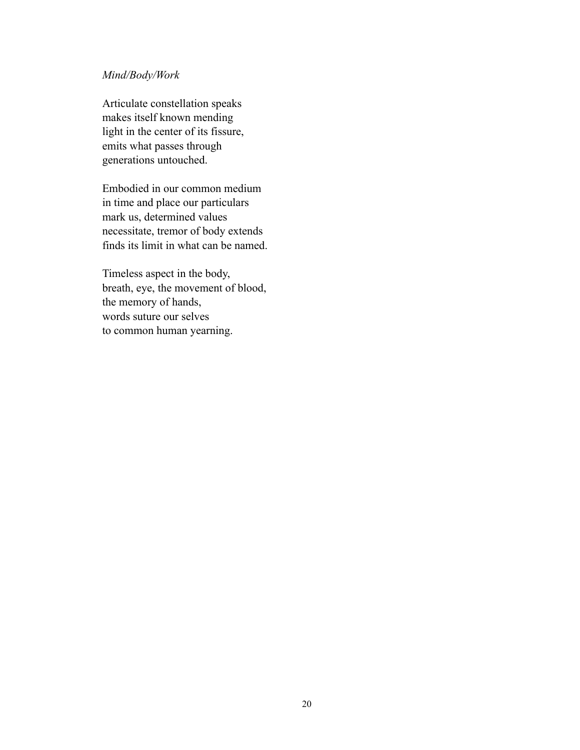*Mind/Body/Work*

Articulate constellation speaks  
makes itself known mending  
light in the center of its fissure,  
emits what passes through  
generations untouched.

Embodied in our common medium  
in time and place our particulars  
mark us, determined values  
necessitate, tremor of body extends  
finds its limit in what can be named.

Timeless aspect in the body,  
breath, eye, the movement of blood,  
the memory of hands,  
words suture our selves  
to common human yearning.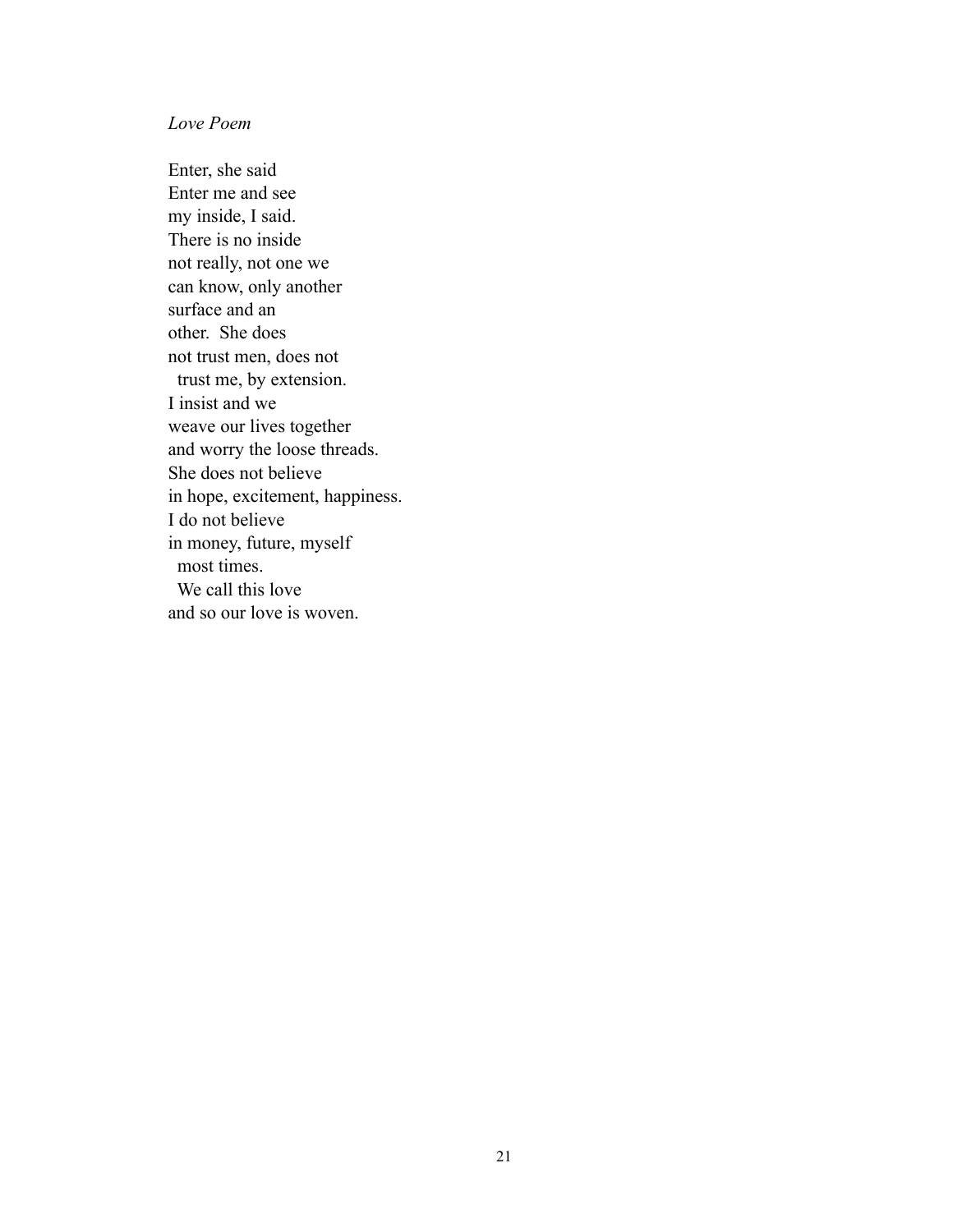*Love Poem*

Enter, she said  
Enter me and see  
my inside, I said.  
There is no inside  
not really, not one we  
can know, only another  
surface and an  
other.  She does  
not trust men, does not  
  trust me, by extension.  
I insist and we  
weave our lives together  
and worry the loose threads.  
She does not believe  
in hope, excitement, happiness.  
I do not believe  
in money, future, myself  
  most times.  
  We call this love  
and so our love is woven.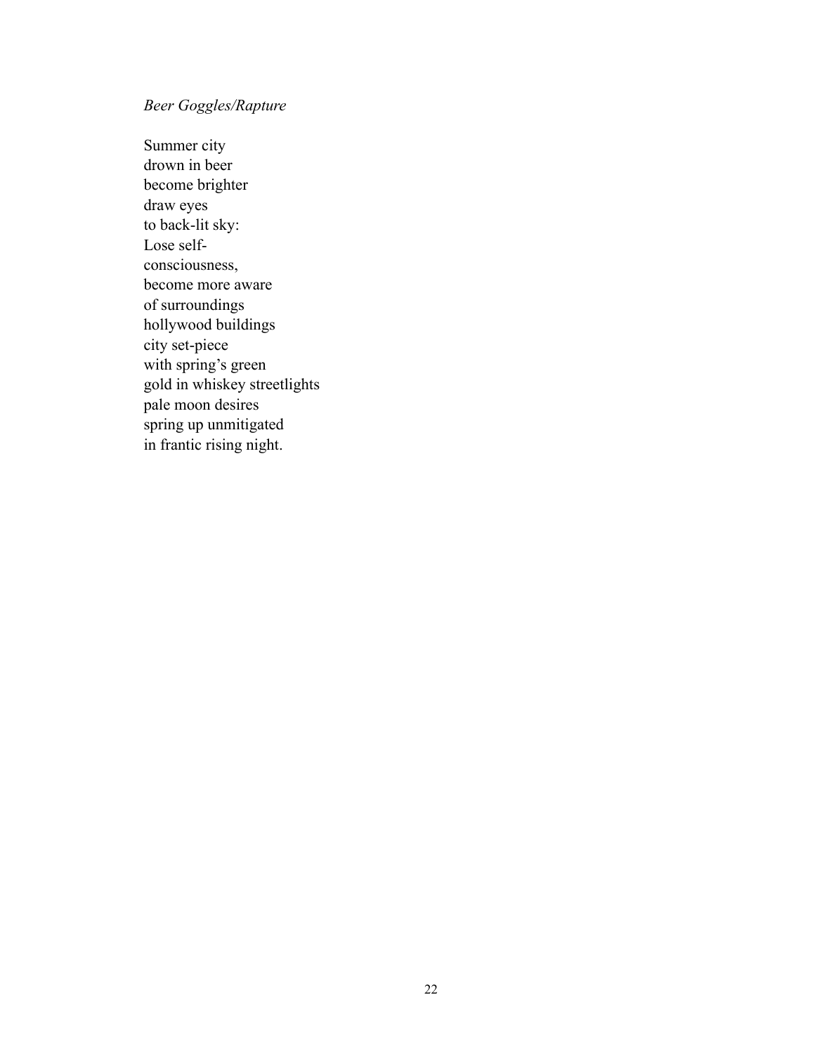*Beer Goggles/Rapture*

Summer city  
drown in beer  
become brighter  
draw eyes  
to back-lit sky:  
Lose self-  
consciousness,  
become more aware  
of surroundings  
hollywood buildings  
city set-piece  
with spring's green  
gold in whiskey streetlights  
pale moon desires  
spring up unmitigated  
in frantic rising night.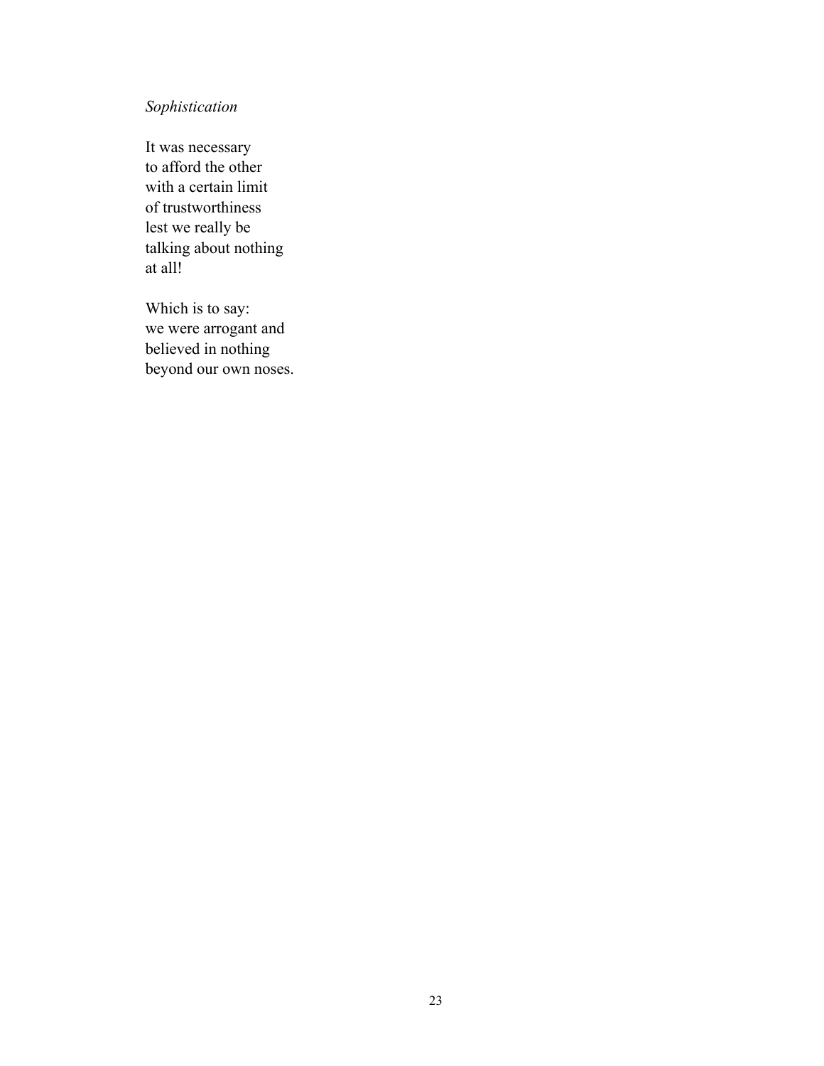*Sophistication*

It was necessary
to afford the other
with a certain limit
of trustworthiness
lest we really be
talking about nothing
at all!

Which is to say:
we were arrogant and
believed in nothing
beyond our own noses.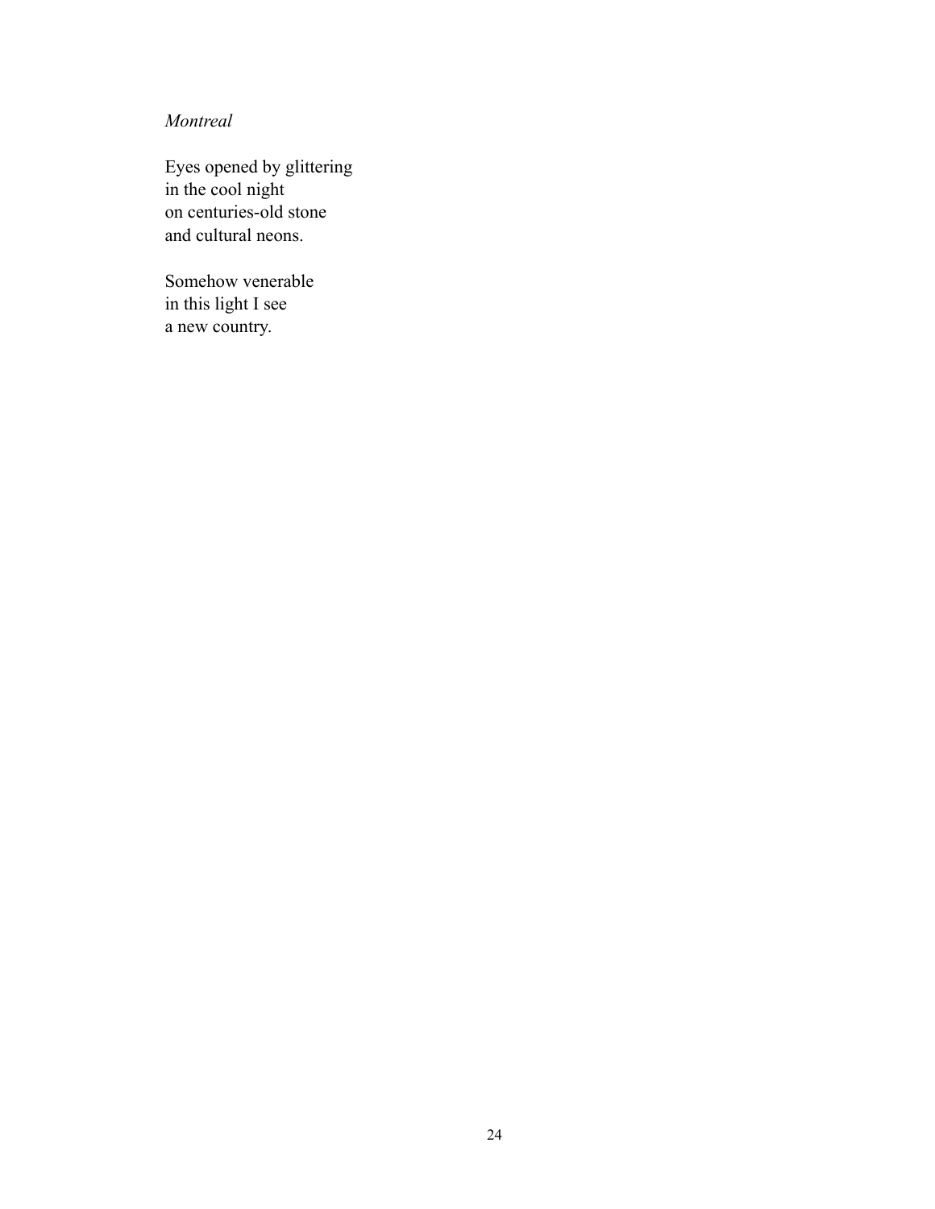*Montreal*

Eyes opened by glittering  
in the cool night  
on centuries-old stone  
and cultural neons.

Somehow venerable  
in this light I see  
a new country.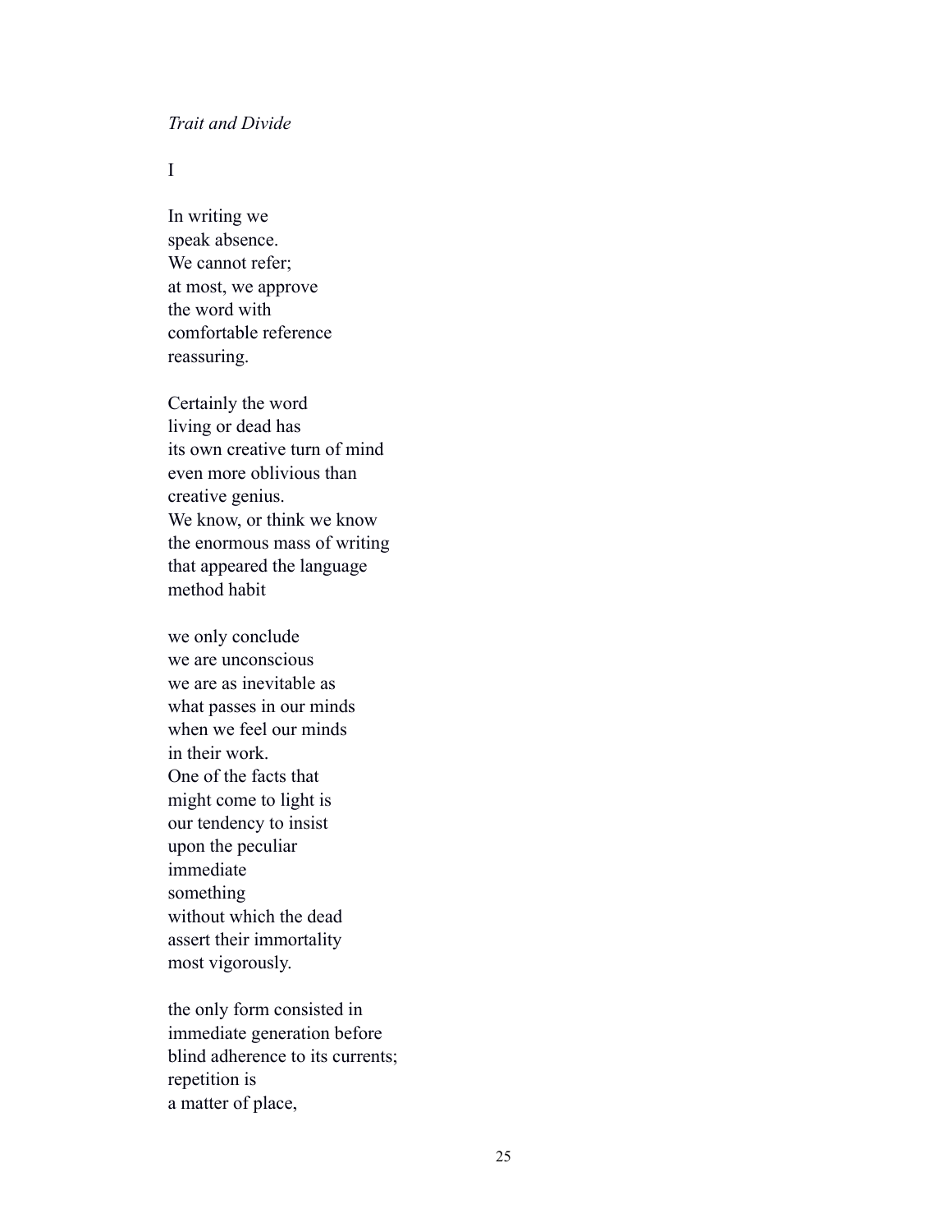*Trait and Divide*

I

In writing we  
speak absence.  
We cannot refer;  
at most, we approve  
the word with  
comfortable reference  
reassuring.

Certainly the word  
living or dead has  
its own creative turn of mind  
even more oblivious than  
creative genius.  
We know, or think we know  
the enormous mass of writing  
that appeared the language  
method habit

we only conclude  
we are unconscious  
we are as inevitable as  
what passes in our minds  
when we feel our minds  
in their work.  
One of the facts that  
might come to light is  
our tendency to insist  
upon the peculiar  
immediate  
something  
without which the dead  
assert their immortality  
most vigorously.

the only form consisted in  
immediate generation before  
blind adherence to its currents;  
repetition is  
a matter of place,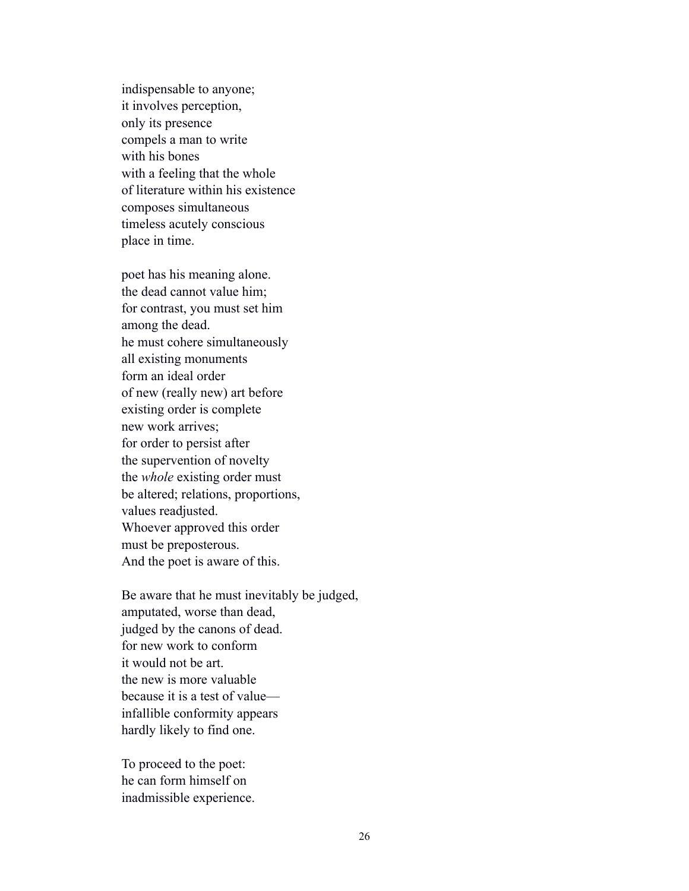indispensable to anyone;  
it involves perception,  
only its presence  
compels a man to write  
with his bones  
with a feeling that the whole  
of literature within his existence  
composes simultaneous  
timeless acutely conscious  
place in time.

poet has his meaning alone.  
the dead cannot value him;  
for contrast, you must set him  
among the dead.  
he must cohere simultaneously  
all existing monuments  
form an ideal order  
of new (really new) art before  
existing order is complete  
new work arrives;  
for order to persist after  
the supervention of novelty  
the *whole* existing order must  
be altered; relations, proportions,  
values readjusted.  
Whoever approved this order  
must be preposterous.  
And the poet is aware of this.

Be aware that he must inevitably be judged,  
amputated, worse than dead,  
judged by the canons of dead.  
for new work to conform  
it would not be art.  
the new is more valuable  
because it is a test of value—  
infallible conformity appears  
hardly likely to find one.

To proceed to the poet:  
he can form himself on  
inadmissible experience.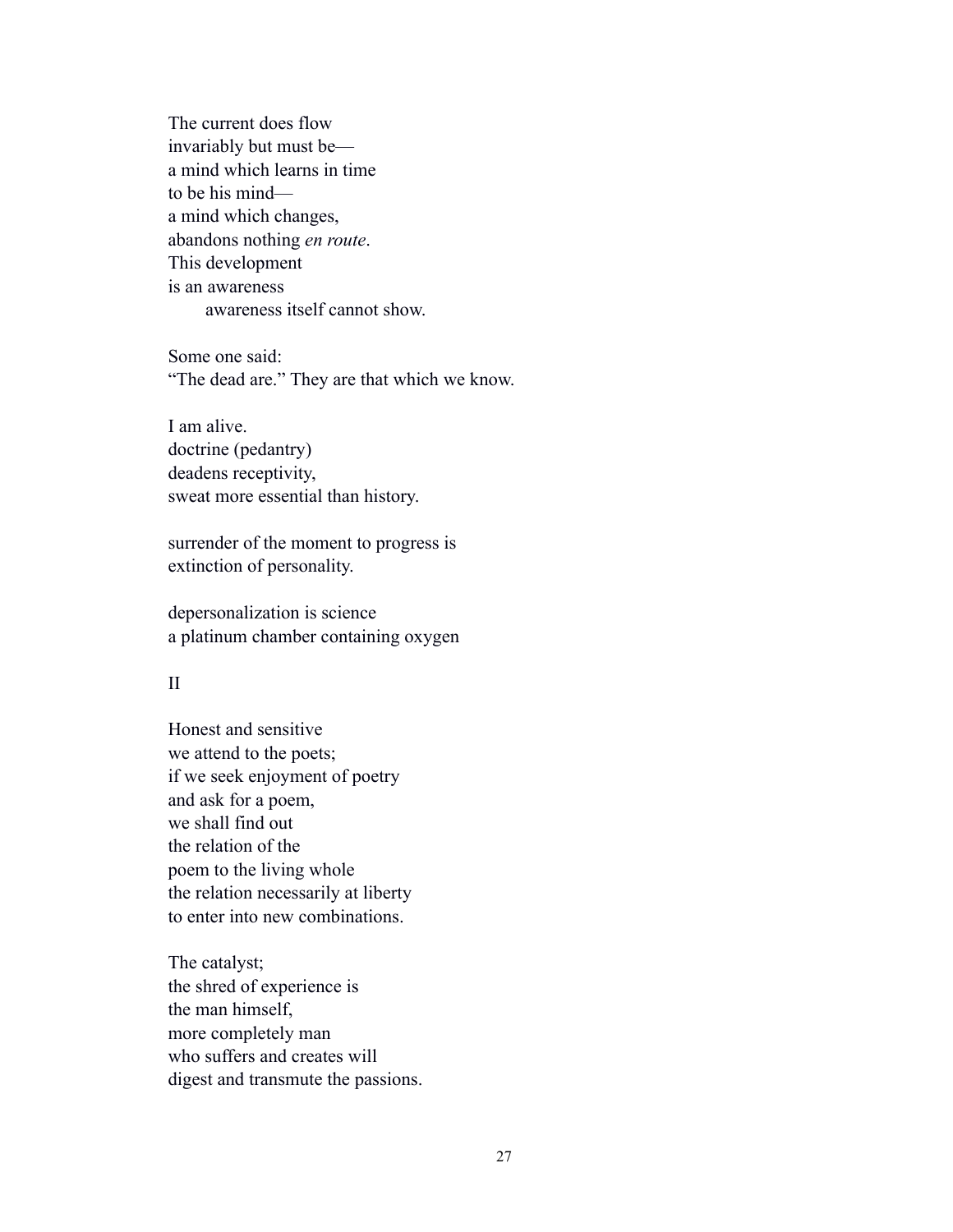The current does flow  
invariably but must be—  
a mind which learns in time  
to be his mind—  
a mind which changes,  
abandons nothing *en route*.  
This development  
is an awareness  
&emsp;&emsp;awareness itself cannot show.

Some one said:  
"The dead are." They are that which we know.

I am alive.  
doctrine (pedantry)  
deadens receptivity,  
sweat more essential than history.

surrender of the moment to progress is  
extinction of personality.

depersonalization is science  
a platinum chamber containing oxygen

II

Honest and sensitive  
we attend to the poets;  
if we seek enjoyment of poetry  
and ask for a poem,  
we shall find out  
the relation of the  
poem to the living whole  
the relation necessarily at liberty  
to enter into new combinations.

The catalyst;  
the shred of experience is  
the man himself,  
more completely man  
who suffers and creates will  
digest and transmute the passions.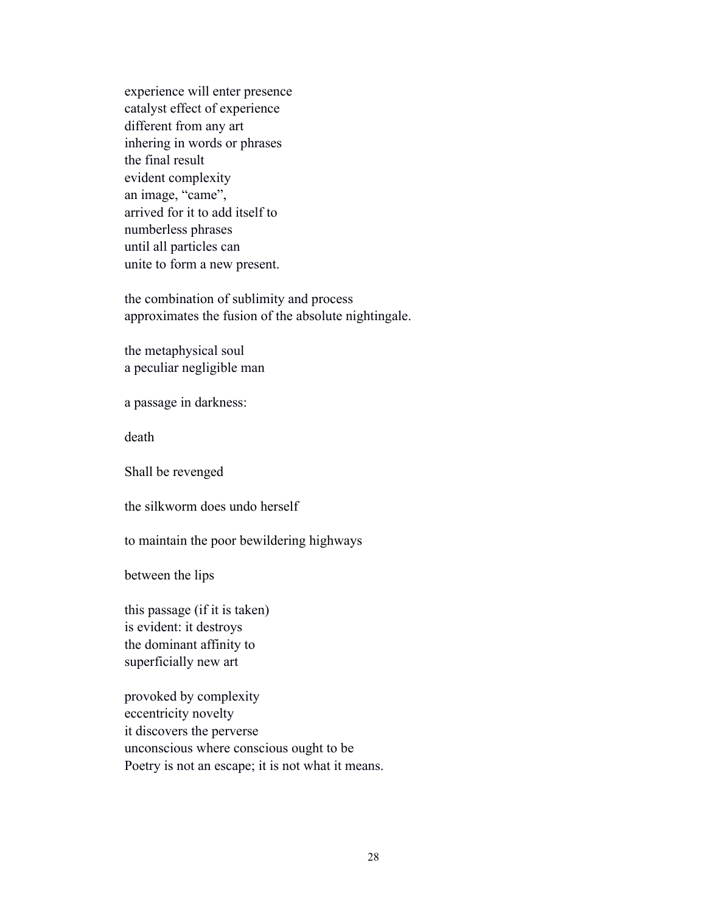experience will enter presence  
catalyst effect of experience  
different from any art  
inhering in words or phrases  
the final result  
evident complexity  
an image, "came",  
arrived for it to add itself to  
numberless phrases  
until all particles can  
unite to form a new present.

the combination of sublimity and process  
approximates the fusion of the absolute nightingale.

the metaphysical soul  
a peculiar negligible man

a passage in darkness:

death

Shall be revenged

the silkworm does undo herself

to maintain the poor bewildering highways

between the lips

this passage (if it is taken)  
is evident: it destroys  
the dominant affinity to  
superficially new art

provoked by complexity  
eccentricity novelty  
it discovers the perverse  
unconscious where conscious ought to be  
Poetry is not an escape; it is not what it means.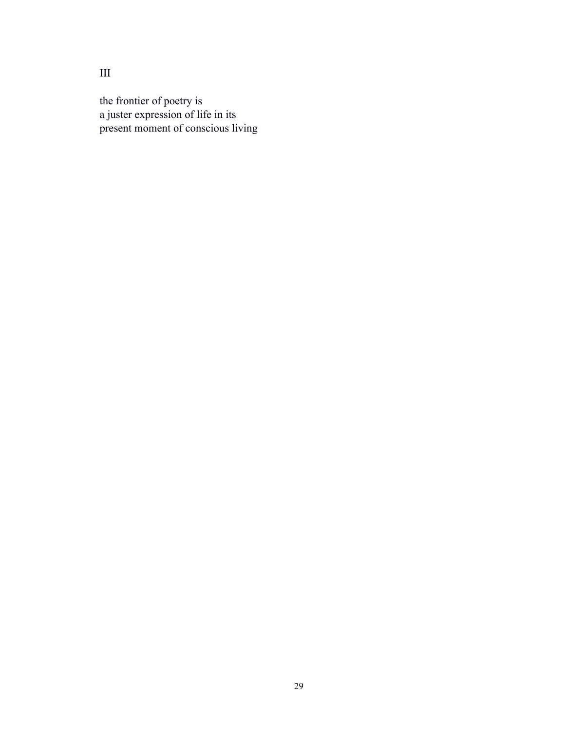III

the frontier of poetry is
a juster expression of life in its
present moment of conscious living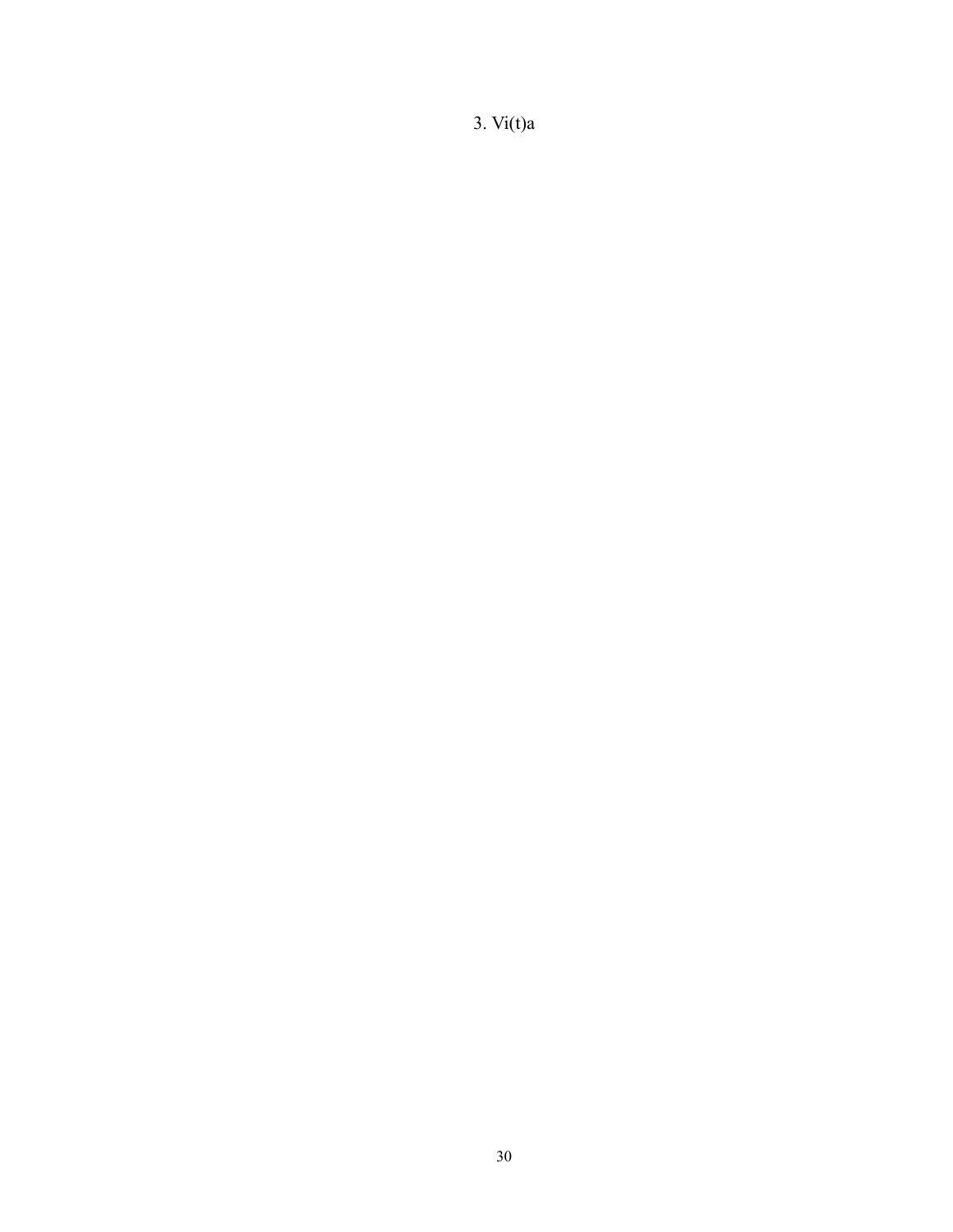# 3. Vi(t)a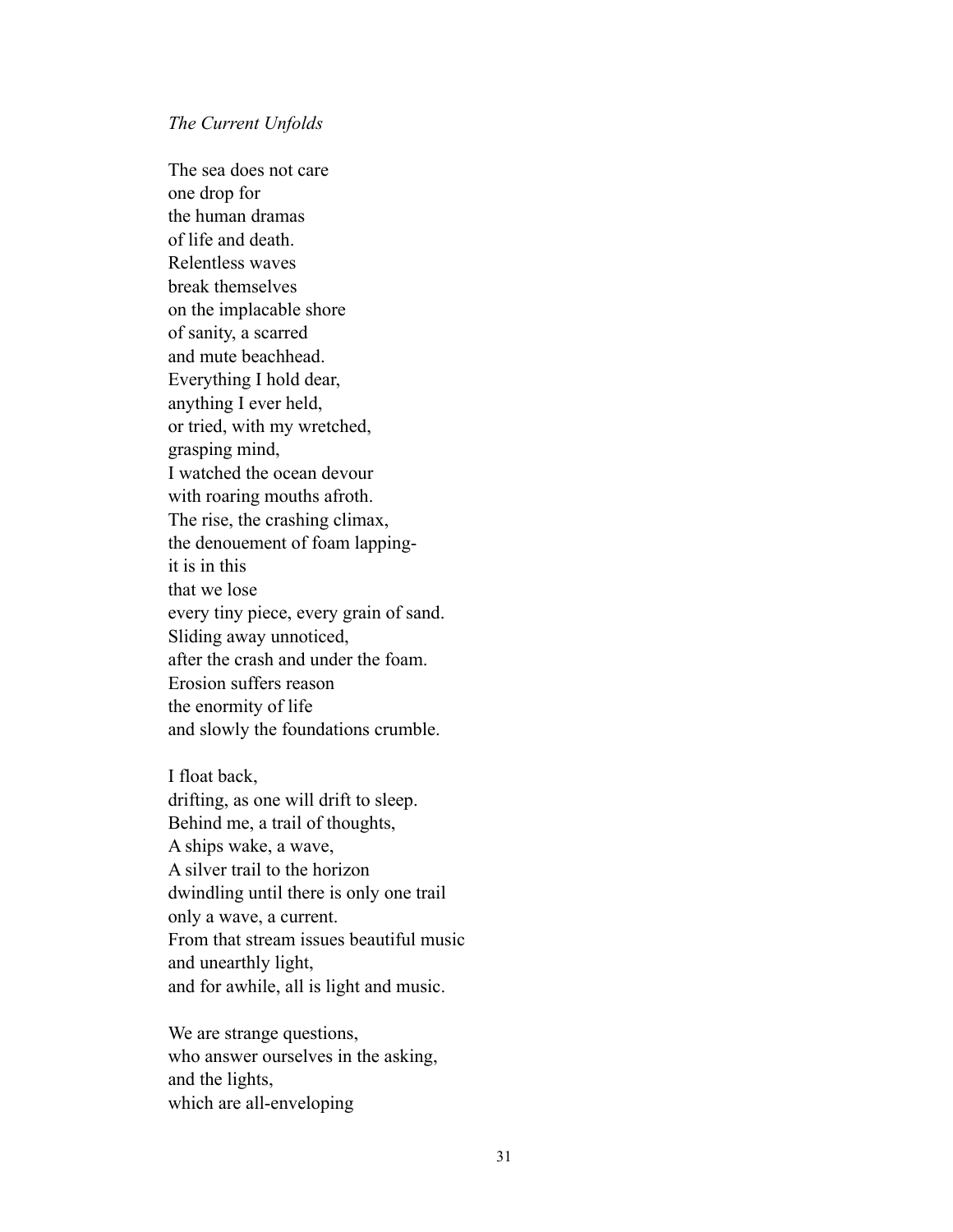*The Current Unfolds*

The sea does not care  
one drop for  
the human dramas  
of life and death.  
Relentless waves  
break themselves  
on the implacable shore  
of sanity, a scarred  
and mute beachhead.  
Everything I hold dear,  
anything I ever held,  
or tried, with my wretched,  
grasping mind,  
I watched the ocean devour  
with roaring mouths afroth.  
The rise, the crashing climax,  
the denouement of foam lapping-  
it is in this  
that we lose  
every tiny piece, every grain of sand.  
Sliding away unnoticed,  
after the crash and under the foam.  
Erosion suffers reason  
the enormity of life  
and slowly the foundations crumble.

I float back,  
drifting, as one will drift to sleep.  
Behind me, a trail of thoughts,  
A ships wake, a wave,  
A silver trail to the horizon  
dwindling until there is only one trail  
only a wave, a current.  
From that stream issues beautiful music  
and unearthly light,  
and for awhile, all is light and music.

We are strange questions,  
who answer ourselves in the asking,  
and the lights,  
which are all-enveloping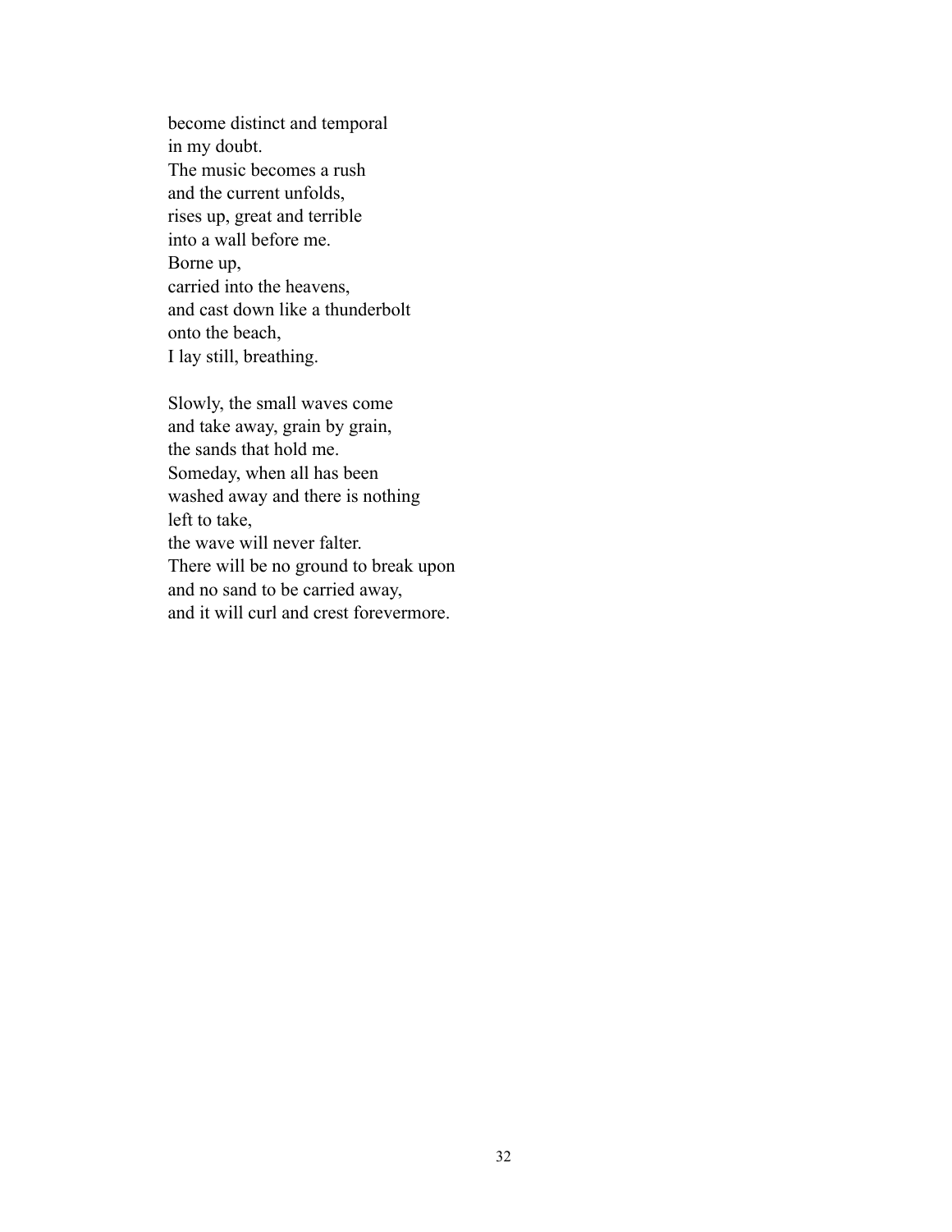become distinct and temporal  
in my doubt.  
The music becomes a rush  
and the current unfolds,  
rises up, great and terrible  
into a wall before me.  
Borne up,  
carried into the heavens,  
and cast down like a thunderbolt  
onto the beach,  
I lay still, breathing.

Slowly, the small waves come  
and take away, grain by grain,  
the sands that hold me.  
Someday, when all has been  
washed away and there is nothing  
left to take,  
the wave will never falter.  
There will be no ground to break upon  
and no sand to be carried away,  
and it will curl and crest forevermore.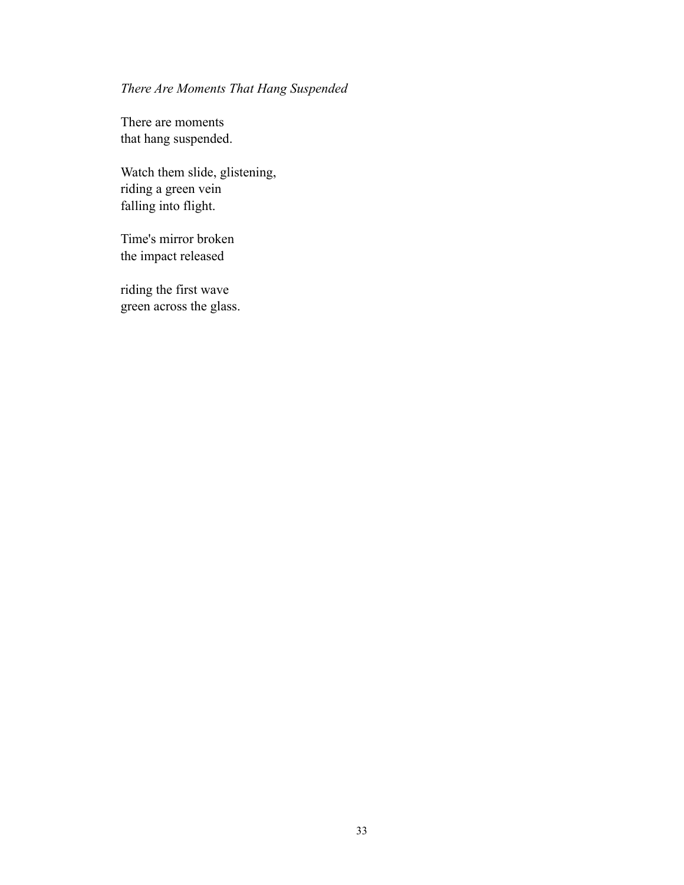*There Are Moments That Hang Suspended*

There are moments  
that hang suspended.

Watch them slide, glistening,  
riding a green vein  
falling into flight.

Time's mirror broken  
the impact released

riding the first wave  
green across the glass.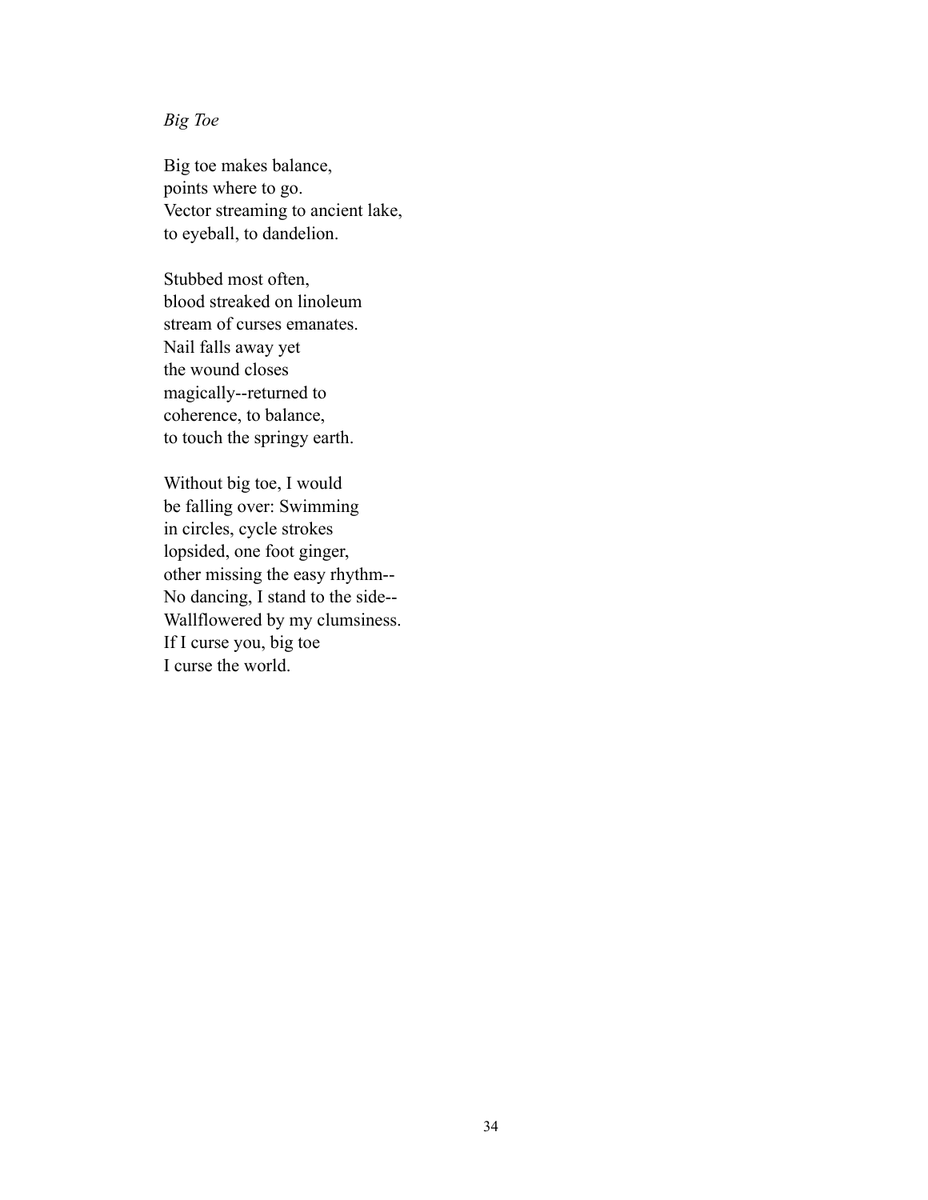*Big Toe*

Big toe makes balance,  
points where to go.  
Vector streaming to ancient lake,  
to eyeball, to dandelion.

Stubbed most often,  
blood streaked on linoleum  
stream of curses emanates.  
Nail falls away yet  
the wound closes  
magically--returned to  
coherence, to balance,  
to touch the springy earth.

Without big toe, I would  
be falling over: Swimming  
in circles, cycle strokes  
lopsided, one foot ginger,  
other missing the easy rhythm--  
No dancing, I stand to the side--  
Wallflowered by my clumsiness.  
If I curse you, big toe  
I curse the world.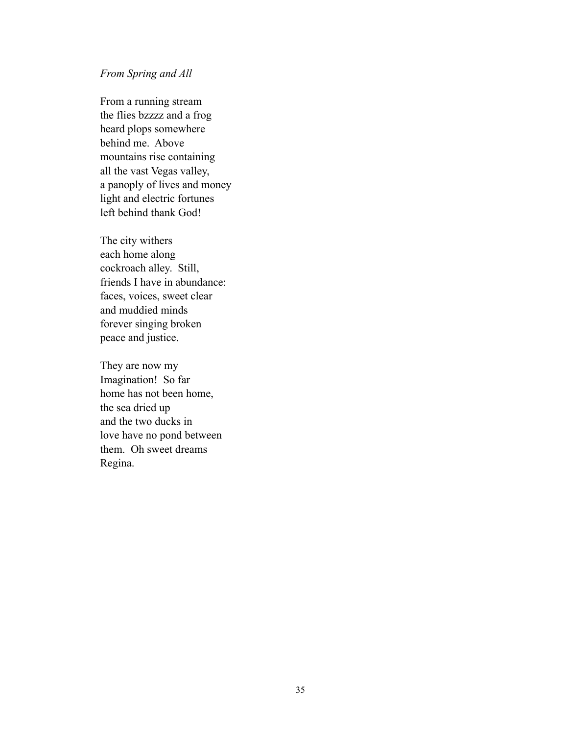*From Spring and All*

From a running stream  
the flies bzzzz and a frog  
heard plops somewhere  
behind me.  Above  
mountains rise containing  
all the vast Vegas valley,  
a panoply of lives and money  
light and electric fortunes  
left behind thank God!

The city withers  
each home along  
cockroach alley.  Still,  
friends I have in abundance:  
faces, voices, sweet clear  
and muddied minds  
forever singing broken  
peace and justice.

They are now my  
Imagination!  So far  
home has not been home,  
the sea dried up  
and the two ducks in  
love have no pond between  
them.  Oh sweet dreams  
Regina.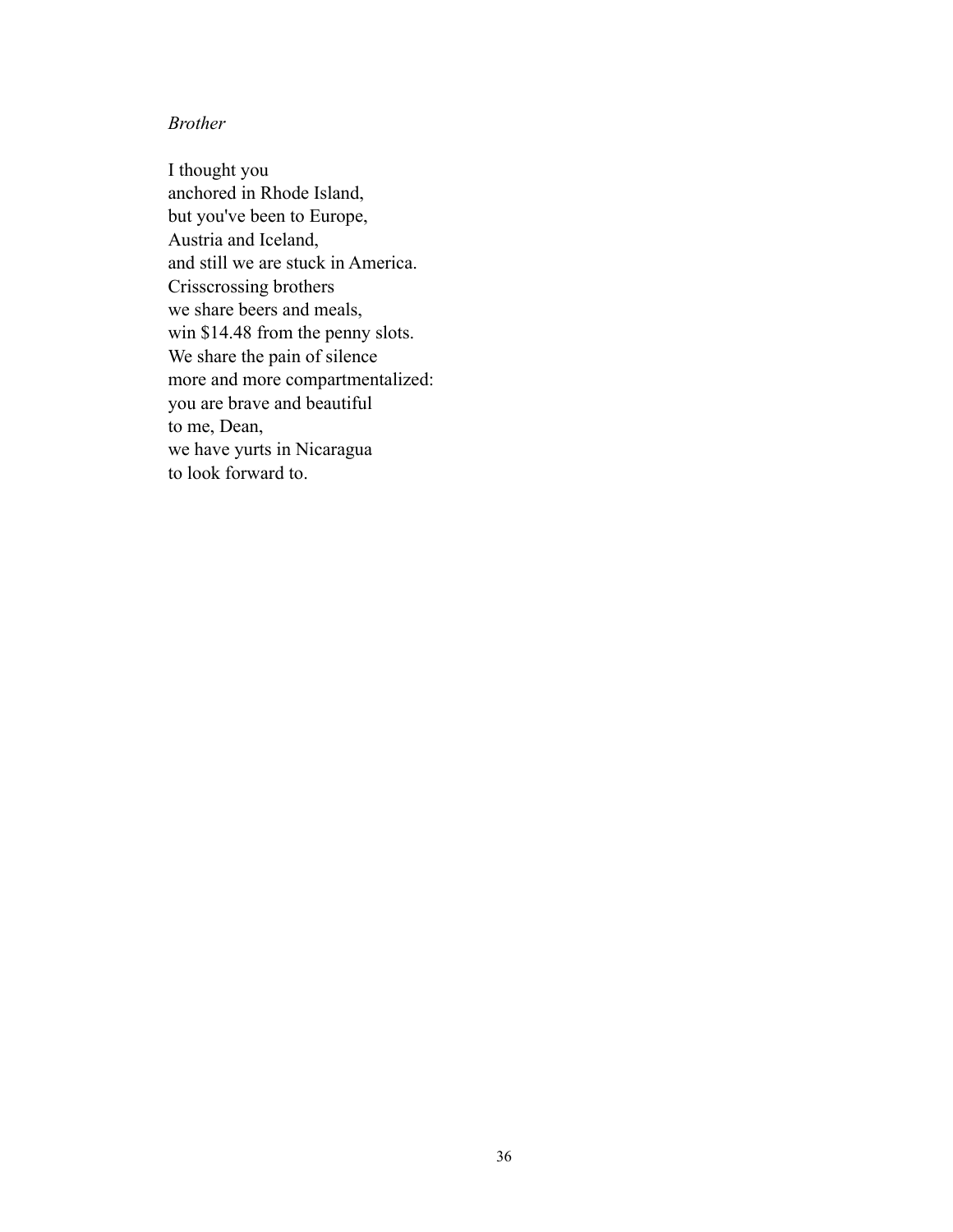*Brother*

I thought you  
anchored in Rhode Island,  
but you've been to Europe,  
Austria and Iceland,  
and still we are stuck in America.  
Crisscrossing brothers  
we share beers and meals,  
win $14.48 from the penny slots.  
We share the pain of silence  
more and more compartmentalized:  
you are brave and beautiful  
to me, Dean,  
we have yurts in Nicaragua  
to look forward to.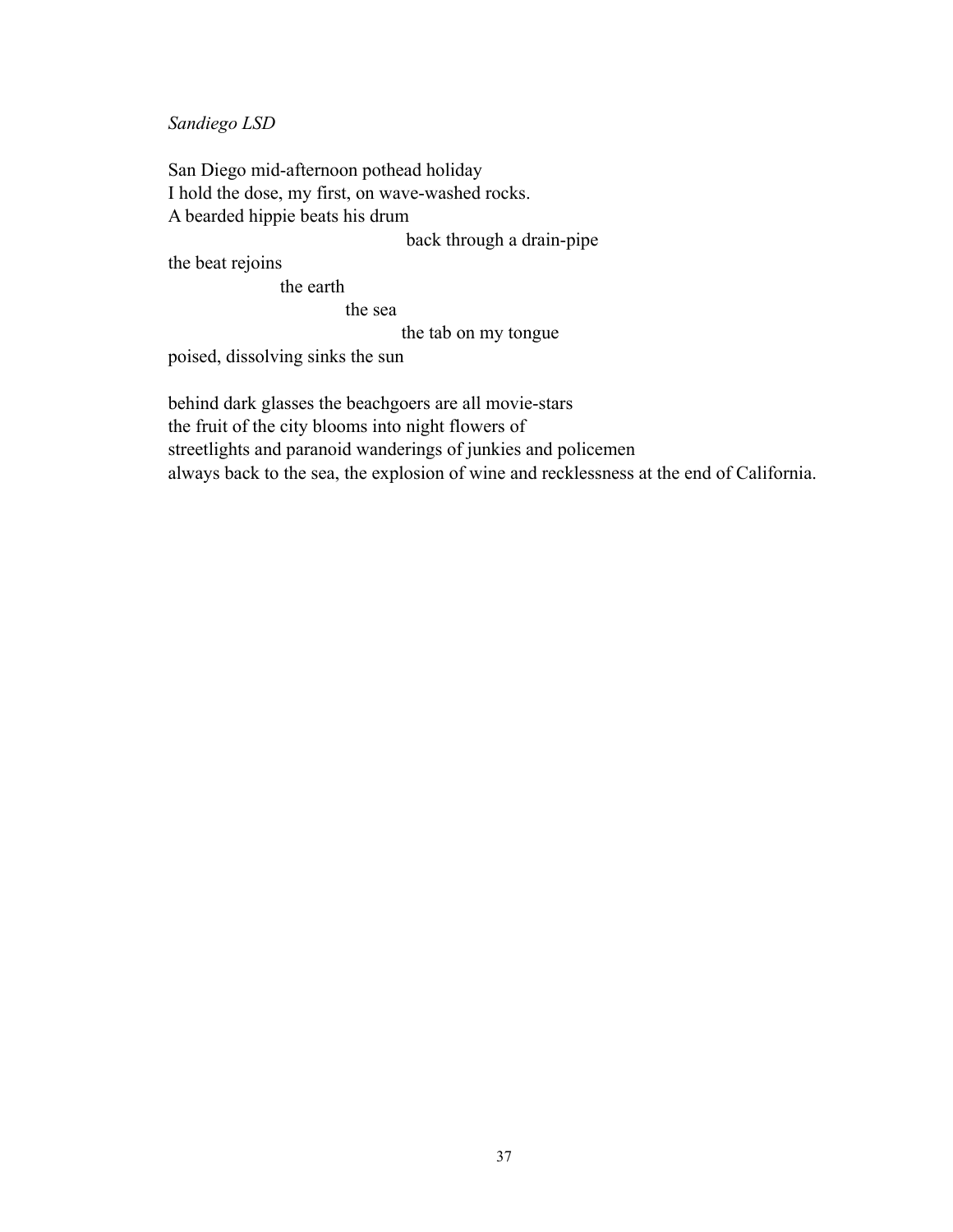*Sandiego LSD*

San Diego mid-afternoon pothead holiday  
I hold the dose, my first, on wave-washed rocks.  
A bearded hippie beats his drum  
&nbsp;&nbsp;&nbsp;&nbsp;&nbsp;&nbsp;&nbsp;&nbsp;&nbsp;&nbsp;&nbsp;&nbsp;&nbsp;&nbsp;&nbsp;&nbsp;&nbsp;&nbsp;&nbsp;&nbsp;&nbsp;&nbsp;&nbsp;&nbsp;&nbsp;&nbsp;&nbsp;&nbsp;&nbsp;&nbsp;&nbsp;&nbsp;&nbsp;&nbsp;&nbsp;&nbsp;&nbsp;&nbsp;&nbsp;&nbsp;back through a drain-pipe  
the beat rejoins  
&nbsp;&nbsp;&nbsp;&nbsp;&nbsp;&nbsp;&nbsp;&nbsp;&nbsp;&nbsp;&nbsp;&nbsp;&nbsp;&nbsp;&nbsp;&nbsp;&nbsp;&nbsp;&nbsp;&nbsp;the earth  
&nbsp;&nbsp;&nbsp;&nbsp;&nbsp;&nbsp;&nbsp;&nbsp;&nbsp;&nbsp;&nbsp;&nbsp;&nbsp;&nbsp;&nbsp;&nbsp;&nbsp;&nbsp;&nbsp;&nbsp;&nbsp;&nbsp;&nbsp;&nbsp;&nbsp;&nbsp;&nbsp;&nbsp;&nbsp;&nbsp;the sea  
&nbsp;&nbsp;&nbsp;&nbsp;&nbsp;&nbsp;&nbsp;&nbsp;&nbsp;&nbsp;&nbsp;&nbsp;&nbsp;&nbsp;&nbsp;&nbsp;&nbsp;&nbsp;&nbsp;&nbsp;&nbsp;&nbsp;&nbsp;&nbsp;&nbsp;&nbsp;&nbsp;&nbsp;&nbsp;&nbsp;&nbsp;&nbsp;&nbsp;&nbsp;&nbsp;&nbsp;&nbsp;&nbsp;&nbsp;the tab on my tongue  
poised, dissolving sinks the sun

behind dark glasses the beachgoers are all movie-stars  
the fruit of the city blooms into night flowers of  
streetlights and paranoid wanderings of junkies and policemen  
always back to the sea, the explosion of wine and recklessness at the end of California.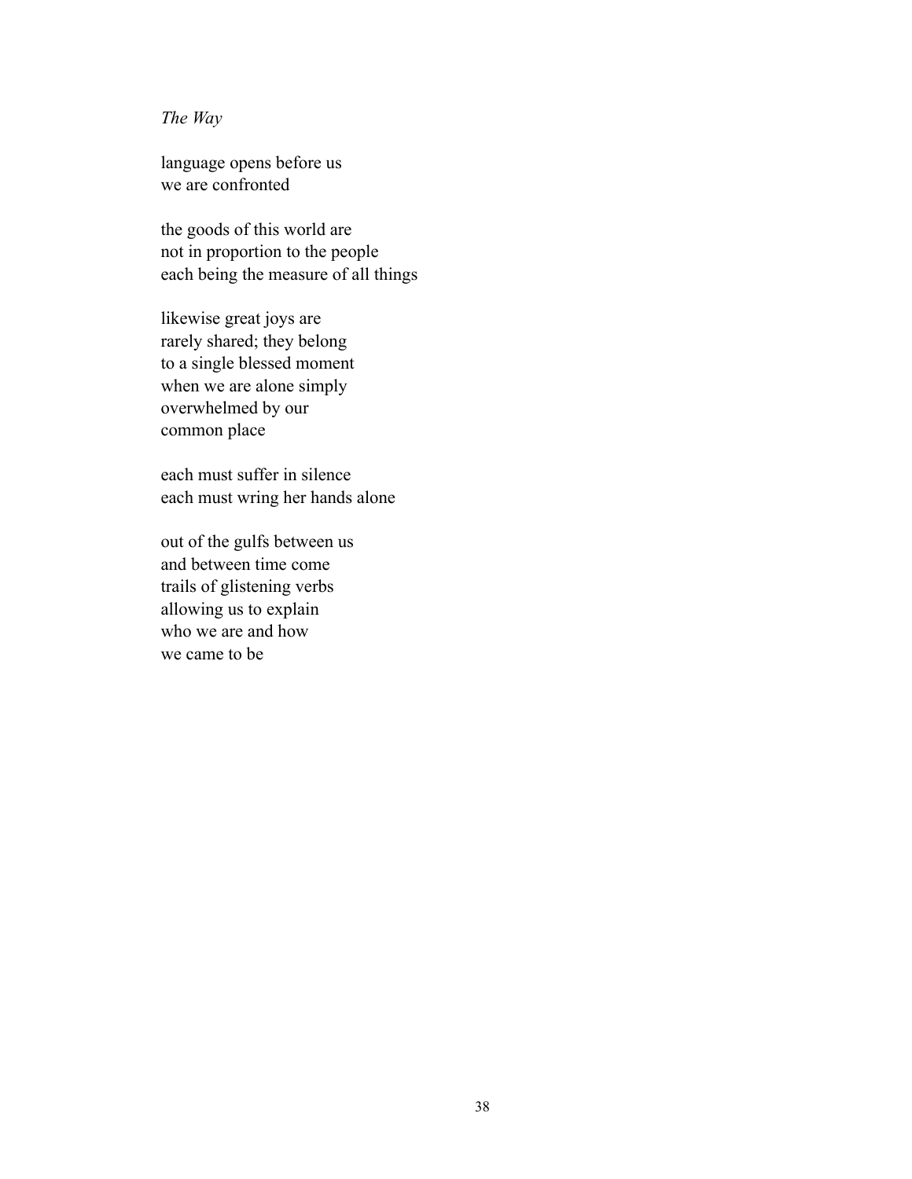*The Way*

language opens before us
we are confronted

the goods of this world are
not in proportion to the people
each being the measure of all things

likewise great joys are
rarely shared; they belong
to a single blessed moment
when we are alone simply
overwhelmed by our
common place

each must suffer in silence
each must wring her hands alone

out of the gulfs between us
and between time come
trails of glistening verbs
allowing us to explain
who we are and how
we came to be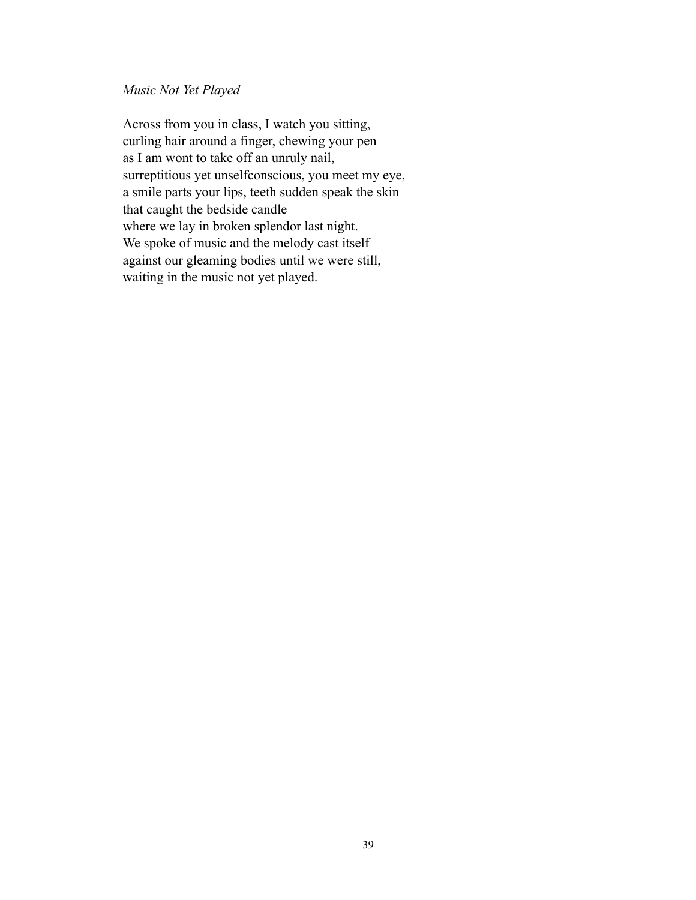*Music Not Yet Played*

Across from you in class, I watch you sitting,  
curling hair around a finger, chewing your pen  
as I am wont to take off an unruly nail,  
surreptitious yet unselfconscious, you meet my eye,  
a smile parts your lips, teeth sudden speak the skin  
that caught the bedside candle  
where we lay in broken splendor last night.  
We spoke of music and the melody cast itself  
against our gleaming bodies until we were still,  
waiting in the music not yet played.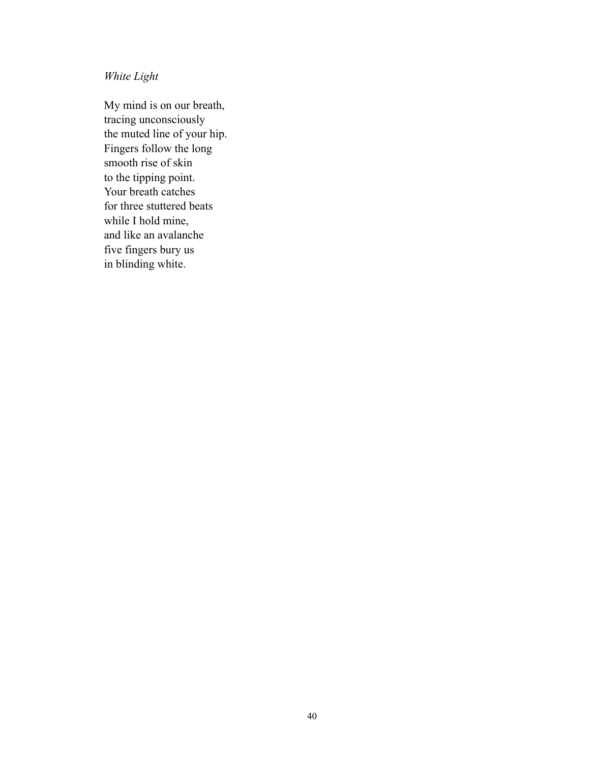*White Light*

My mind is on our breath,  
tracing unconsciously  
the muted line of your hip.  
Fingers follow the long  
smooth rise of skin  
to the tipping point.  
Your breath catches  
for three stuttered beats  
while I hold mine,  
and like an avalanche  
five fingers bury us  
in blinding white.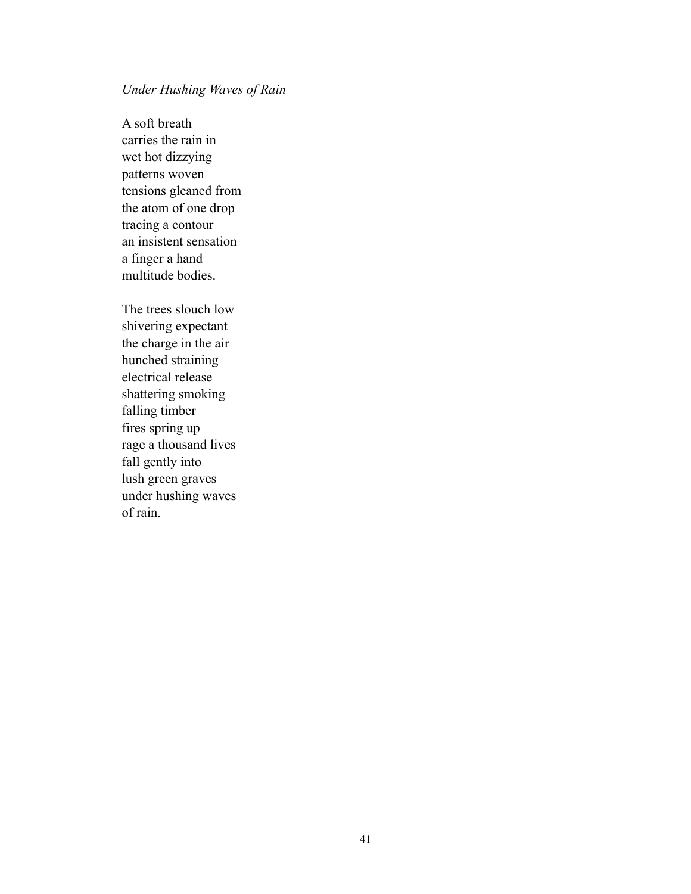*Under Hushing Waves of Rain*

A soft breath  
carries the rain in  
wet hot dizzying  
patterns woven  
tensions gleaned from  
the atom of one drop  
tracing a contour  
an insistent sensation  
a finger a hand  
multitude bodies.

The trees slouch low  
shivering expectant  
the charge in the air  
hunched straining  
electrical release  
shattering smoking  
falling timber  
fires spring up  
rage a thousand lives  
fall gently into  
lush green graves  
under hushing waves  
of rain.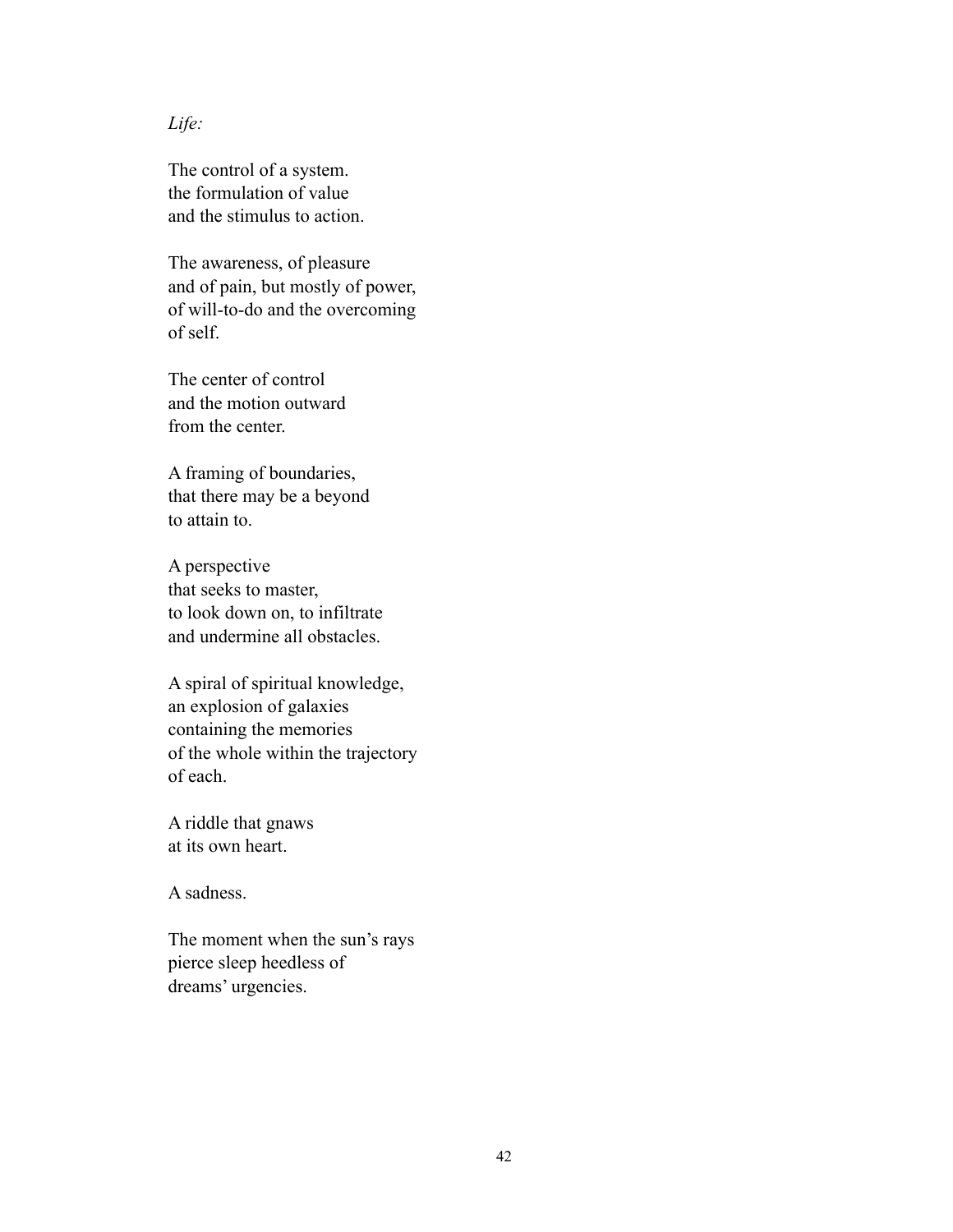*Life:*

The control of a system.  
the formulation of value  
and the stimulus to action.

The awareness, of pleasure  
and of pain, but mostly of power,  
of will-to-do and the overcoming  
of self.

The center of control  
and the motion outward  
from the center.

A framing of boundaries,  
that there may be a beyond  
to attain to.

A perspective  
that seeks to master,  
to look down on, to infiltrate  
and undermine all obstacles.

A spiral of spiritual knowledge,  
an explosion of galaxies  
containing the memories  
of the whole within the trajectory  
of each.

A riddle that gnaws  
at its own heart.

A sadness.

The moment when the sun's rays  
pierce sleep heedless of  
dreams' urgencies.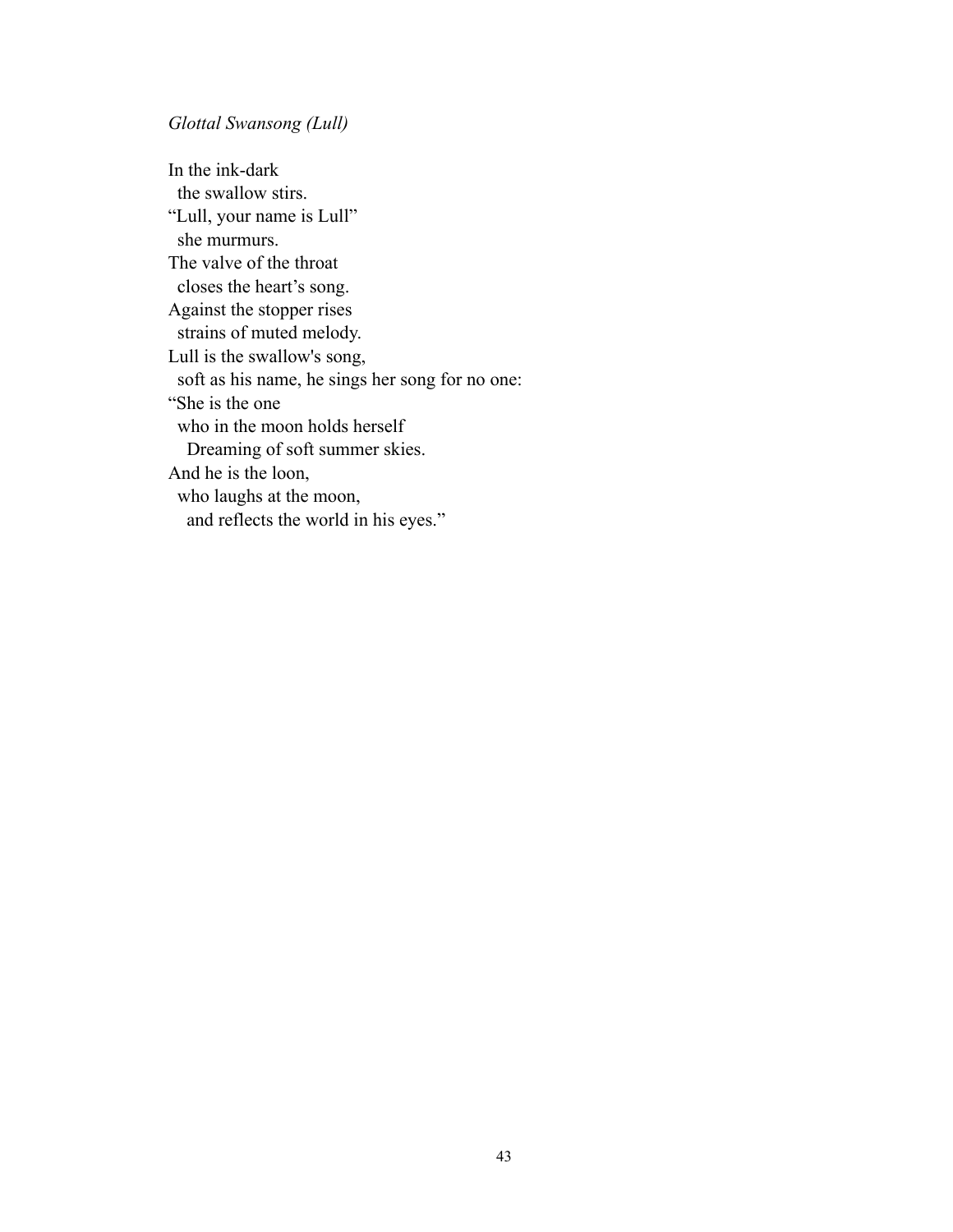*Glottal Swansong (Lull)*

In the ink-dark  
  the swallow stirs.  
"Lull, your name is Lull"  
  she murmurs.  
The valve of the throat  
  closes the heart's song.  
Against the stopper rises  
  strains of muted melody.  
Lull is the swallow's song,  
  soft as his name, he sings her song for no one:  
"She is the one  
  who in the moon holds herself  
    Dreaming of soft summer skies.  
And he is the loon,  
  who laughs at the moon,  
    and reflects the world in his eyes."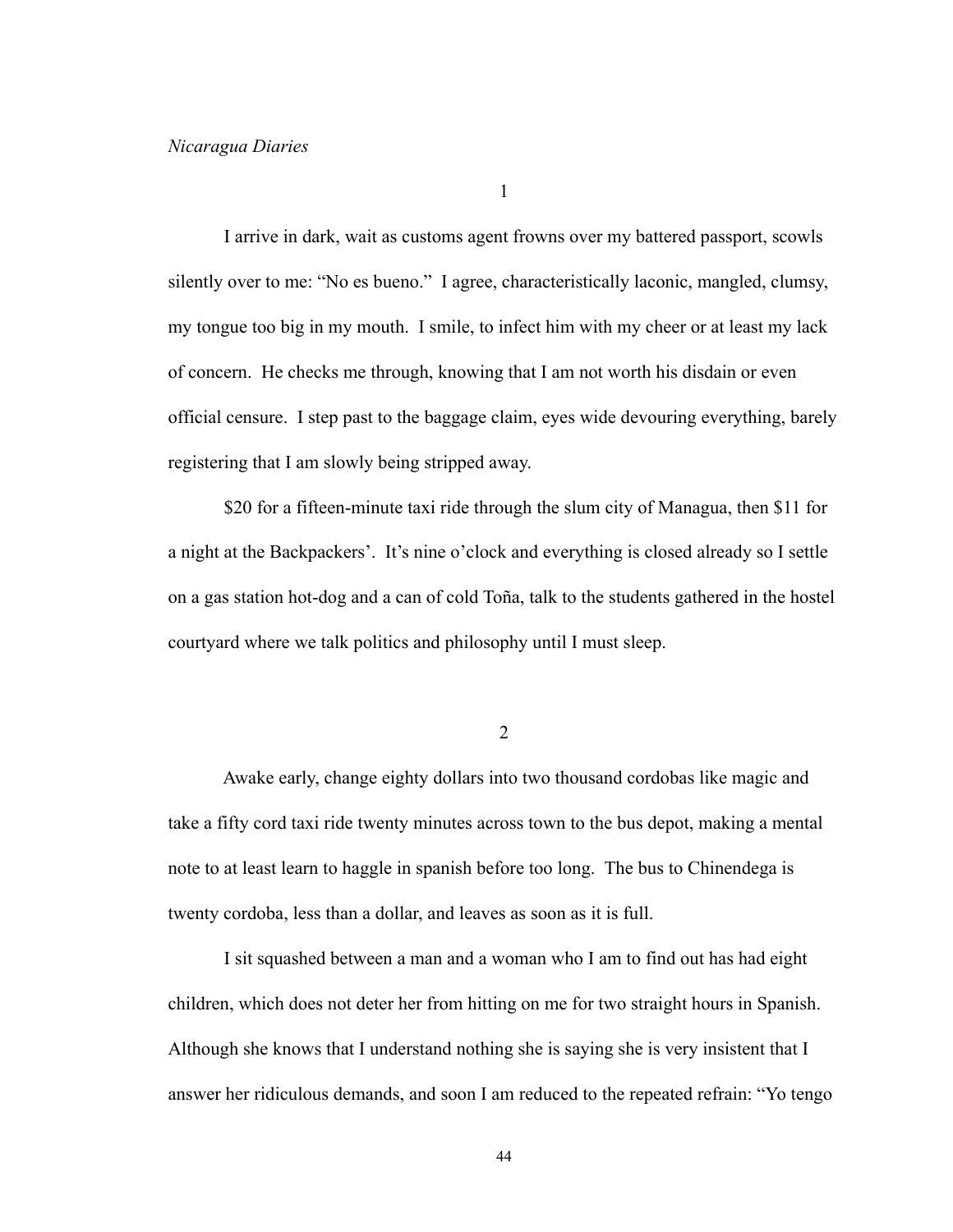*Nicaragua Diaries*

1

I arrive in dark, wait as customs agent frowns over my battered passport, scowls silently over to me: "No es bueno." I agree, characteristically laconic, mangled, clumsy, my tongue too big in my mouth. I smile, to infect him with my cheer or at least my lack of concern. He checks me through, knowing that I am not worth his disdain or even official censure. I step past to the baggage claim, eyes wide devouring everything, barely registering that I am slowly being stripped away.

$20 for a fifteen-minute taxi ride through the slum city of Managua, then $11 for a night at the Backpackers'. It's nine o'clock and everything is closed already so I settle on a gas station hot-dog and a can of cold Toña, talk to the students gathered in the hostel courtyard where we talk politics and philosophy until I must sleep.

2

Awake early, change eighty dollars into two thousand cordobas like magic and take a fifty cord taxi ride twenty minutes across town to the bus depot, making a mental note to at least learn to haggle in spanish before too long. The bus to Chinendega is twenty cordoba, less than a dollar, and leaves as soon as it is full.

I sit squashed between a man and a woman who I am to find out has had eight children, which does not deter her from hitting on me for two straight hours in Spanish. Although she knows that I understand nothing she is saying she is very insistent that I answer her ridiculous demands, and soon I am reduced to the repeated refrain: "Yo tengo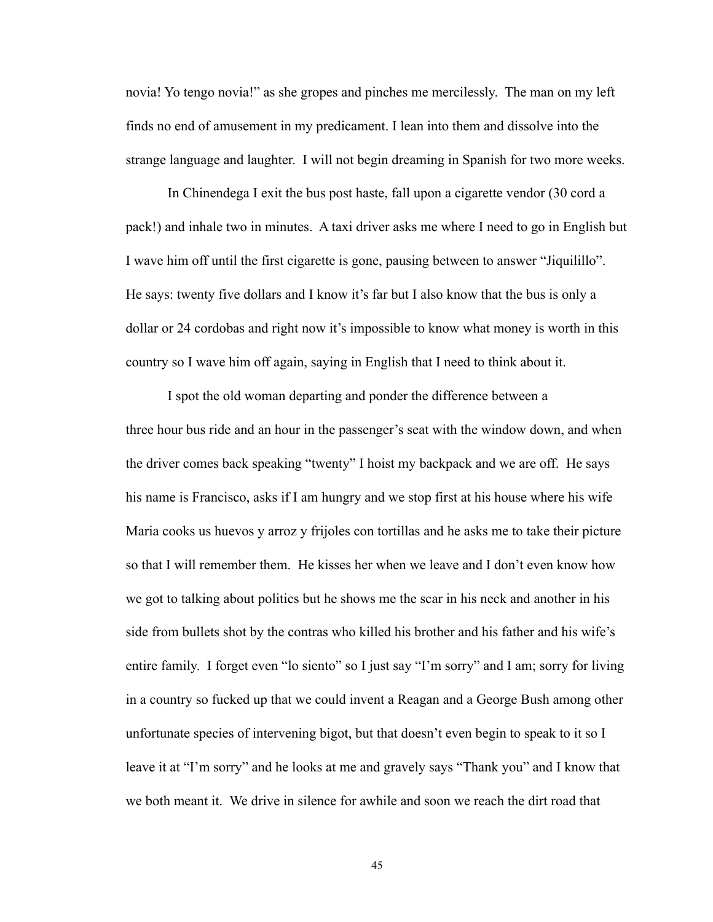novia! Yo tengo novia!" as she gropes and pinches me mercilessly. The man on my left finds no end of amusement in my predicament. I lean into them and dissolve into the strange language and laughter. I will not begin dreaming in Spanish for two more weeks.

In Chinendega I exit the bus post haste, fall upon a cigarette vendor (30 cord a pack!) and inhale two in minutes. A taxi driver asks me where I need to go in English but I wave him off until the first cigarette is gone, pausing between to answer "Jiquilillo". He says: twenty five dollars and I know it's far but I also know that the bus is only a dollar or 24 cordobas and right now it's impossible to know what money is worth in this country so I wave him off again, saying in English that I need to think about it.

I spot the old woman departing and ponder the difference between a three hour bus ride and an hour in the passenger's seat with the window down, and when the driver comes back speaking "twenty" I hoist my backpack and we are off. He says his name is Francisco, asks if I am hungry and we stop first at his house where his wife Maria cooks us huevos y arroz y frijoles con tortillas and he asks me to take their picture so that I will remember them. He kisses her when we leave and I don't even know how we got to talking about politics but he shows me the scar in his neck and another in his side from bullets shot by the contras who killed his brother and his father and his wife's entire family. I forget even "lo siento" so I just say "I'm sorry" and I am; sorry for living in a country so fucked up that we could invent a Reagan and a George Bush among other unfortunate species of intervening bigot, but that doesn't even begin to speak to it so I leave it at "I'm sorry" and he looks at me and gravely says "Thank you" and I know that we both meant it. We drive in silence for awhile and soon we reach the dirt road that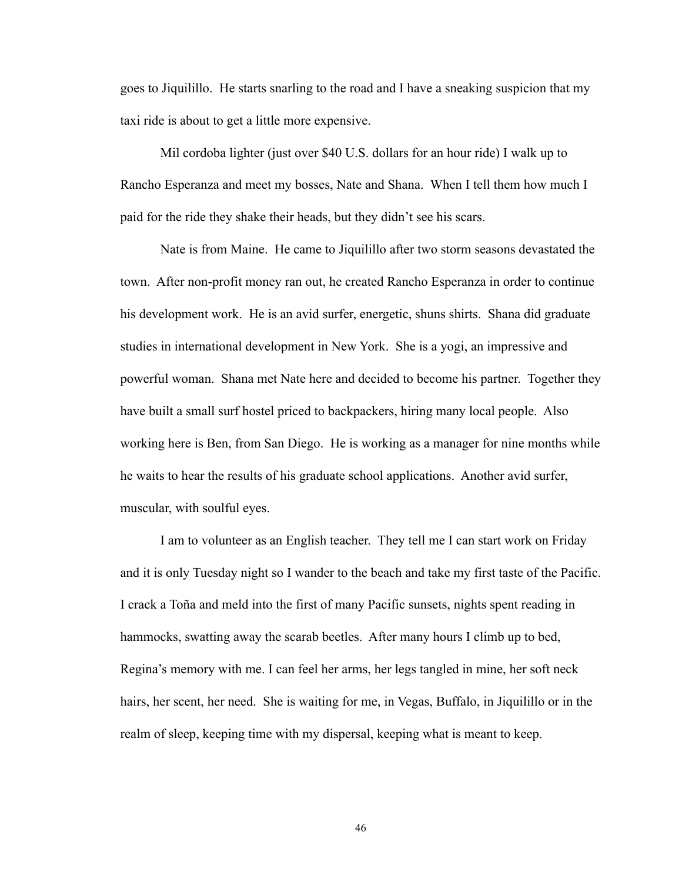goes to Jiquilillo. He starts snarling to the road and I have a sneaking suspicion that my taxi ride is about to get a little more expensive.

Mil cordoba lighter (just over $40 U.S. dollars for an hour ride) I walk up to Rancho Esperanza and meet my bosses, Nate and Shana. When I tell them how much I paid for the ride they shake their heads, but they didn't see his scars.

Nate is from Maine. He came to Jiquilillo after two storm seasons devastated the town. After non-profit money ran out, he created Rancho Esperanza in order to continue his development work. He is an avid surfer, energetic, shuns shirts. Shana did graduate studies in international development in New York. She is a yogi, an impressive and powerful woman. Shana met Nate here and decided to become his partner. Together they have built a small surf hostel priced to backpackers, hiring many local people. Also working here is Ben, from San Diego. He is working as a manager for nine months while he waits to hear the results of his graduate school applications. Another avid surfer, muscular, with soulful eyes.

I am to volunteer as an English teacher. They tell me I can start work on Friday and it is only Tuesday night so I wander to the beach and take my first taste of the Pacific. I crack a Toña and meld into the first of many Pacific sunsets, nights spent reading in hammocks, swatting away the scarab beetles. After many hours I climb up to bed, Regina's memory with me. I can feel her arms, her legs tangled in mine, her soft neck hairs, her scent, her need. She is waiting for me, in Vegas, Buffalo, in Jiquilillo or in the realm of sleep, keeping time with my dispersal, keeping what is meant to keep.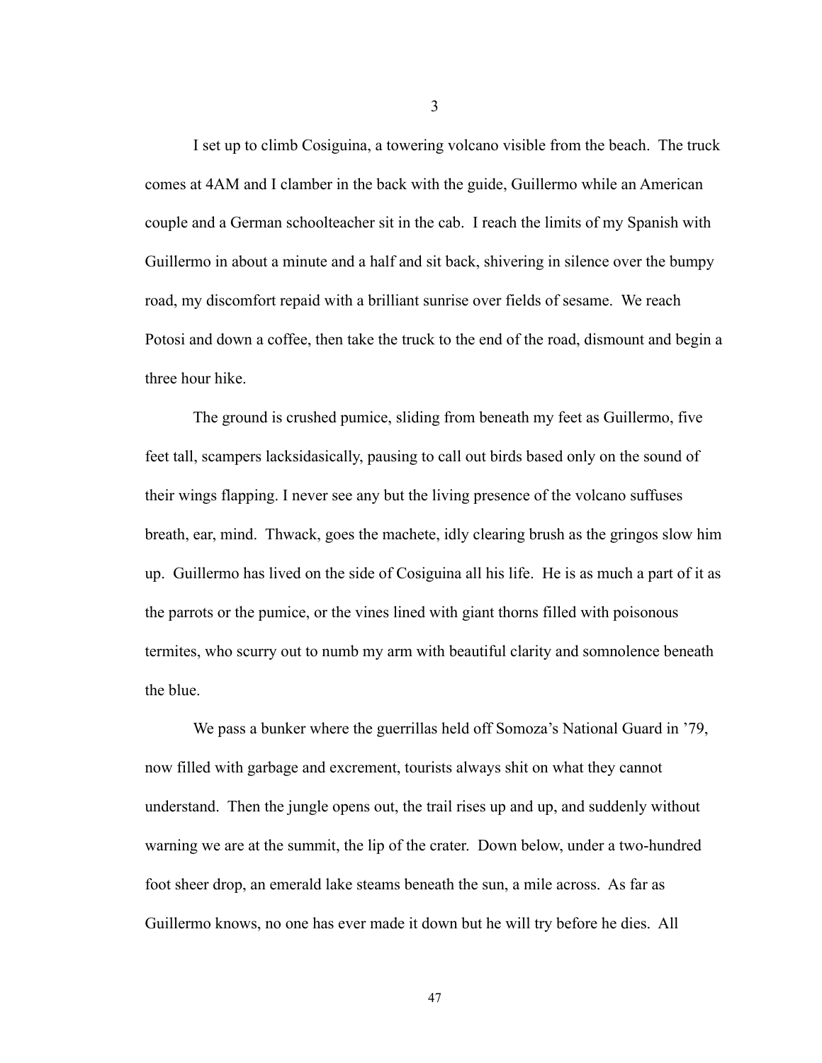3

I set up to climb Cosiguina, a towering volcano visible from the beach. The truck comes at 4AM and I clamber in the back with the guide, Guillermo while an American couple and a German schoolteacher sit in the cab. I reach the limits of my Spanish with Guillermo in about a minute and a half and sit back, shivering in silence over the bumpy road, my discomfort repaid with a brilliant sunrise over fields of sesame. We reach Potosi and down a coffee, then take the truck to the end of the road, dismount and begin a three hour hike.

The ground is crushed pumice, sliding from beneath my feet as Guillermo, five feet tall, scampers lacksidasically, pausing to call out birds based only on the sound of their wings flapping. I never see any but the living presence of the volcano suffuses breath, ear, mind. Thwack, goes the machete, idly clearing brush as the gringos slow him up. Guillermo has lived on the side of Cosiguina all his life. He is as much a part of it as the parrots or the pumice, or the vines lined with giant thorns filled with poisonous termites, who scurry out to numb my arm with beautiful clarity and somnolence beneath the blue.

We pass a bunker where the guerrillas held off Somoza's National Guard in '79, now filled with garbage and excrement, tourists always shit on what they cannot understand. Then the jungle opens out, the trail rises up and up, and suddenly without warning we are at the summit, the lip of the crater. Down below, under a two-hundred foot sheer drop, an emerald lake steams beneath the sun, a mile across. As far as Guillermo knows, no one has ever made it down but he will try before he dies. All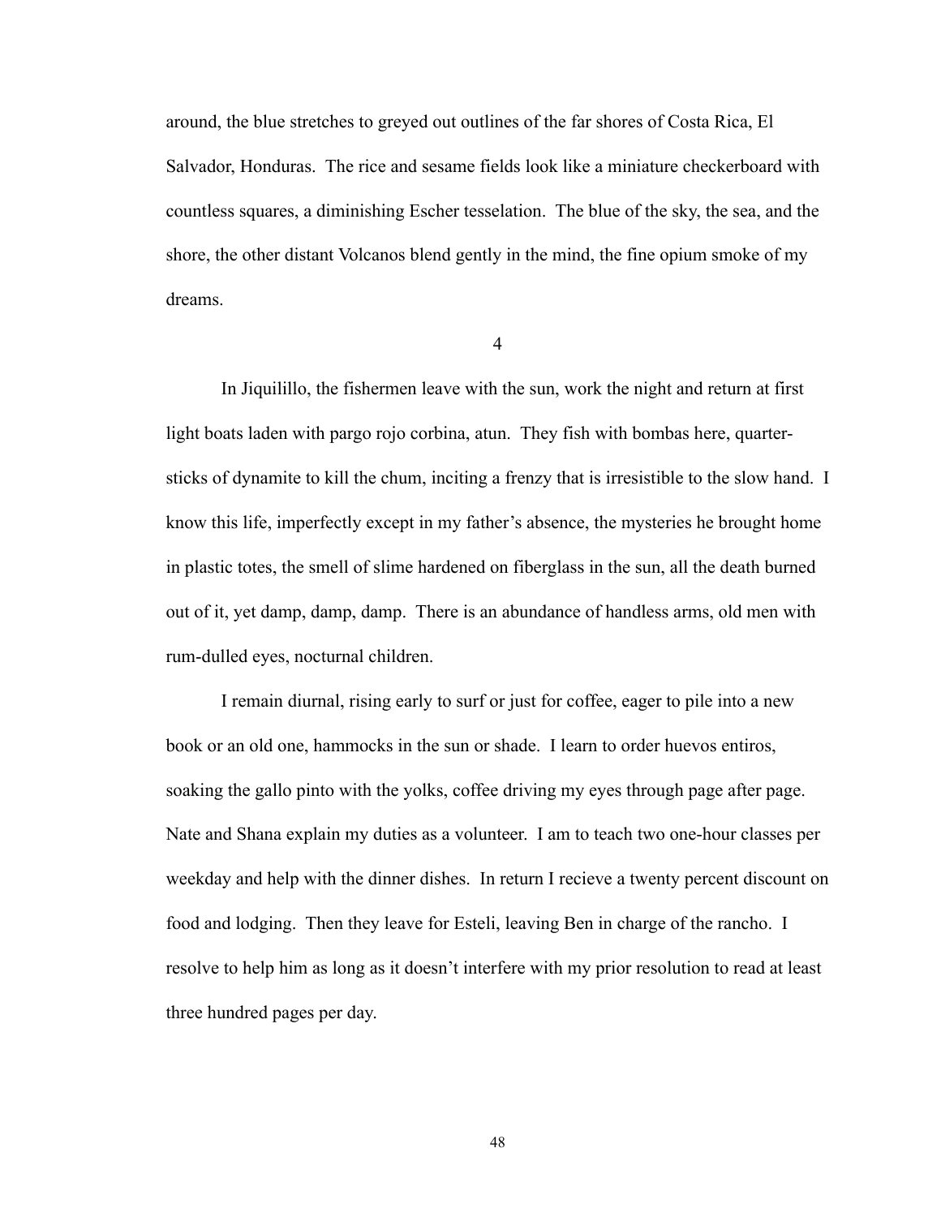around, the blue stretches to greyed out outlines of the far shores of Costa Rica, El Salvador, Honduras. The rice and sesame fields look like a miniature checkerboard with countless squares, a diminishing Escher tesselation. The blue of the sky, the sea, and the shore, the other distant Volcanos blend gently in the mind, the fine opium smoke of my dreams.

4

In Jiquilillo, the fishermen leave with the sun, work the night and return at first light boats laden with pargo rojo corbina, atun. They fish with bombas here, quarter-sticks of dynamite to kill the chum, inciting a frenzy that is irresistible to the slow hand. I know this life, imperfectly except in my father's absence, the mysteries he brought home in plastic totes, the smell of slime hardened on fiberglass in the sun, all the death burned out of it, yet damp, damp, damp. There is an abundance of handless arms, old men with rum-dulled eyes, nocturnal children.

I remain diurnal, rising early to surf or just for coffee, eager to pile into a new book or an old one, hammocks in the sun or shade. I learn to order huevos entiros, soaking the gallo pinto with the yolks, coffee driving my eyes through page after page. Nate and Shana explain my duties as a volunteer. I am to teach two one-hour classes per weekday and help with the dinner dishes. In return I recieve a twenty percent discount on food and lodging. Then they leave for Esteli, leaving Ben in charge of the rancho. I resolve to help him as long as it doesn't interfere with my prior resolution to read at least three hundred pages per day.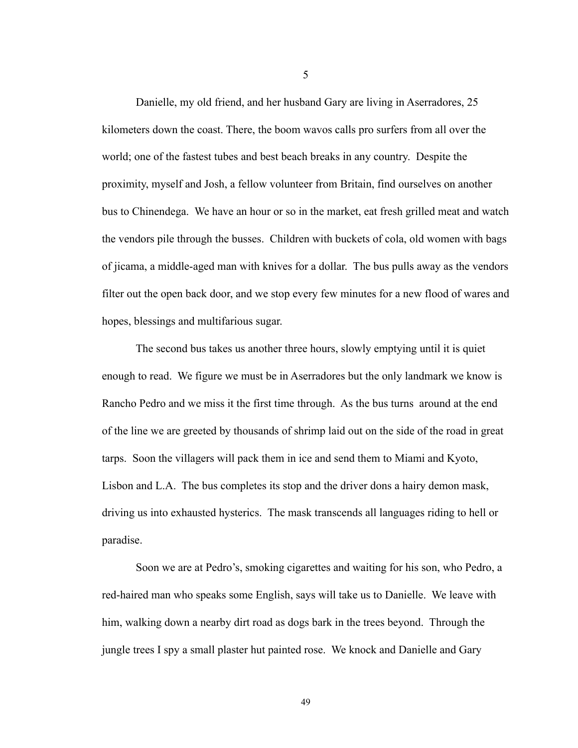5

Danielle, my old friend, and her husband Gary are living in Aserradores, 25 kilometers down the coast. There, the boom wavos calls pro surfers from all over the world; one of the fastest tubes and best beach breaks in any country. Despite the proximity, myself and Josh, a fellow volunteer from Britain, find ourselves on another bus to Chinendega. We have an hour or so in the market, eat fresh grilled meat and watch the vendors pile through the busses. Children with buckets of cola, old women with bags of jicama, a middle-aged man with knives for a dollar. The bus pulls away as the vendors filter out the open back door, and we stop every few minutes for a new flood of wares and hopes, blessings and multifarious sugar.

The second bus takes us another three hours, slowly emptying until it is quiet enough to read. We figure we must be in Aserradores but the only landmark we know is Rancho Pedro and we miss it the first time through. As the bus turns around at the end of the line we are greeted by thousands of shrimp laid out on the side of the road in great tarps. Soon the villagers will pack them in ice and send them to Miami and Kyoto, Lisbon and L.A. The bus completes its stop and the driver dons a hairy demon mask, driving us into exhausted hysterics. The mask transcends all languages riding to hell or paradise.

Soon we are at Pedro's, smoking cigarettes and waiting for his son, who Pedro, a red-haired man who speaks some English, says will take us to Danielle. We leave with him, walking down a nearby dirt road as dogs bark in the trees beyond. Through the jungle trees I spy a small plaster hut painted rose. We knock and Danielle and Gary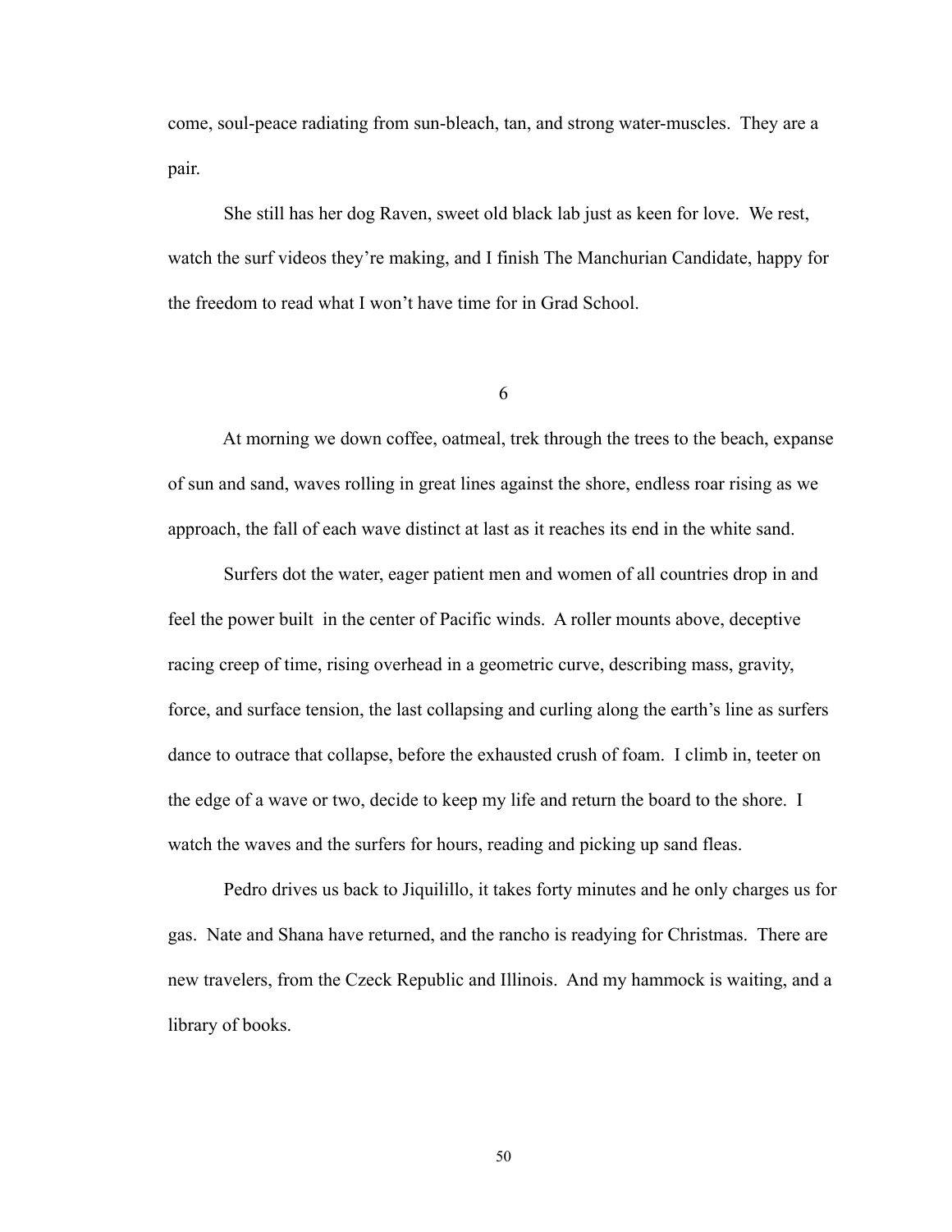come, soul-peace radiating from sun-bleach, tan, and strong water-muscles. They are a pair.

She still has her dog Raven, sweet old black lab just as keen for love. We rest, watch the surf videos they're making, and I finish The Manchurian Candidate, happy for the freedom to read what I won't have time for in Grad School.

## 6

At morning we down coffee, oatmeal, trek through the trees to the beach, expanse of sun and sand, waves rolling in great lines against the shore, endless roar rising as we approach, the fall of each wave distinct at last as it reaches its end in the white sand.

Surfers dot the water, eager patient men and women of all countries drop in and feel the power built in the center of Pacific winds. A roller mounts above, deceptive racing creep of time, rising overhead in a geometric curve, describing mass, gravity, force, and surface tension, the last collapsing and curling along the earth's line as surfers dance to outrace that collapse, before the exhausted crush of foam. I climb in, teeter on the edge of a wave or two, decide to keep my life and return the board to the shore. I watch the waves and the surfers for hours, reading and picking up sand fleas.

Pedro drives us back to Jiquilillo, it takes forty minutes and he only charges us for gas. Nate and Shana have returned, and the rancho is readying for Christmas. There are new travelers, from the Czeck Republic and Illinois. And my hammock is waiting, and a library of books.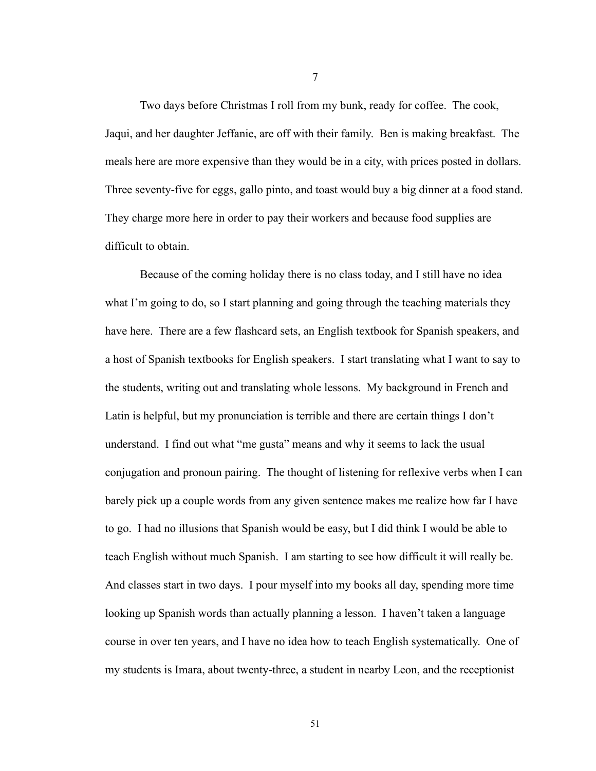7

Two days before Christmas I roll from my bunk, ready for coffee. The cook, Jaqui, and her daughter Jeffanie, are off with their family. Ben is making breakfast. The meals here are more expensive than they would be in a city, with prices posted in dollars. Three seventy-five for eggs, gallo pinto, and toast would buy a big dinner at a food stand. They charge more here in order to pay their workers and because food supplies are difficult to obtain.

Because of the coming holiday there is no class today, and I still have no idea what I'm going to do, so I start planning and going through the teaching materials they have here. There are a few flashcard sets, an English textbook for Spanish speakers, and a host of Spanish textbooks for English speakers. I start translating what I want to say to the students, writing out and translating whole lessons. My background in French and Latin is helpful, but my pronunciation is terrible and there are certain things I don't understand. I find out what "me gusta" means and why it seems to lack the usual conjugation and pronoun pairing. The thought of listening for reflexive verbs when I can barely pick up a couple words from any given sentence makes me realize how far I have to go. I had no illusions that Spanish would be easy, but I did think I would be able to teach English without much Spanish. I am starting to see how difficult it will really be. And classes start in two days. I pour myself into my books all day, spending more time looking up Spanish words than actually planning a lesson. I haven't taken a language course in over ten years, and I have no idea how to teach English systematically. One of my students is Imara, about twenty-three, a student in nearby Leon, and the receptionist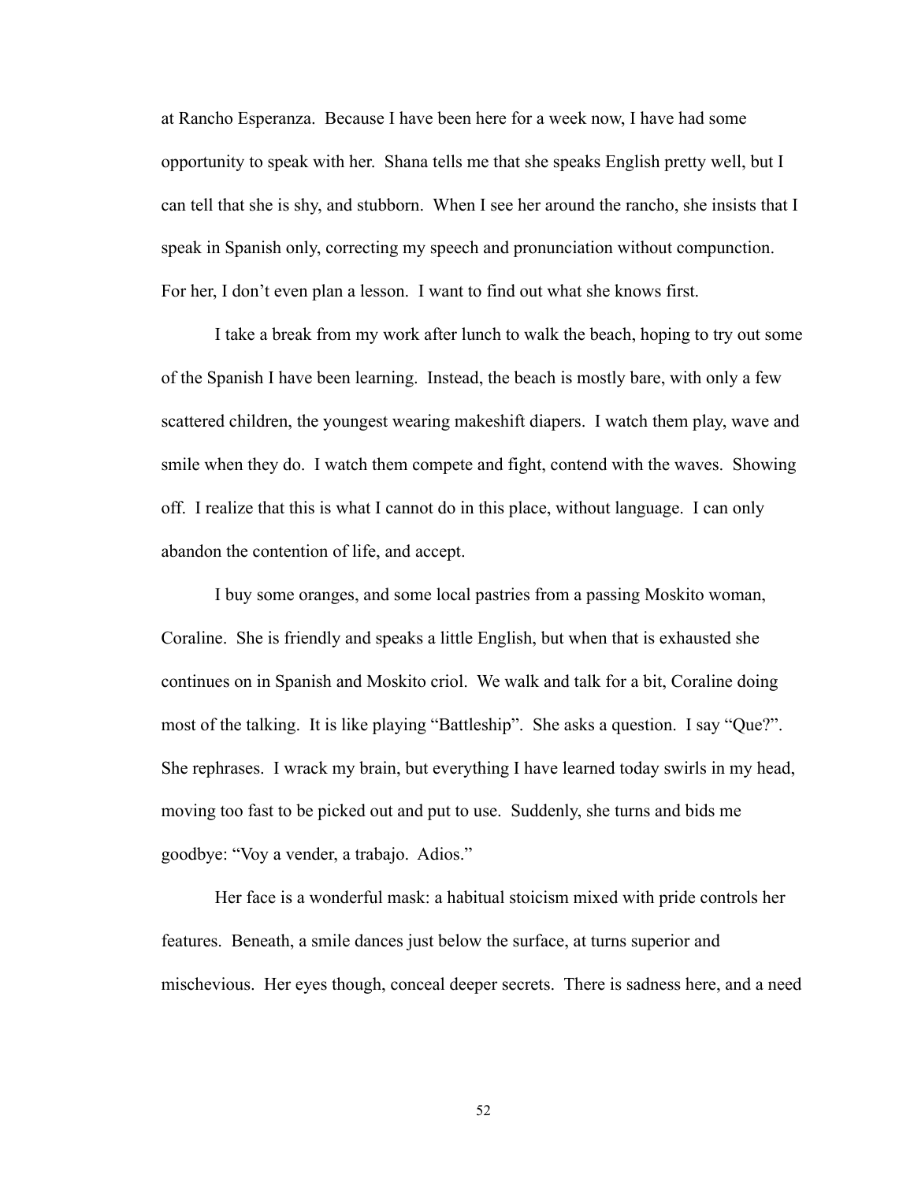at Rancho Esperanza. Because I have been here for a week now, I have had some opportunity to speak with her. Shana tells me that she speaks English pretty well, but I can tell that she is shy, and stubborn. When I see her around the rancho, she insists that I speak in Spanish only, correcting my speech and pronunciation without compunction. For her, I don't even plan a lesson. I want to find out what she knows first.

I take a break from my work after lunch to walk the beach, hoping to try out some of the Spanish I have been learning. Instead, the beach is mostly bare, with only a few scattered children, the youngest wearing makeshift diapers. I watch them play, wave and smile when they do. I watch them compete and fight, contend with the waves. Showing off. I realize that this is what I cannot do in this place, without language. I can only abandon the contention of life, and accept.

I buy some oranges, and some local pastries from a passing Moskito woman, Coraline. She is friendly and speaks a little English, but when that is exhausted she continues on in Spanish and Moskito criol. We walk and talk for a bit, Coraline doing most of the talking. It is like playing "Battleship". She asks a question. I say "Que?". She rephrases. I wrack my brain, but everything I have learned today swirls in my head, moving too fast to be picked out and put to use. Suddenly, she turns and bids me goodbye: "Voy a vender, a trabajo. Adios."

Her face is a wonderful mask: a habitual stoicism mixed with pride controls her features. Beneath, a smile dances just below the surface, at turns superior and mischevious. Her eyes though, conceal deeper secrets. There is sadness here, and a need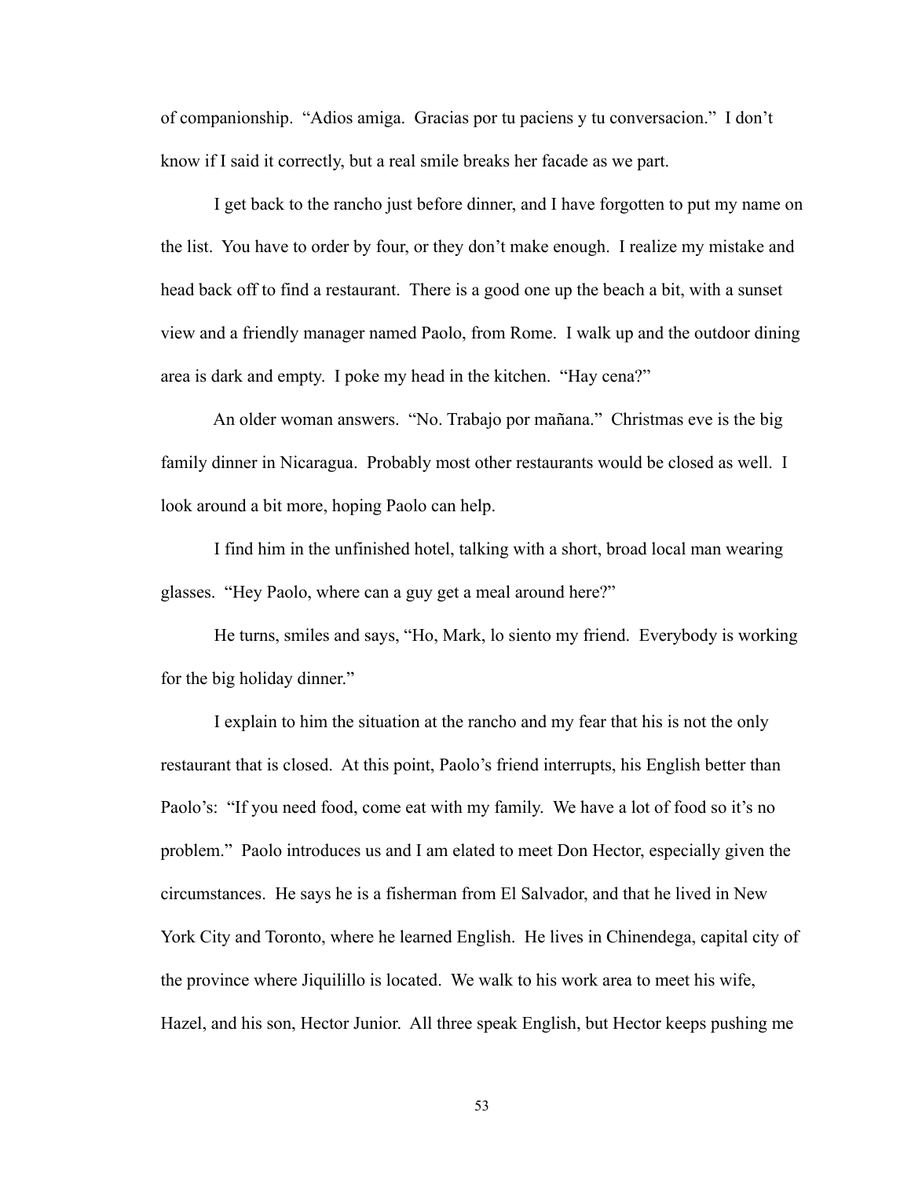of companionship. “Adios amiga. Gracias por tu paciens y tu conversacion.” I don’t know if I said it correctly, but a real smile breaks her facade as we part.

I get back to the rancho just before dinner, and I have forgotten to put my name on the list. You have to order by four, or they don’t make enough. I realize my mistake and head back off to find a restaurant. There is a good one up the beach a bit, with a sunset view and a friendly manager named Paolo, from Rome. I walk up and the outdoor dining area is dark and empty. I poke my head in the kitchen. “Hay cena?”

An older woman answers. “No. Trabajo por mañana.” Christmas eve is the big family dinner in Nicaragua. Probably most other restaurants would be closed as well. I look around a bit more, hoping Paolo can help.

I find him in the unfinished hotel, talking with a short, broad local man wearing glasses. “Hey Paolo, where can a guy get a meal around here?”

He turns, smiles and says, “Ho, Mark, lo siento my friend. Everybody is working for the big holiday dinner.”

I explain to him the situation at the rancho and my fear that his is not the only restaurant that is closed. At this point, Paolo’s friend interrupts, his English better than Paolo’s: “If you need food, come eat with my family. We have a lot of food so it’s no problem.” Paolo introduces us and I am elated to meet Don Hector, especially given the circumstances. He says he is a fisherman from El Salvador, and that he lived in New York City and Toronto, where he learned English. He lives in Chinendega, capital city of the province where Jiquilillo is located. We walk to his work area to meet his wife, Hazel, and his son, Hector Junior. All three speak English, but Hector keeps pushing me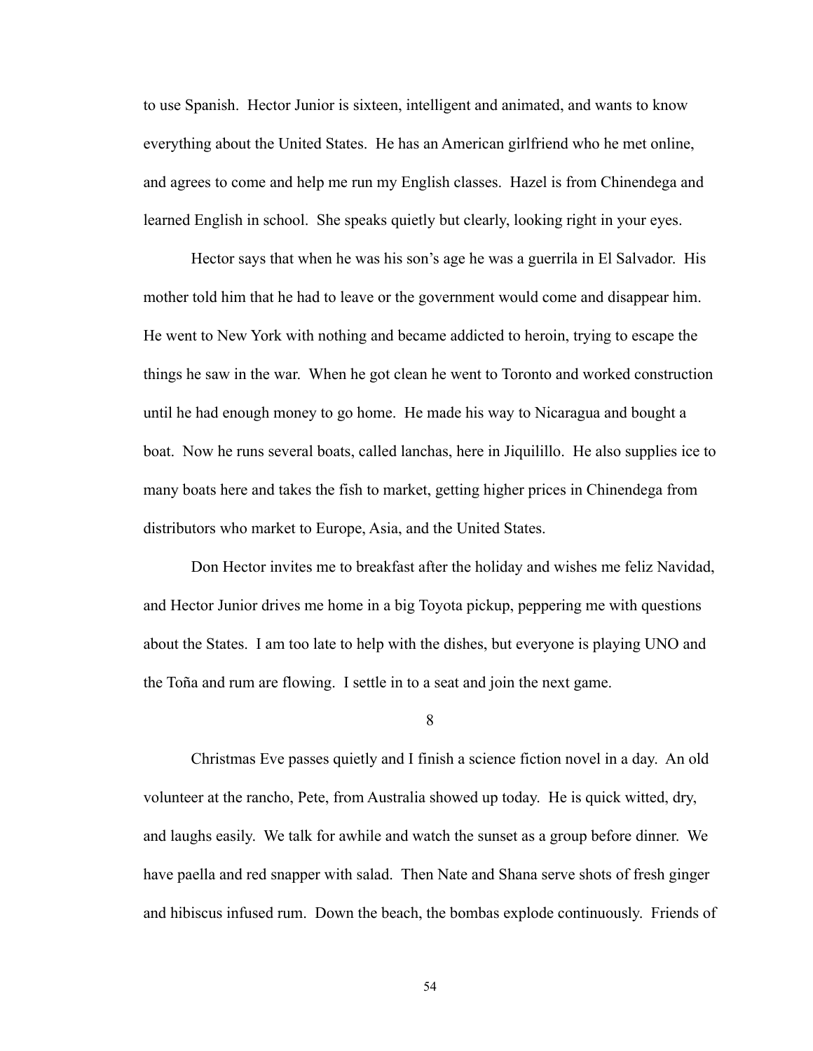to use Spanish. Hector Junior is sixteen, intelligent and animated, and wants to know everything about the United States. He has an American girlfriend who he met online, and agrees to come and help me run my English classes. Hazel is from Chinendega and learned English in school. She speaks quietly but clearly, looking right in your eyes.

Hector says that when he was his son's age he was a guerrila in El Salvador. His mother told him that he had to leave or the government would come and disappear him. He went to New York with nothing and became addicted to heroin, trying to escape the things he saw in the war. When he got clean he went to Toronto and worked construction until he had enough money to go home. He made his way to Nicaragua and bought a boat. Now he runs several boats, called lanchas, here in Jiquilillo. He also supplies ice to many boats here and takes the fish to market, getting higher prices in Chinendega from distributors who market to Europe, Asia, and the United States.

Don Hector invites me to breakfast after the holiday and wishes me feliz Navidad, and Hector Junior drives me home in a big Toyota pickup, peppering me with questions about the States. I am too late to help with the dishes, but everyone is playing UNO and the Toña and rum are flowing. I settle in to a seat and join the next game.

8

Christmas Eve passes quietly and I finish a science fiction novel in a day. An old volunteer at the rancho, Pete, from Australia showed up today. He is quick witted, dry, and laughs easily. We talk for awhile and watch the sunset as a group before dinner. We have paella and red snapper with salad. Then Nate and Shana serve shots of fresh ginger and hibiscus infused rum. Down the beach, the bombas explode continuously. Friends of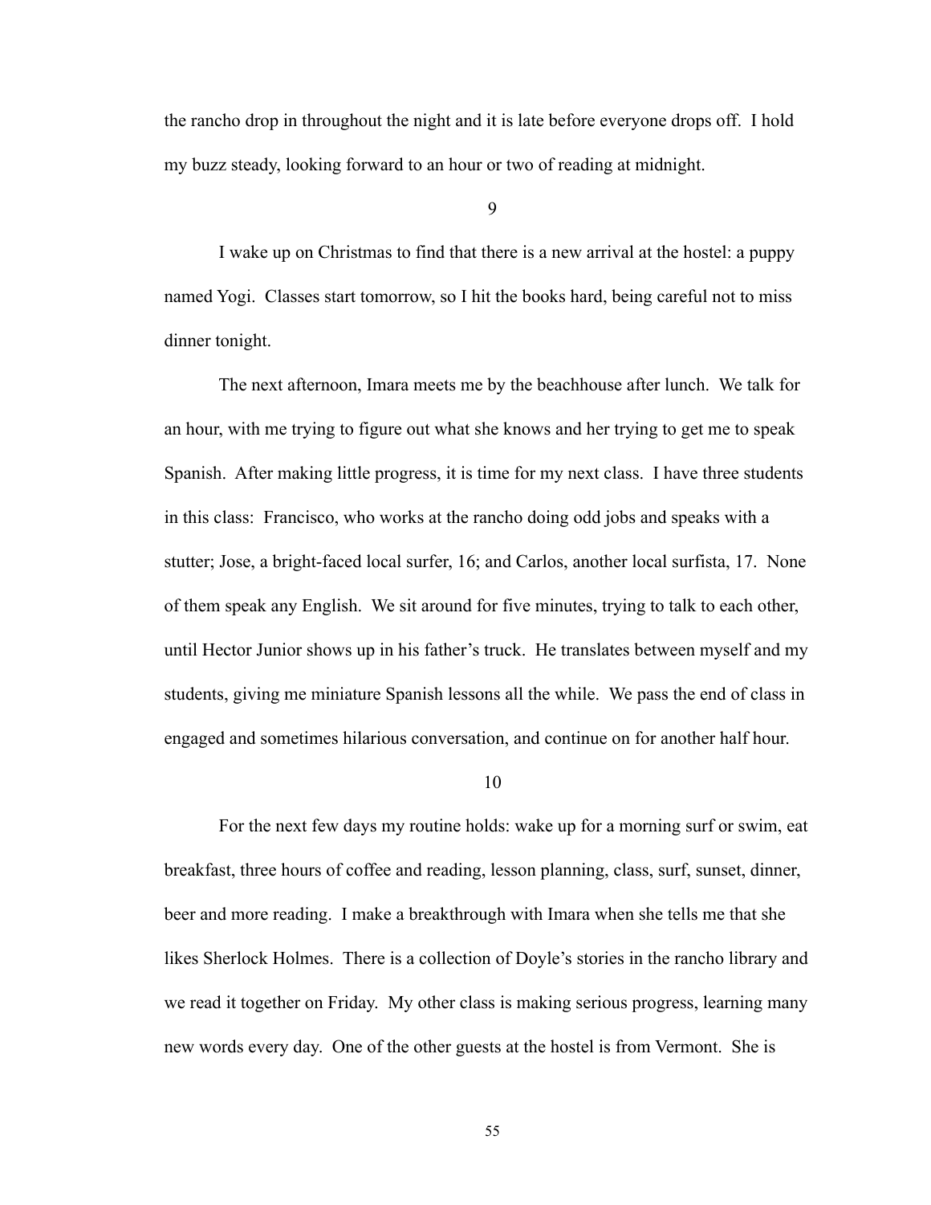the rancho drop in throughout the night and it is late before everyone drops off. I hold my buzz steady, looking forward to an hour or two of reading at midnight.

9

I wake up on Christmas to find that there is a new arrival at the hostel: a puppy named Yogi. Classes start tomorrow, so I hit the books hard, being careful not to miss dinner tonight.

The next afternoon, Imara meets me by the beachhouse after lunch. We talk for an hour, with me trying to figure out what she knows and her trying to get me to speak Spanish. After making little progress, it is time for my next class. I have three students in this class: Francisco, who works at the rancho doing odd jobs and speaks with a stutter; Jose, a bright-faced local surfer, 16; and Carlos, another local surfista, 17. None of them speak any English. We sit around for five minutes, trying to talk to each other, until Hector Junior shows up in his father's truck. He translates between myself and my students, giving me miniature Spanish lessons all the while. We pass the end of class in engaged and sometimes hilarious conversation, and continue on for another half hour.

10

For the next few days my routine holds: wake up for a morning surf or swim, eat breakfast, three hours of coffee and reading, lesson planning, class, surf, sunset, dinner, beer and more reading. I make a breakthrough with Imara when she tells me that she likes Sherlock Holmes. There is a collection of Doyle's stories in the rancho library and we read it together on Friday. My other class is making serious progress, learning many new words every day. One of the other guests at the hostel is from Vermont. She is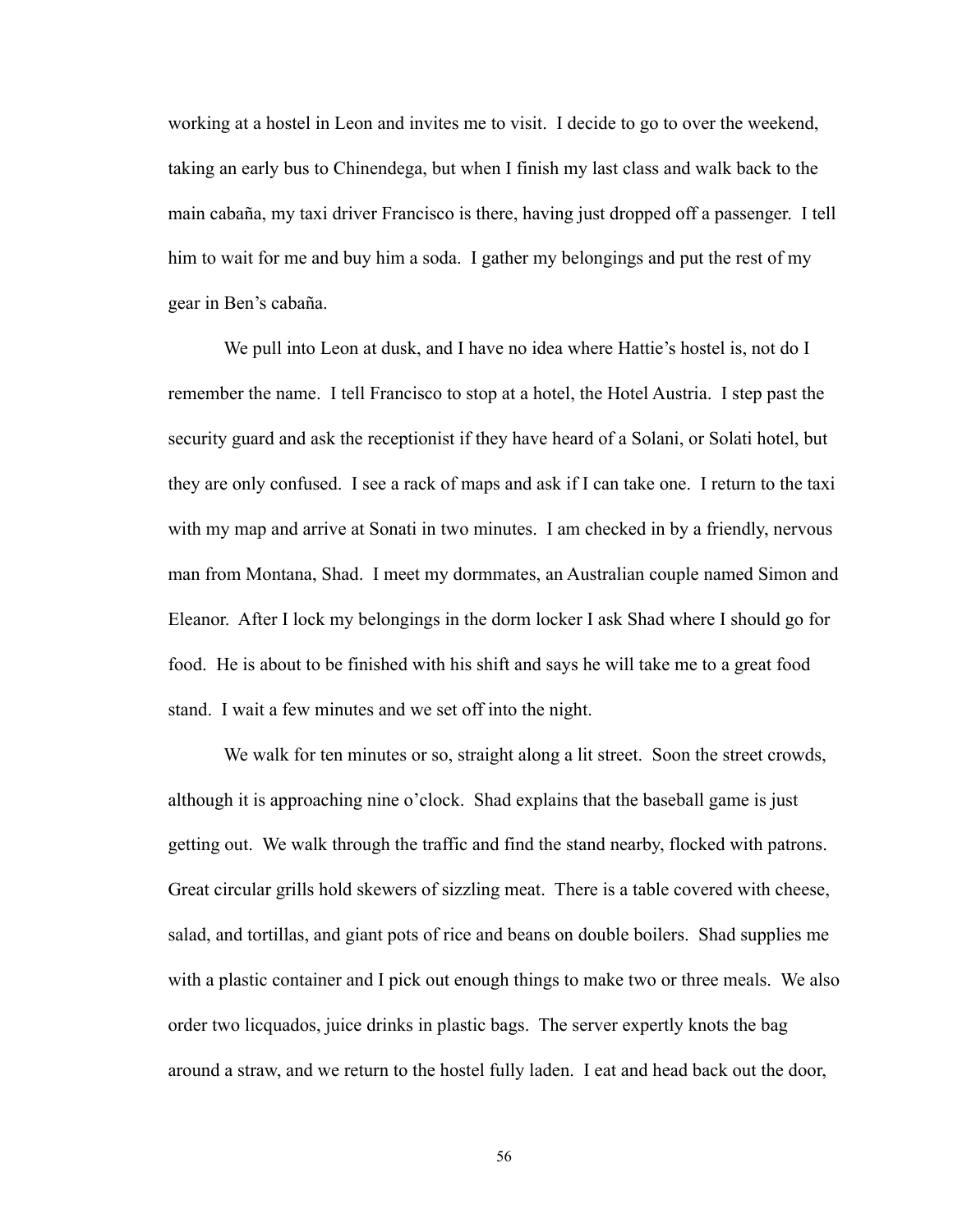working at a hostel in Leon and invites me to visit. I decide to go to over the weekend, taking an early bus to Chinendega, but when I finish my last class and walk back to the main cabaña, my taxi driver Francisco is there, having just dropped off a passenger. I tell him to wait for me and buy him a soda. I gather my belongings and put the rest of my gear in Ben's cabaña.

We pull into Leon at dusk, and I have no idea where Hattie's hostel is, not do I remember the name. I tell Francisco to stop at a hotel, the Hotel Austria. I step past the security guard and ask the receptionist if they have heard of a Solani, or Solati hotel, but they are only confused. I see a rack of maps and ask if I can take one. I return to the taxi with my map and arrive at Sonati in two minutes. I am checked in by a friendly, nervous man from Montana, Shad. I meet my dormmates, an Australian couple named Simon and Eleanor. After I lock my belongings in the dorm locker I ask Shad where I should go for food. He is about to be finished with his shift and says he will take me to a great food stand. I wait a few minutes and we set off into the night.

We walk for ten minutes or so, straight along a lit street. Soon the street crowds, although it is approaching nine o'clock. Shad explains that the baseball game is just getting out. We walk through the traffic and find the stand nearby, flocked with patrons. Great circular grills hold skewers of sizzling meat. There is a table covered with cheese, salad, and tortillas, and giant pots of rice and beans on double boilers. Shad supplies me with a plastic container and I pick out enough things to make two or three meals. We also order two licquados, juice drinks in plastic bags. The server expertly knots the bag around a straw, and we return to the hostel fully laden. I eat and head back out the door,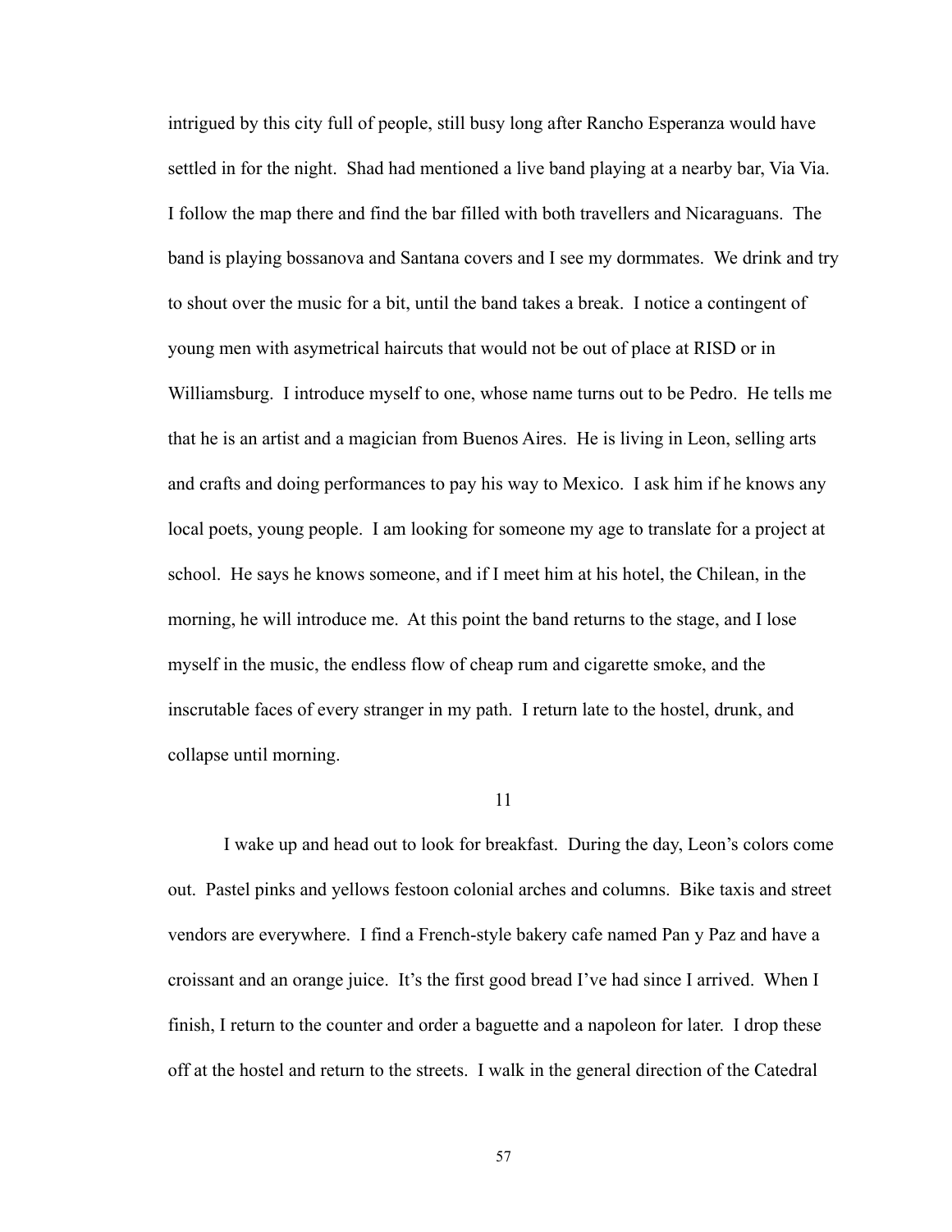intrigued by this city full of people, still busy long after Rancho Esperanza would have settled in for the night. Shad had mentioned a live band playing at a nearby bar, Via Via. I follow the map there and find the bar filled with both travellers and Nicaraguans. The band is playing bossanova and Santana covers and I see my dormmates. We drink and try to shout over the music for a bit, until the band takes a break. I notice a contingent of young men with asymetrical haircuts that would not be out of place at RISD or in Williamsburg. I introduce myself to one, whose name turns out to be Pedro. He tells me that he is an artist and a magician from Buenos Aires. He is living in Leon, selling arts and crafts and doing performances to pay his way to Mexico. I ask him if he knows any local poets, young people. I am looking for someone my age to translate for a project at school. He says he knows someone, and if I meet him at his hotel, the Chilean, in the morning, he will introduce me. At this point the band returns to the stage, and I lose myself in the music, the endless flow of cheap rum and cigarette smoke, and the inscrutable faces of every stranger in my path. I return late to the hostel, drunk, and collapse until morning.

11

I wake up and head out to look for breakfast. During the day, Leon's colors come out. Pastel pinks and yellows festoon colonial arches and columns. Bike taxis and street vendors are everywhere. I find a French-style bakery cafe named Pan y Paz and have a croissant and an orange juice. It's the first good bread I've had since I arrived. When I finish, I return to the counter and order a baguette and a napoleon for later. I drop these off at the hostel and return to the streets. I walk in the general direction of the Catedral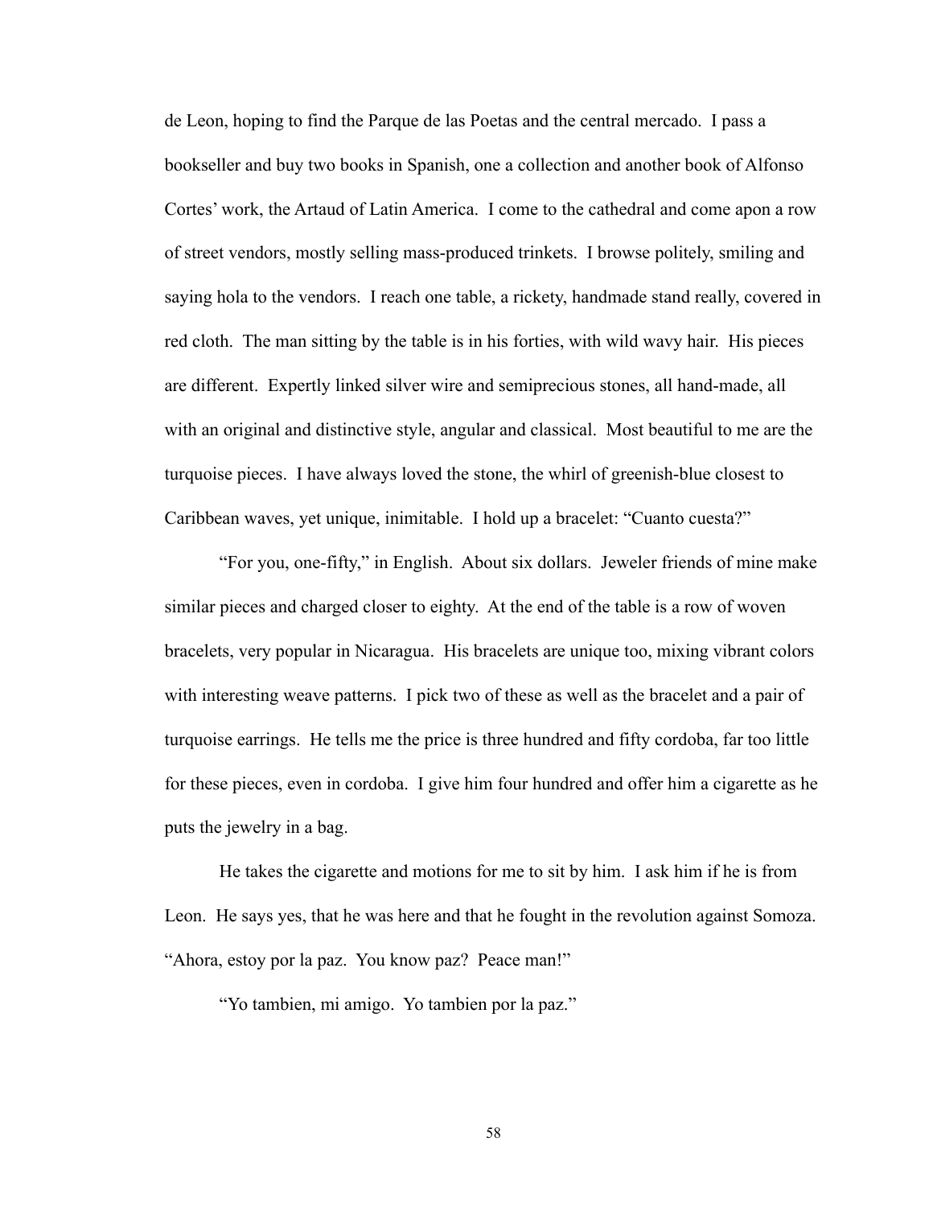de Leon, hoping to find the Parque de las Poetas and the central mercado. I pass a bookseller and buy two books in Spanish, one a collection and another book of Alfonso Cortes' work, the Artaud of Latin America. I come to the cathedral and come apon a row of street vendors, mostly selling mass-produced trinkets. I browse politely, smiling and saying hola to the vendors. I reach one table, a rickety, handmade stand really, covered in red cloth. The man sitting by the table is in his forties, with wild wavy hair. His pieces are different. Expertly linked silver wire and semiprecious stones, all hand-made, all with an original and distinctive style, angular and classical. Most beautiful to me are the turquoise pieces. I have always loved the stone, the whirl of greenish-blue closest to Caribbean waves, yet unique, inimitable. I hold up a bracelet: "Cuanto cuesta?"

"For you, one-fifty," in English. About six dollars. Jeweler friends of mine make similar pieces and charged closer to eighty. At the end of the table is a row of woven bracelets, very popular in Nicaragua. His bracelets are unique too, mixing vibrant colors with interesting weave patterns. I pick two of these as well as the bracelet and a pair of turquoise earrings. He tells me the price is three hundred and fifty cordoba, far too little for these pieces, even in cordoba. I give him four hundred and offer him a cigarette as he puts the jewelry in a bag.

He takes the cigarette and motions for me to sit by him. I ask him if he is from Leon. He says yes, that he was here and that he fought in the revolution against Somoza. "Ahora, estoy por la paz. You know paz? Peace man!"

"Yo tambien, mi amigo. Yo tambien por la paz."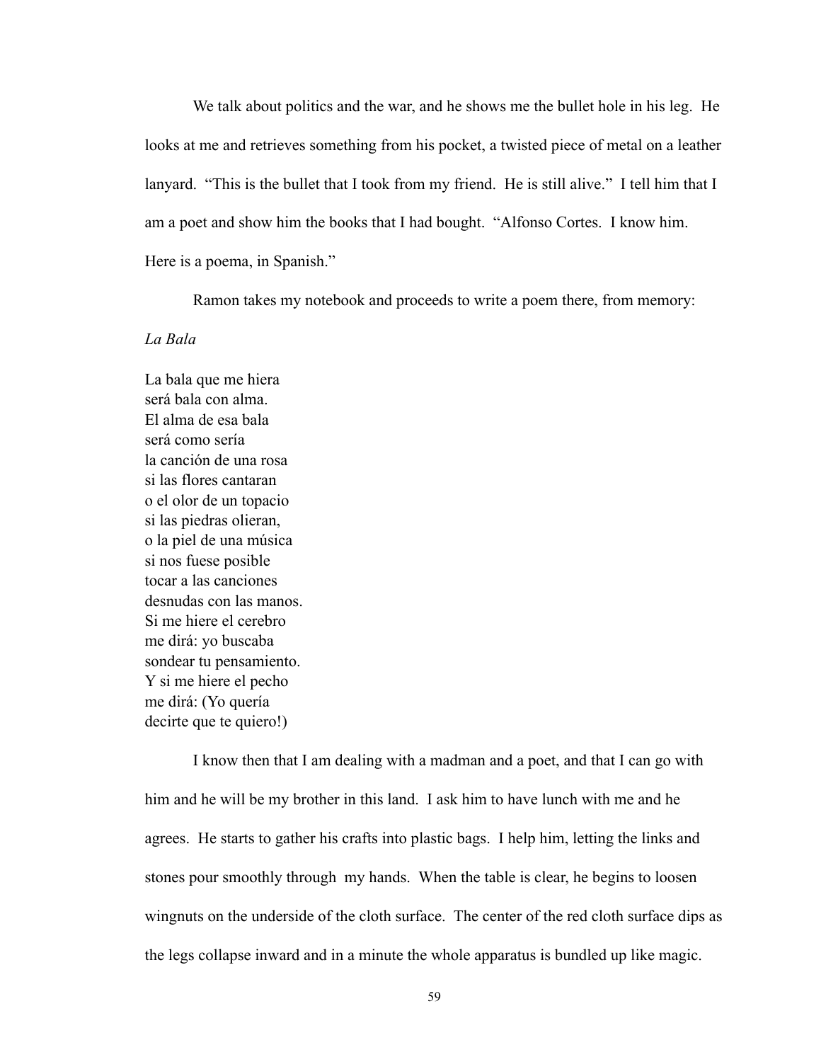We talk about politics and the war, and he shows me the bullet hole in his leg. He looks at me and retrieves something from his pocket, a twisted piece of metal on a leather lanyard. "This is the bullet that I took from my friend. He is still alive." I tell him that I am a poet and show him the books that I had bought. "Alfonso Cortes. I know him. Here is a poema, in Spanish."

Ramon takes my notebook and proceeds to write a poem there, from memory:

*La Bala*

La bala que me hiera  
será bala con alma.  
El alma de esa bala  
será como sería  
la canción de una rosa  
si las flores cantaran  
o el olor de un topacio  
si las piedras olieran,  
o la piel de una música  
si nos fuese posible  
tocar a las canciones  
desnudas con las manos.  
Si me hiere el cerebro  
me dirá: yo buscaba  
sondear tu pensamiento.  
Y si me hiere el pecho  
me dirá: (Yo quería  
decirte que te quiero!)

I know then that I am dealing with a madman and a poet, and that I can go with him and he will be my brother in this land. I ask him to have lunch with me and he agrees. He starts to gather his crafts into plastic bags. I help him, letting the links and stones pour smoothly through my hands. When the table is clear, he begins to loosen wingnuts on the underside of the cloth surface. The center of the red cloth surface dips as the legs collapse inward and in a minute the whole apparatus is bundled up like magic.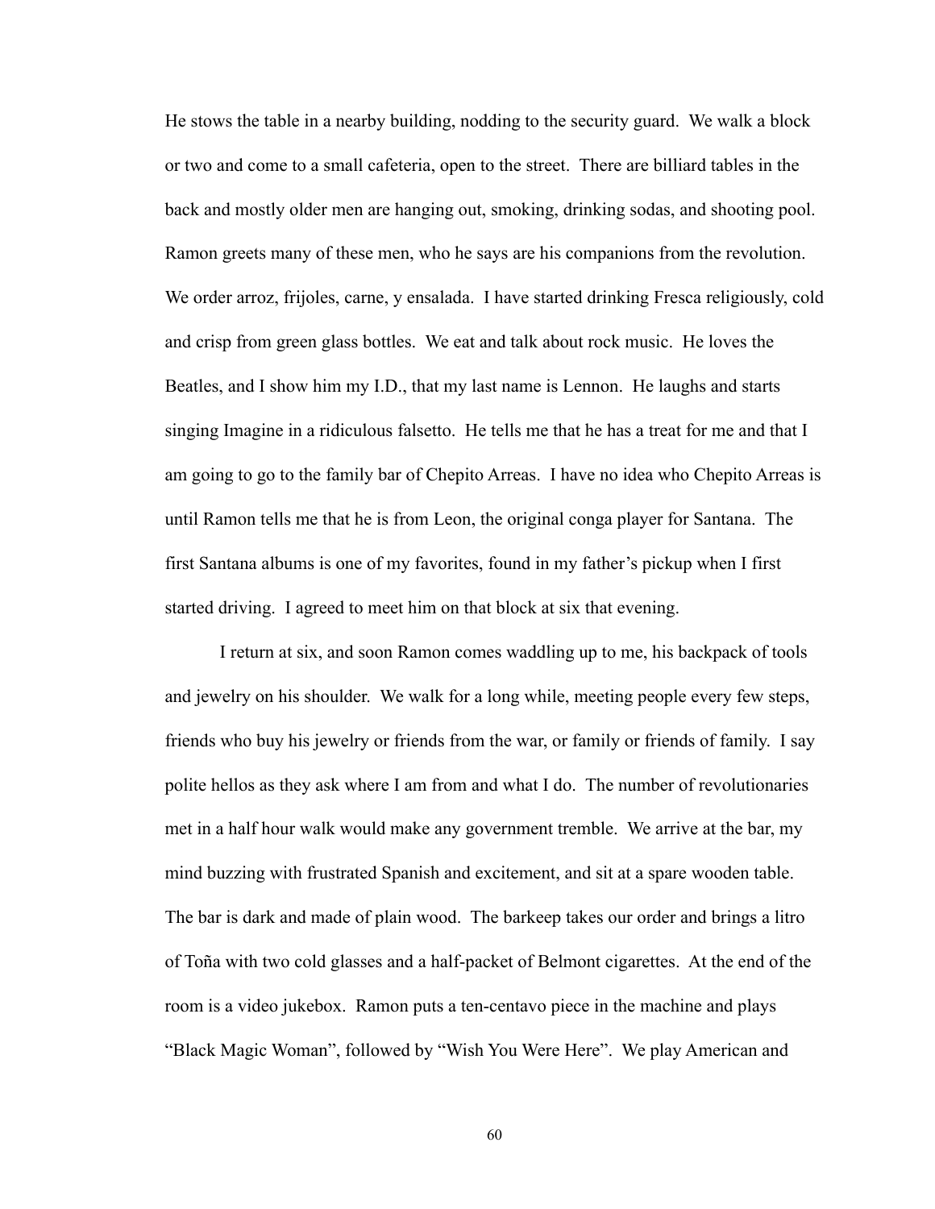He stows the table in a nearby building, nodding to the security guard. We walk a block or two and come to a small cafeteria, open to the street. There are billiard tables in the back and mostly older men are hanging out, smoking, drinking sodas, and shooting pool. Ramon greets many of these men, who he says are his companions from the revolution. We order arroz, frijoles, carne, y ensalada. I have started drinking Fresca religiously, cold and crisp from green glass bottles. We eat and talk about rock music. He loves the Beatles, and I show him my I.D., that my last name is Lennon. He laughs and starts singing Imagine in a ridiculous falsetto. He tells me that he has a treat for me and that I am going to go to the family bar of Chepito Arreas. I have no idea who Chepito Arreas is until Ramon tells me that he is from Leon, the original conga player for Santana. The first Santana albums is one of my favorites, found in my father's pickup when I first started driving. I agreed to meet him on that block at six that evening.

I return at six, and soon Ramon comes waddling up to me, his backpack of tools and jewelry on his shoulder. We walk for a long while, meeting people every few steps, friends who buy his jewelry or friends from the war, or family or friends of family. I say polite hellos as they ask where I am from and what I do. The number of revolutionaries met in a half hour walk would make any government tremble. We arrive at the bar, my mind buzzing with frustrated Spanish and excitement, and sit at a spare wooden table. The bar is dark and made of plain wood. The barkeep takes our order and brings a litro of Toña with two cold glasses and a half-packet of Belmont cigarettes. At the end of the room is a video jukebox. Ramon puts a ten-centavo piece in the machine and plays "Black Magic Woman", followed by "Wish You Were Here". We play American and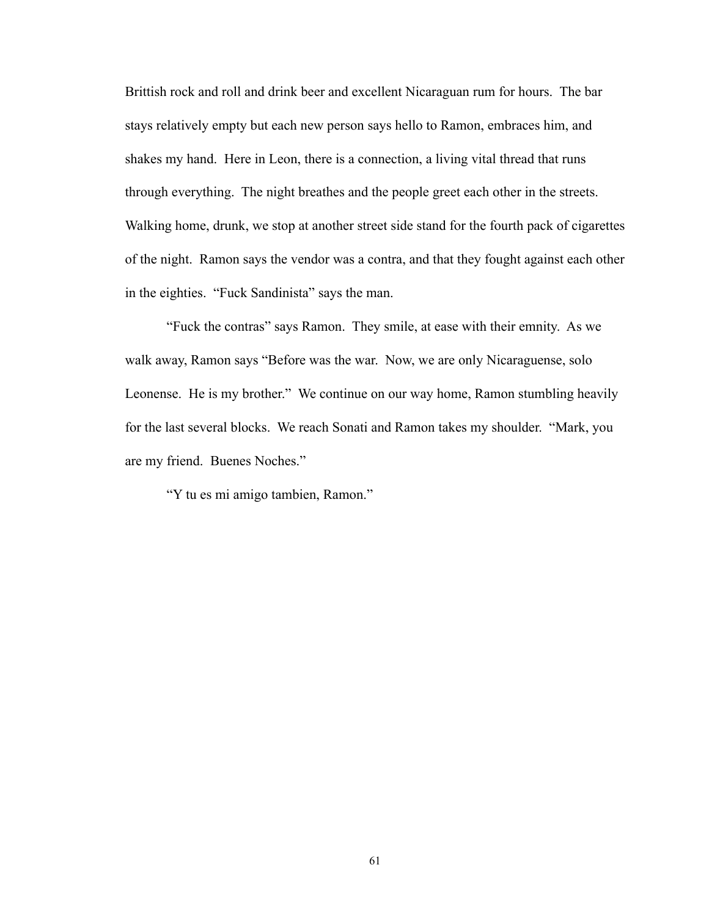Brittish rock and roll and drink beer and excellent Nicaraguan rum for hours. The bar stays relatively empty but each new person says hello to Ramon, embraces him, and shakes my hand. Here in Leon, there is a connection, a living vital thread that runs through everything. The night breathes and the people greet each other in the streets. Walking home, drunk, we stop at another street side stand for the fourth pack of cigarettes of the night. Ramon says the vendor was a contra, and that they fought against each other in the eighties. "Fuck Sandinista" says the man.

"Fuck the contras" says Ramon. They smile, at ease with their emnity. As we walk away, Ramon says "Before was the war. Now, we are only Nicaraguense, solo Leonense. He is my brother." We continue on our way home, Ramon stumbling heavily for the last several blocks. We reach Sonati and Ramon takes my shoulder. "Mark, you are my friend. Buenes Noches."

"Y tu es mi amigo tambien, Ramon."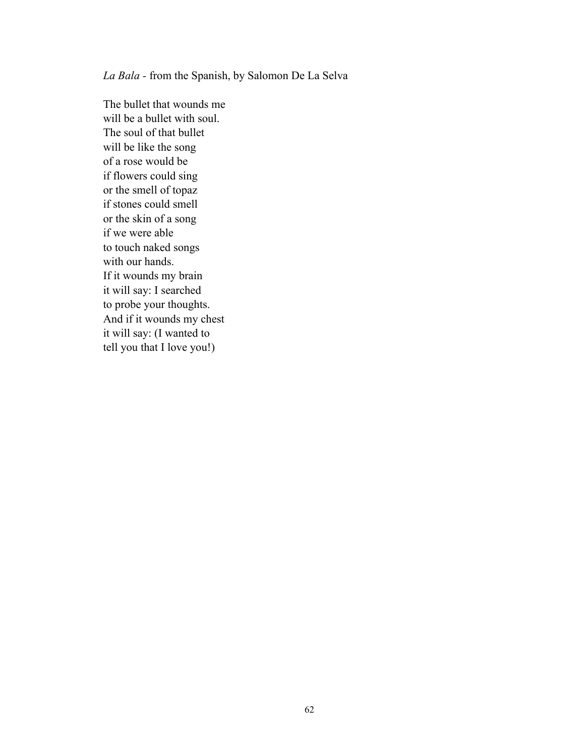*La Bala* - from the Spanish, by Salomon De La Selva

The bullet that wounds me  
will be a bullet with soul.  
The soul of that bullet  
will be like the song  
of a rose would be  
if flowers could sing  
or the smell of topaz  
if stones could smell  
or the skin of a song  
if we were able  
to touch naked songs  
with our hands.  
If it wounds my brain  
it will say: I searched  
to probe your thoughts.  
And if it wounds my chest  
it will say: (I wanted to  
tell you that I love you!)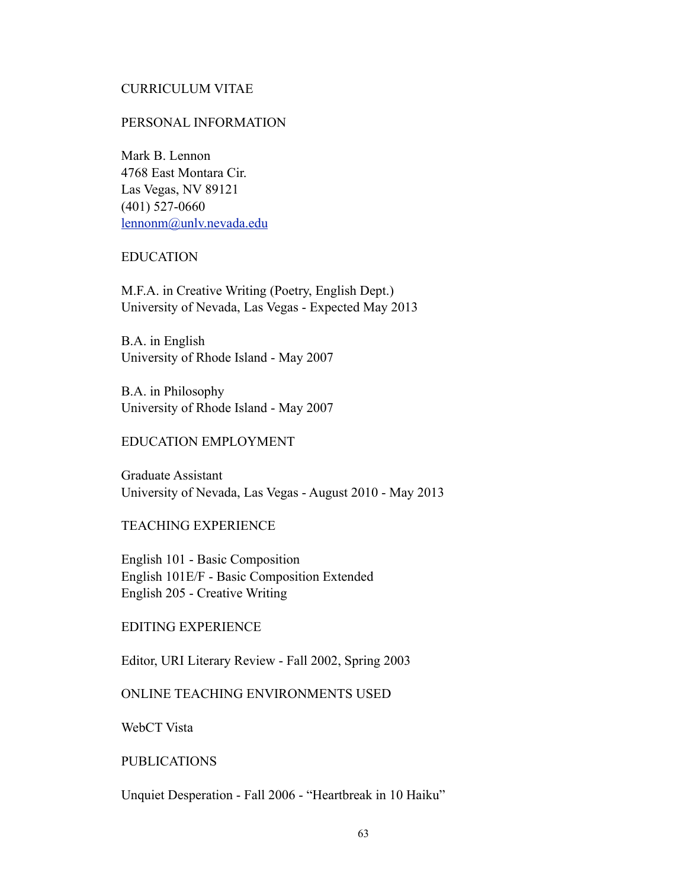# CURRICULUM VITAE

## PERSONAL INFORMATION

Mark B. Lennon
4768 East Montara Cir.
Las Vegas, NV 89121
(401) 527-0660
[lennonm@unlv.nevada.edu](mailto:lennonm@unlv.nevada.edu)

## EDUCATION

M.F.A. in Creative Writing (Poetry, English Dept.)
University of Nevada, Las Vegas - Expected May 2013

B.A. in English
University of Rhode Island - May 2007

B.A. in Philosophy
University of Rhode Island - May 2007

## EDUCATION EMPLOYMENT

Graduate Assistant
University of Nevada, Las Vegas - August 2010 - May 2013

## TEACHING EXPERIENCE

English 101 - Basic Composition
English 101E/F - Basic Composition Extended
English 205 - Creative Writing

## EDITING EXPERIENCE

Editor, URI Literary Review - Fall 2002, Spring 2003

## ONLINE TEACHING ENVIRONMENTS USED

WebCT Vista

## PUBLICATIONS

Unquiet Desperation - Fall 2006 - "Heartbreak in 10 Haiku"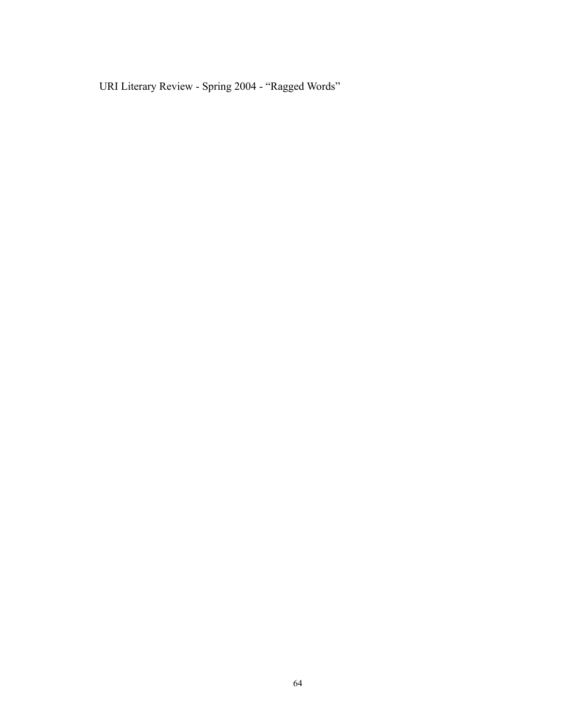URI Literary Review - Spring 2004 - “Ragged Words”